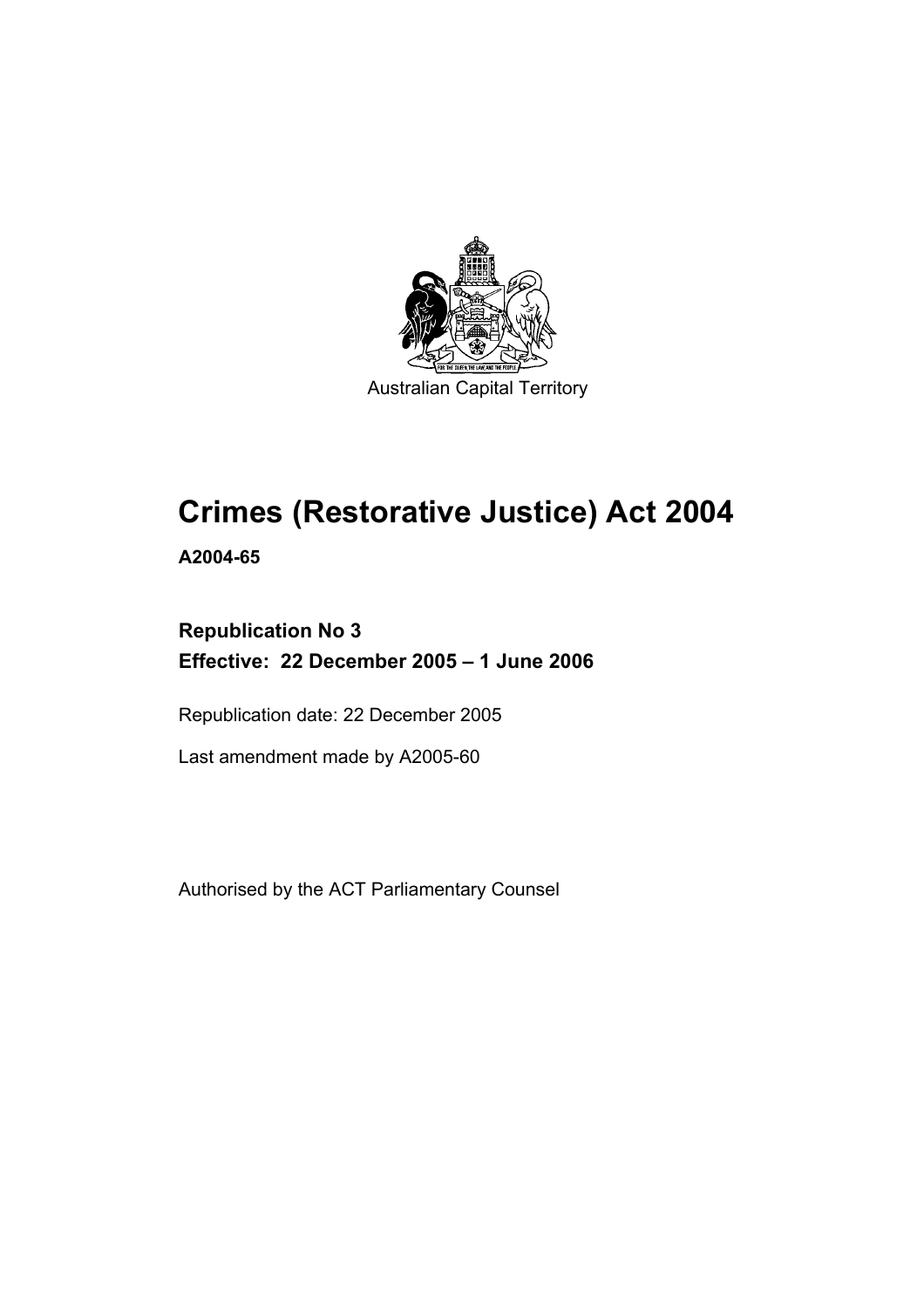Australian Capital Territory

# Crimes (Restorative Justice) Act 2004

**A2004-65**

## Republication No 3
## Effective: 22 December 2005 – 1 June 2006

Republication date: 22 December 2005

Last amendment made by A2005-60

Authorised by the ACT Parliamentary Counsel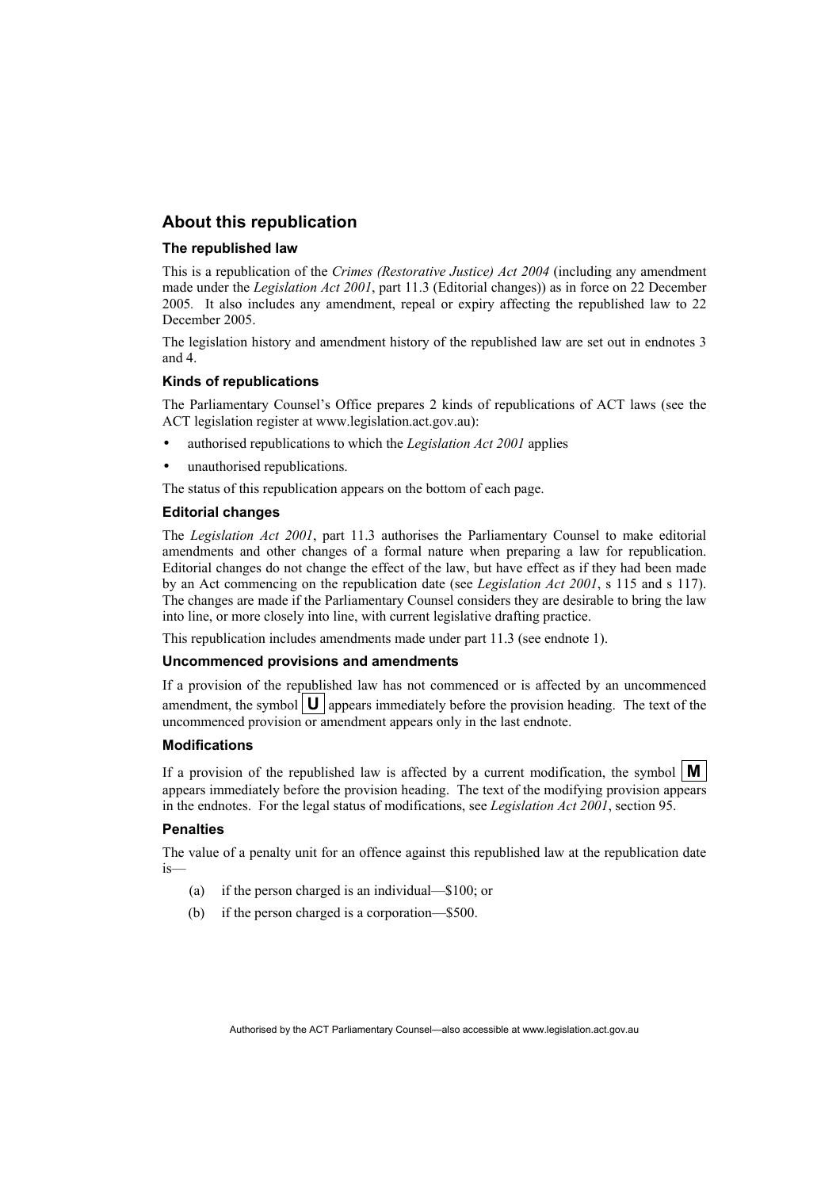## About this republication

### The republished law

This is a republication of the *Crimes (Restorative Justice) Act 2004* (including any amendment made under the *Legislation Act 2001*, part 11.3 (Editorial changes)) as in force on 22 December 2005*.* It also includes any amendment, repeal or expiry affecting the republished law to 22 December 2005.

The legislation history and amendment history of the republished law are set out in endnotes 3 and 4.

### Kinds of republications

The Parliamentary Counsel's Office prepares 2 kinds of republications of ACT laws (see the ACT legislation register at www.legislation.act.gov.au):

- authorised republications to which the *Legislation Act 2001* applies
- unauthorised republications.

The status of this republication appears on the bottom of each page.

### Editorial changes

The *Legislation Act 2001*, part 11.3 authorises the Parliamentary Counsel to make editorial amendments and other changes of a formal nature when preparing a law for republication. Editorial changes do not change the effect of the law, but have effect as if they had been made by an Act commencing on the republication date (see *Legislation Act 2001*, s 115 and s 117). The changes are made if the Parliamentary Counsel considers they are desirable to bring the law into line, or more closely into line, with current legislative drafting practice.

This republication includes amendments made under part 11.3 (see endnote 1).

### Uncommenced provisions and amendments

If a provision of the republished law has not commenced or is affected by an uncommenced amendment, the symbol **U** appears immediately before the provision heading. The text of the uncommenced provision or amendment appears only in the last endnote.

### Modifications

If a provision of the republished law is affected by a current modification, the symbol **M** appears immediately before the provision heading. The text of the modifying provision appears in the endnotes. For the legal status of modifications, see *Legislation Act 2001*, section 95.

### Penalties

The value of a penalty unit for an offence against this republished law at the republication date is—

(a) if the person charged is an individual—$100; or

(b) if the person charged is a corporation—$500.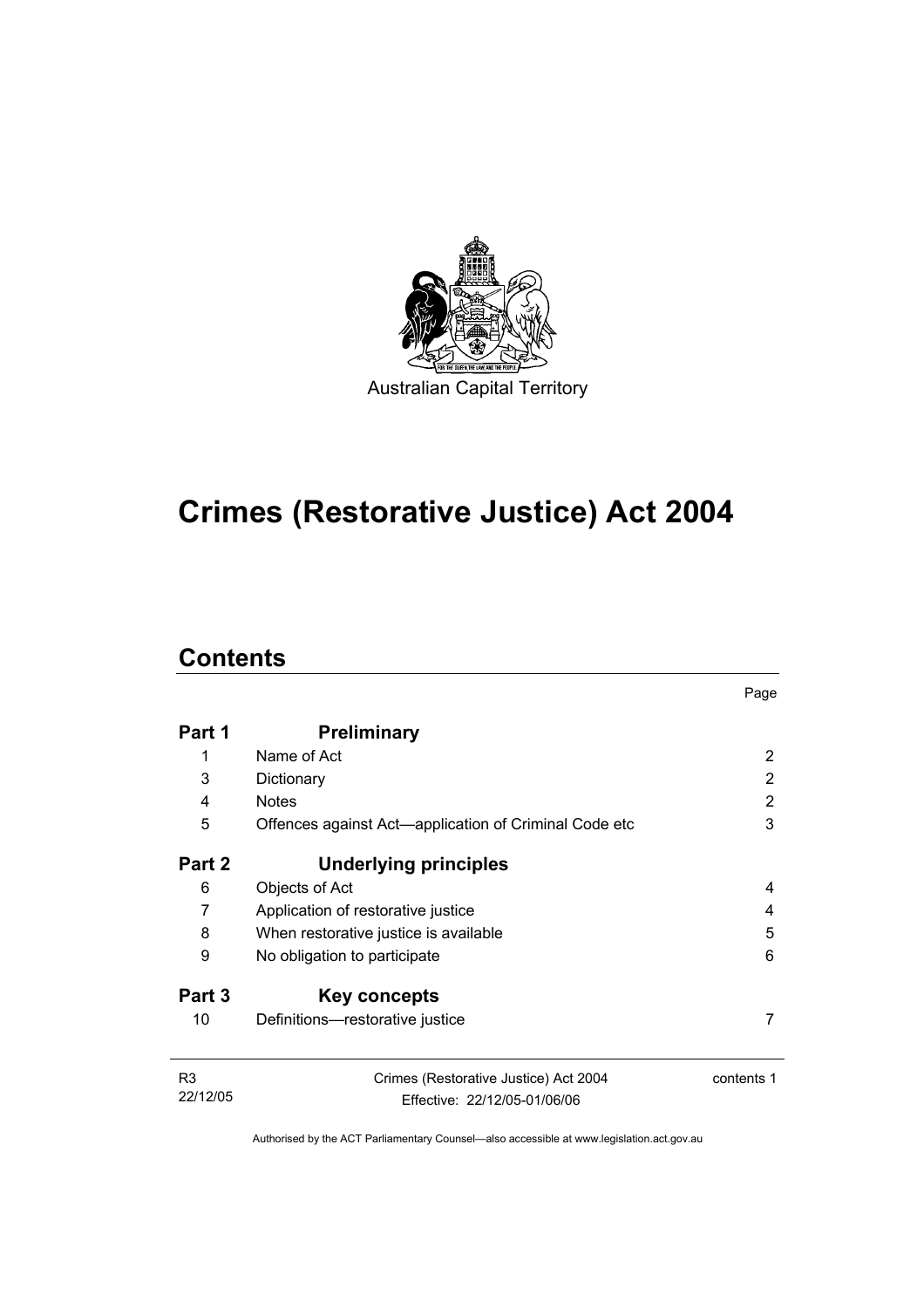Australian Capital Territory

# Crimes (Restorative Justice) Act 2004

## Contents

| | | Page |
|---|---|---|
| **Part 1** | **Preliminary** | |
| 1 | Name of Act | 2 |
| 3 | Dictionary | 2 |
| 4 | Notes | 2 |
| 5 | Offences against Act—application of Criminal Code etc | 3 |
| **Part 2** | **Underlying principles** | |
| 6 | Objects of Act | 4 |
| 7 | Application of restorative justice | 4 |
| 8 | When restorative justice is available | 5 |
| 9 | No obligation to participate | 6 |
| **Part 3** | **Key concepts** | |
| 10 | Definitions—restorative justice | 7 |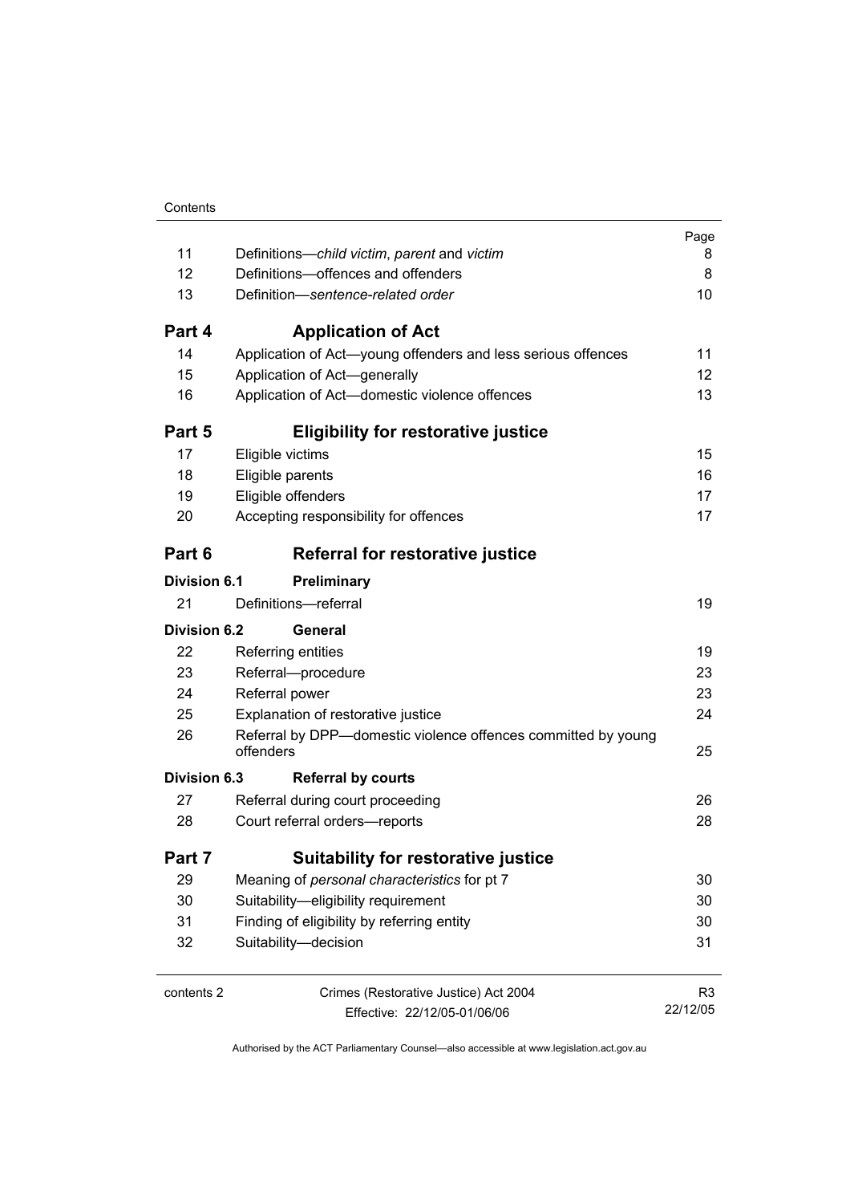| | | Page |
|---|---|---|
| 11 | Definitions—*child victim*, *parent* and *victim* | 8 |
| 12 | Definitions—offences and offenders | 8 |
| 13 | Definition—*sentence-related order* | 10 |
| **Part 4** | **Application of Act** | |
| 14 | Application of Act—young offenders and less serious offences | 11 |
| 15 | Application of Act—generally | 12 |
| 16 | Application of Act—domestic violence offences | 13 |
| **Part 5** | **Eligibility for restorative justice** | |
| 17 | Eligible victims | 15 |
| 18 | Eligible parents | 16 |
| 19 | Eligible offenders | 17 |
| 20 | Accepting responsibility for offences | 17 |
| **Part 6** | **Referral for restorative justice** | |
| **Division 6.1** | **Preliminary** | |
| 21 | Definitions—referral | 19 |
| **Division 6.2** | **General** | |
| 22 | Referring entities | 19 |
| 23 | Referral—procedure | 23 |
| 24 | Referral power | 23 |
| 25 | Explanation of restorative justice | 24 |
| 26 | Referral by DPP—domestic violence offences committed by young offenders | 25 |
| **Division 6.3** | **Referral by courts** | |
| 27 | Referral during court proceeding | 26 |
| 28 | Court referral orders—reports | 28 |
| **Part 7** | **Suitability for restorative justice** | |
| 29 | Meaning of *personal characteristics* for pt 7 | 30 |
| 30 | Suitability—eligibility requirement | 30 |
| 31 | Finding of eligibility by referring entity | 30 |
| 32 | Suitability—decision | 31 |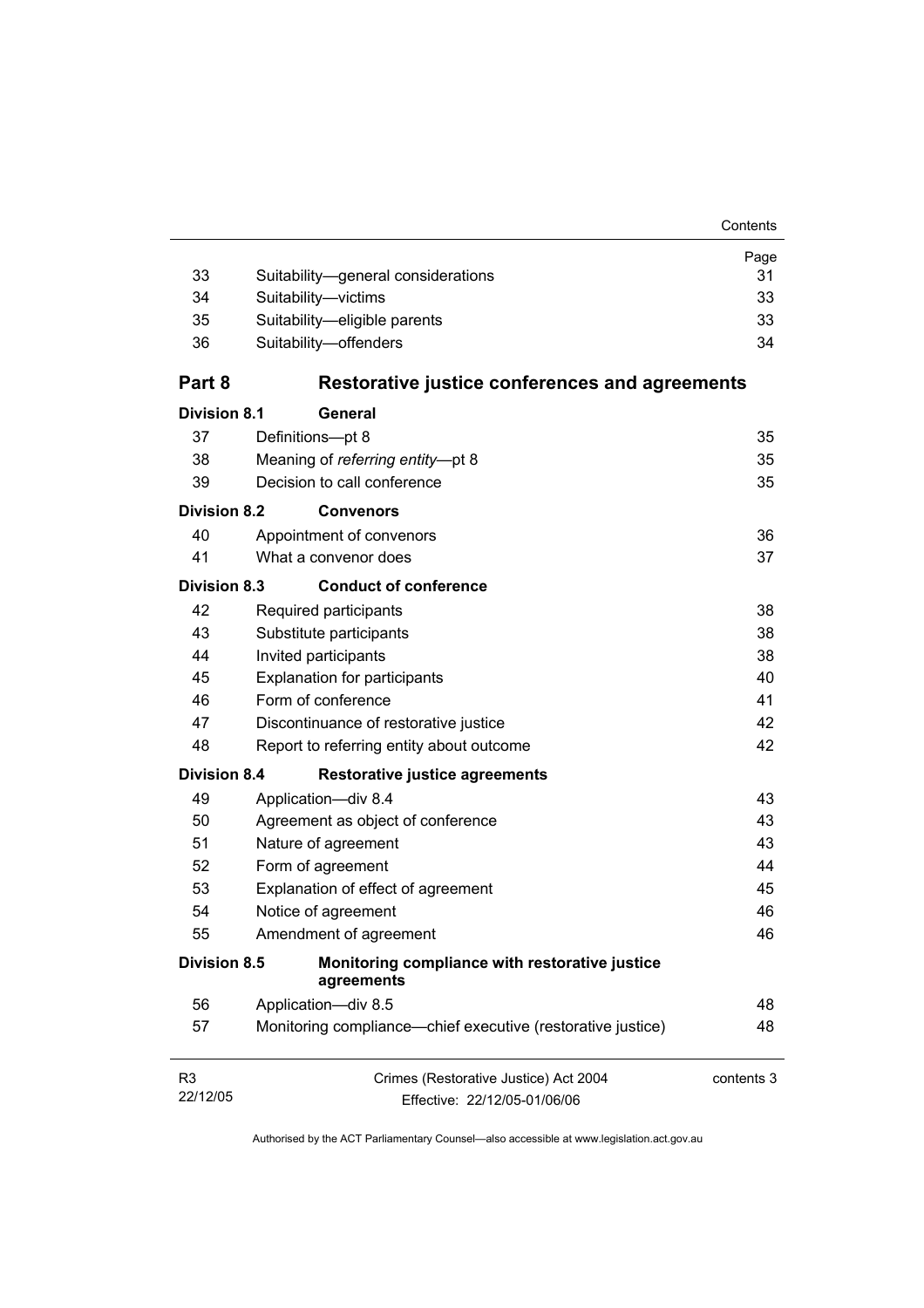| | | Page |
|---|---|---|
| 33 | Suitability—general considerations | 31 |
| 34 | Suitability—victims | 33 |
| 35 | Suitability—eligible parents | 33 |
| 36 | Suitability—offenders | 34 |

## Part 8 Restorative justice conferences and agreements

### Division 8.1 General

| | | |
|---|---|---|
| 37 | Definitions—pt 8 | 35 |
| 38 | Meaning of *referring entity*—pt 8 | 35 |
| 39 | Decision to call conference | 35 |

### Division 8.2 Convenors

| | | |
|---|---|---|
| 40 | Appointment of convenors | 36 |
| 41 | What a convenor does | 37 |

### Division 8.3 Conduct of conference

| | | |
|---|---|---|
| 42 | Required participants | 38 |
| 43 | Substitute participants | 38 |
| 44 | Invited participants | 38 |
| 45 | Explanation for participants | 40 |
| 46 | Form of conference | 41 |
| 47 | Discontinuance of restorative justice | 42 |
| 48 | Report to referring entity about outcome | 42 |

### Division 8.4 Restorative justice agreements

| | | |
|---|---|---|
| 49 | Application—div 8.4 | 43 |
| 50 | Agreement as object of conference | 43 |
| 51 | Nature of agreement | 43 |
| 52 | Form of agreement | 44 |
| 53 | Explanation of effect of agreement | 45 |
| 54 | Notice of agreement | 46 |
| 55 | Amendment of agreement | 46 |

### Division 8.5 Monitoring compliance with restorative justice agreements

| | | |
|---|---|---|
| 56 | Application—div 8.5 | 48 |
| 57 | Monitoring compliance—chief executive (restorative justice) | 48 |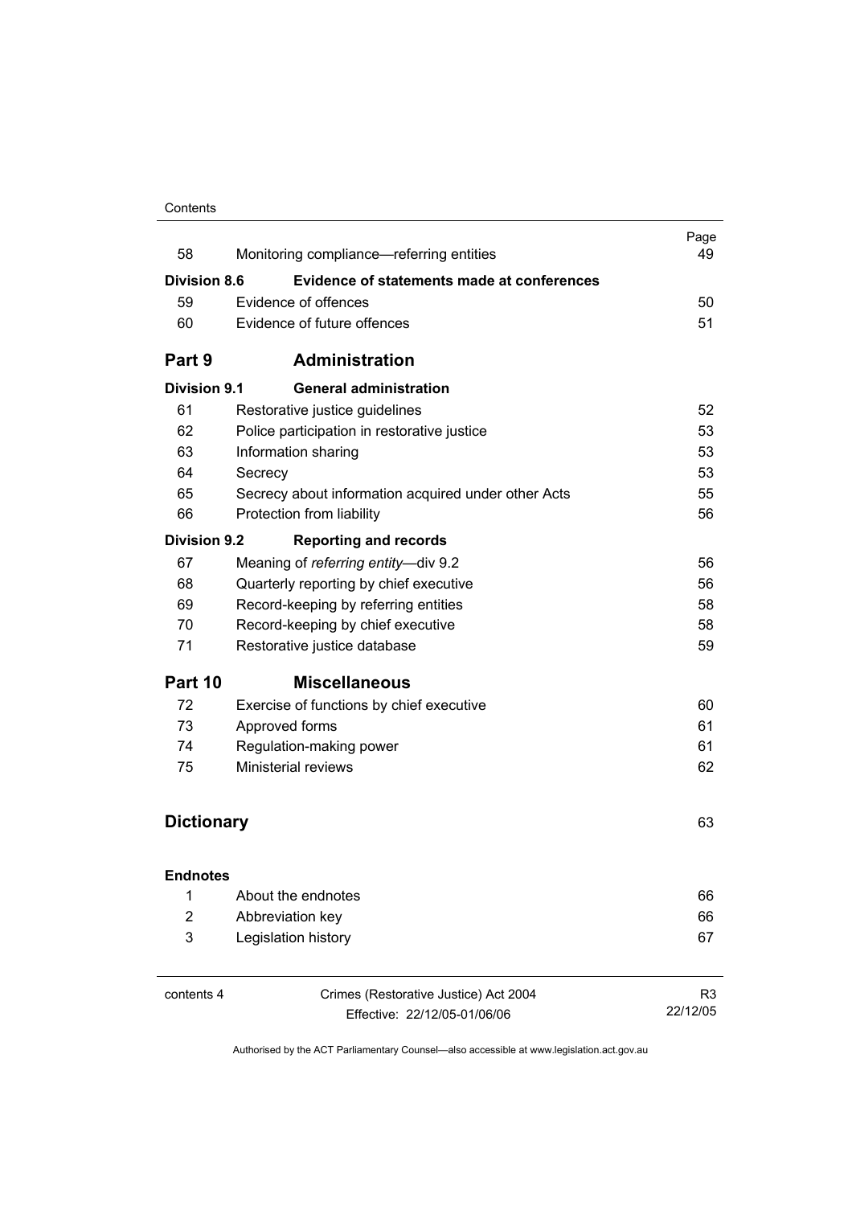| | | Page |
|---|---|---|
| 58 | Monitoring compliance—referring entities | 49 |
| **Division 8.6** | **Evidence of statements made at conferences** | |
| 59 | Evidence of offences | 50 |
| 60 | Evidence of future offences | 51 |
| **Part 9** | **Administration** | |
| **Division 9.1** | **General administration** | |
| 61 | Restorative justice guidelines | 52 |
| 62 | Police participation in restorative justice | 53 |
| 63 | Information sharing | 53 |
| 64 | Secrecy | 53 |
| 65 | Secrecy about information acquired under other Acts | 55 |
| 66 | Protection from liability | 56 |
| **Division 9.2** | **Reporting and records** | |
| 67 | Meaning of *referring entity*—div 9.2 | 56 |
| 68 | Quarterly reporting by chief executive | 56 |
| 69 | Record-keeping by referring entities | 58 |
| 70 | Record-keeping by chief executive | 58 |
| 71 | Restorative justice database | 59 |
| **Part 10** | **Miscellaneous** | |
| 72 | Exercise of functions by chief executive | 60 |
| 73 | Approved forms | 61 |
| 74 | Regulation-making power | 61 |
| 75 | Ministerial reviews | 62 |
| **Dictionary** | | 63 |
| **Endnotes** | | |
| 1 | About the endnotes | 66 |
| 2 | Abbreviation key | 66 |
| 3 | Legislation history | 67 |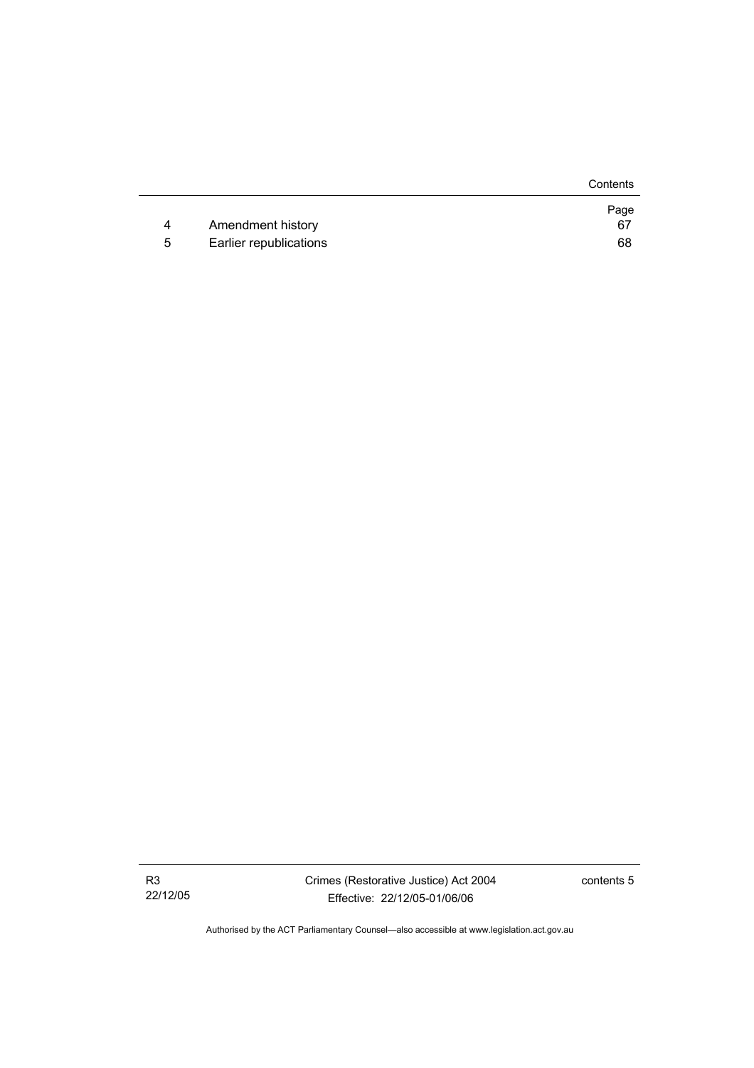| | | Page |
|---|---|---|
| 4 | Amendment history | 67 |
| 5 | Earlier republications | 68 |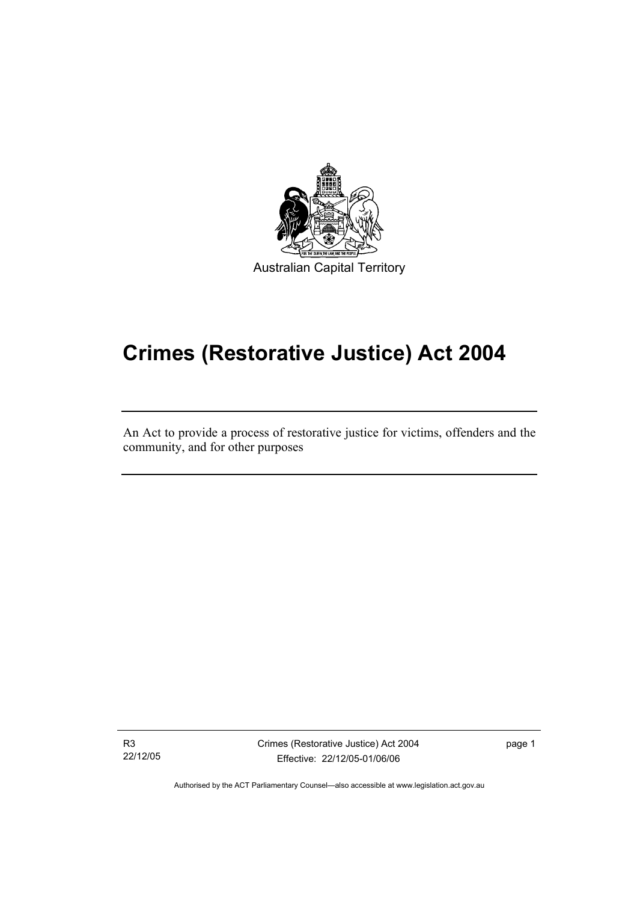Australian Capital Territory

# Crimes (Restorative Justice) Act 2004

An Act to provide a process of restorative justice for victims, offenders and the community, and for other purposes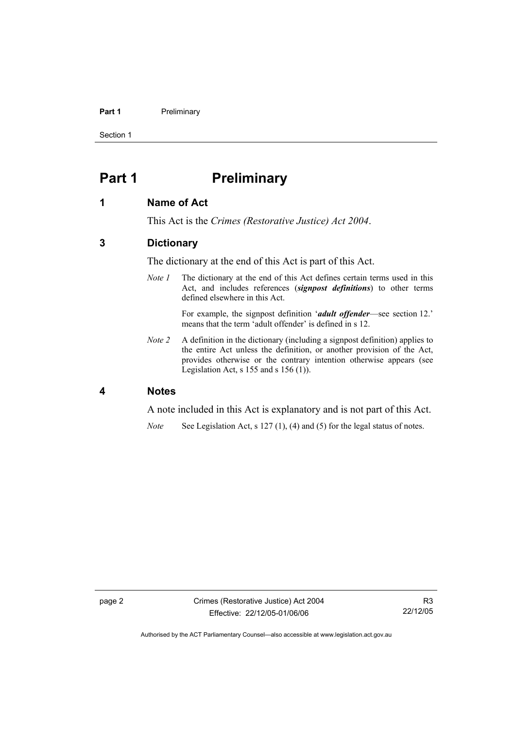# Part 1 Preliminary

## 1 Name of Act

This Act is the *Crimes (Restorative Justice) Act 2004*.

## 3 Dictionary

The dictionary at the end of this Act is part of this Act.

*Note 1* The dictionary at the end of this Act defines certain terms used in this Act, and includes references (***signpost definitions***) to other terms defined elsewhere in this Act.

For example, the signpost definition '***adult offender***—see section 12.' means that the term 'adult offender' is defined in s 12.

*Note 2* A definition in the dictionary (including a signpost definition) applies to the entire Act unless the definition, or another provision of the Act, provides otherwise or the contrary intention otherwise appears (see Legislation Act, s 155 and s 156 (1)).

## 4 Notes

A note included in this Act is explanatory and is not part of this Act.

*Note* See Legislation Act, s 127 (1), (4) and (5) for the legal status of notes.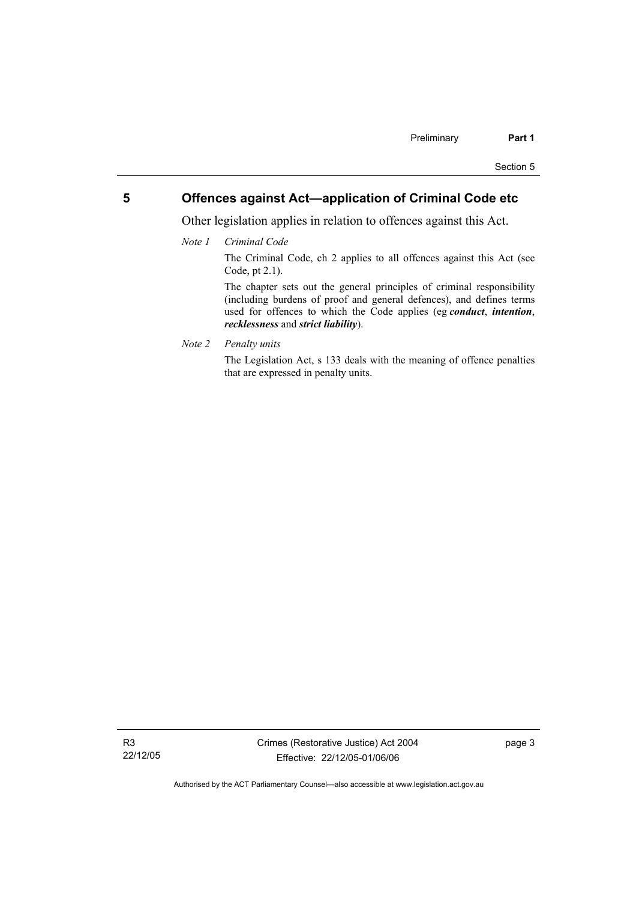## 5 Offences against Act—application of Criminal Code etc

Other legislation applies in relation to offences against this Act.

*Note 1 Criminal Code*

The Criminal Code, ch 2 applies to all offences against this Act (see Code, pt 2.1).

The chapter sets out the general principles of criminal responsibility (including burdens of proof and general defences), and defines terms used for offences to which the Code applies (eg ***conduct***, ***intention***, ***recklessness*** and ***strict liability***).

*Note 2 Penalty units*

The Legislation Act, s 133 deals with the meaning of offence penalties that are expressed in penalty units.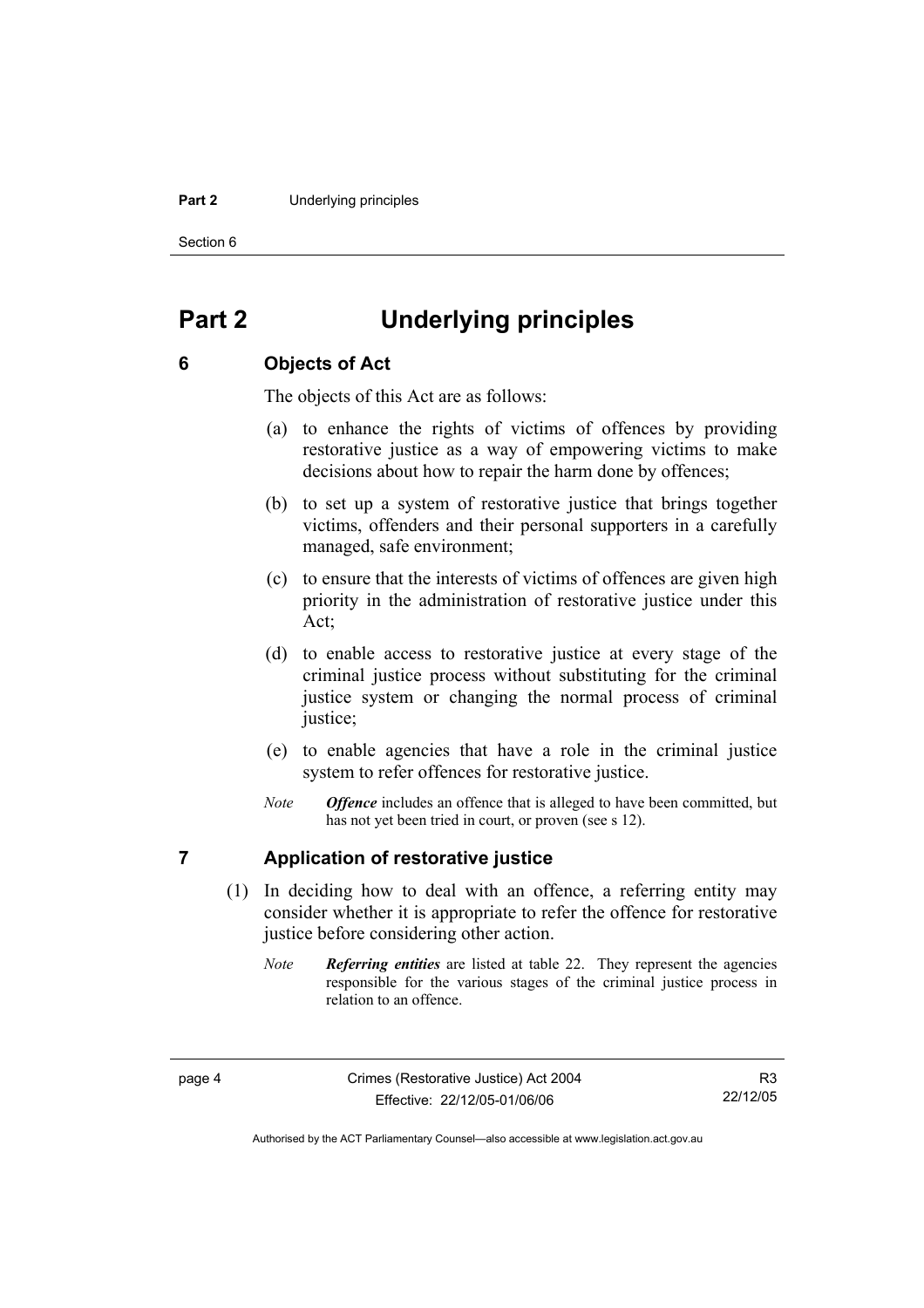# Part 2 Underlying principles

## 6 Objects of Act

The objects of this Act are as follows:

(a) to enhance the rights of victims of offences by providing restorative justice as a way of empowering victims to make decisions about how to repair the harm done by offences;

(b) to set up a system of restorative justice that brings together victims, offenders and their personal supporters in a carefully managed, safe environment;

(c) to ensure that the interests of victims of offences are given high priority in the administration of restorative justice under this Act;

(d) to enable access to restorative justice at every stage of the criminal justice process without substituting for the criminal justice system or changing the normal process of criminal justice;

(e) to enable agencies that have a role in the criminal justice system to refer offences for restorative justice.

*Note* ***Offence*** includes an offence that is alleged to have been committed, but has not yet been tried in court, or proven (see s 12).

## 7 Application of restorative justice

(1) In deciding how to deal with an offence, a referring entity may consider whether it is appropriate to refer the offence for restorative justice before considering other action.

*Note* ***Referring entities*** are listed at table 22. They represent the agencies responsible for the various stages of the criminal justice process in relation to an offence.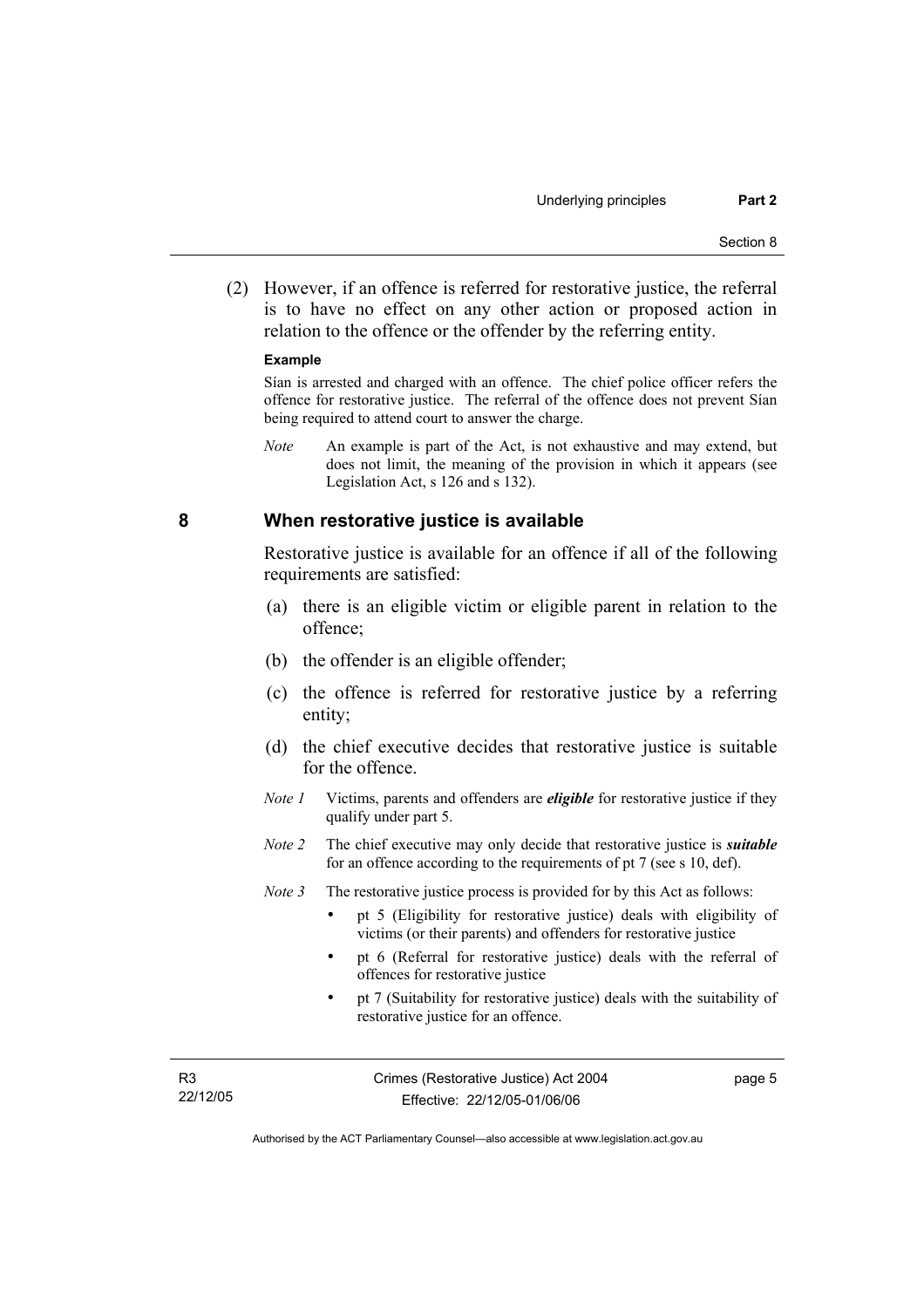(2) However, if an offence is referred for restorative justice, the referral is to have no effect on any other action or proposed action in relation to the offence or the offender by the referring entity.

**Example**

Sían is arrested and charged with an offence. The chief police officer refers the offence for restorative justice. The referral of the offence does not prevent Sían being required to attend court to answer the charge.

*Note* An example is part of the Act, is not exhaustive and may extend, but does not limit, the meaning of the provision in which it appears (see Legislation Act, s 126 and s 132).

## 8 When restorative justice is available

Restorative justice is available for an offence if all of the following requirements are satisfied:

(a) there is an eligible victim or eligible parent in relation to the offence;

(b) the offender is an eligible offender;

(c) the offence is referred for restorative justice by a referring entity;

(d) the chief executive decides that restorative justice is suitable for the offence.

*Note 1* Victims, parents and offenders are ***eligible*** for restorative justice if they qualify under part 5.

*Note 2* The chief executive may only decide that restorative justice is ***suitable*** for an offence according to the requirements of pt 7 (see s 10, def).

*Note 3* The restorative justice process is provided for by this Act as follows:

- pt 5 (Eligibility for restorative justice) deals with eligibility of victims (or their parents) and offenders for restorative justice
- pt 6 (Referral for restorative justice) deals with the referral of offences for restorative justice
- pt 7 (Suitability for restorative justice) deals with the suitability of restorative justice for an offence.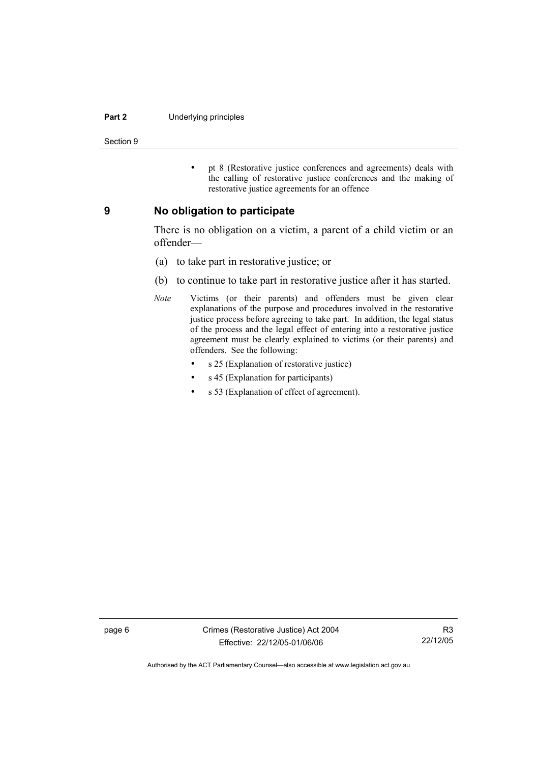- pt 8 (Restorative justice conferences and agreements) deals with the calling of restorative justice conferences and the making of restorative justice agreements for an offence

## 9 No obligation to participate

There is no obligation on a victim, a parent of a child victim or an offender—

(a) to take part in restorative justice; or

(b) to continue to take part in restorative justice after it has started.

*Note* Victims (or their parents) and offenders must be given clear explanations of the purpose and procedures involved in the restorative justice process before agreeing to take part. In addition, the legal status of the process and the legal effect of entering into a restorative justice agreement must be clearly explained to victims (or their parents) and offenders. See the following:

- s 25 (Explanation of restorative justice)
- s 45 (Explanation for participants)
- s 53 (Explanation of effect of agreement).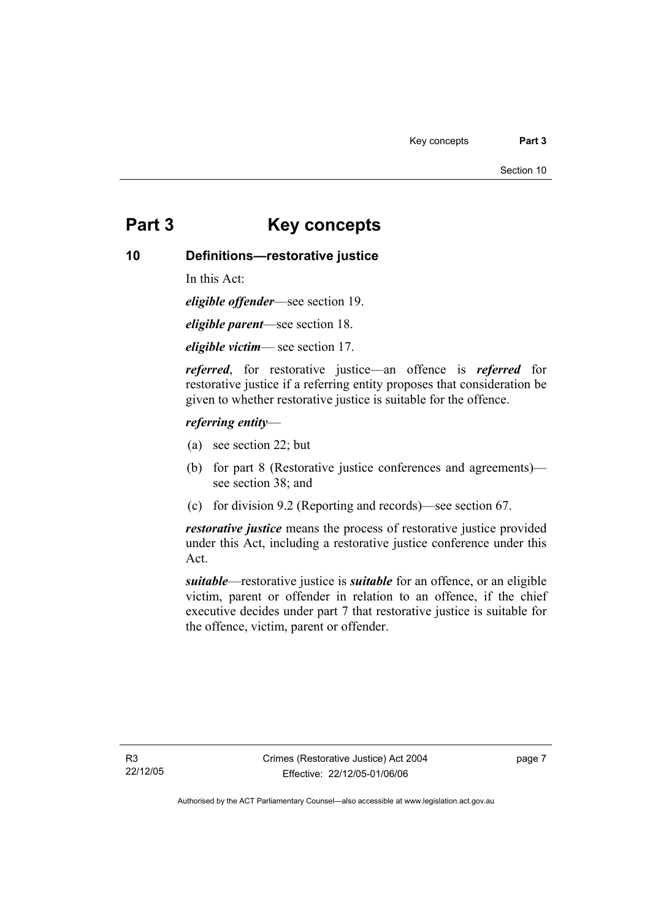# Part 3 Key concepts

## 10 Definitions—restorative justice

In this Act:

***eligible offender***—see section 19.

***eligible parent***—see section 18.

***eligible victim***— see section 17.

***referred***, for restorative justice—an offence is ***referred*** for restorative justice if a referring entity proposes that consideration be given to whether restorative justice is suitable for the offence.

***referring entity***—

(a) see section 22; but

(b) for part 8 (Restorative justice conferences and agreements)—see section 38; and

(c) for division 9.2 (Reporting and records)—see section 67.

***restorative justice*** means the process of restorative justice provided under this Act, including a restorative justice conference under this Act.

***suitable***—restorative justice is ***suitable*** for an offence, or an eligible victim, parent or offender in relation to an offence, if the chief executive decides under part 7 that restorative justice is suitable for the offence, victim, parent or offender.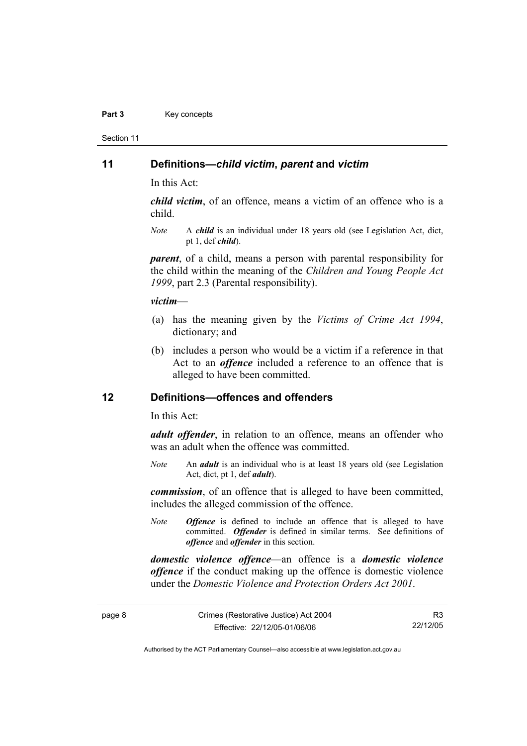## 11 Definitions—*child victim*, *parent* and *victim*

In this Act:

***child victim***, of an offence, means a victim of an offence who is a child.

*Note* A ***child*** is an individual under 18 years old (see Legislation Act, dict, pt 1, def ***child***).

***parent***, of a child, means a person with parental responsibility for the child within the meaning of the *Children and Young People Act 1999*, part 2.3 (Parental responsibility).

***victim***—

(a) has the meaning given by the *Victims of Crime Act 1994*, dictionary; and

(b) includes a person who would be a victim if a reference in that Act to an ***offence*** included a reference to an offence that is alleged to have been committed.

## 12 Definitions—offences and offenders

In this Act:

***adult offender***, in relation to an offence, means an offender who was an adult when the offence was committed.

*Note* An ***adult*** is an individual who is at least 18 years old (see Legislation Act, dict, pt 1, def ***adult***).

***commission***, of an offence that is alleged to have been committed, includes the alleged commission of the offence.

*Note* ***Offence*** is defined to include an offence that is alleged to have committed. ***Offender*** is defined in similar terms. See definitions of ***offence*** and ***offender*** in this section.

***domestic violence offence***—an offence is a ***domestic violence offence*** if the conduct making up the offence is domestic violence under the *Domestic Violence and Protection Orders Act 2001*.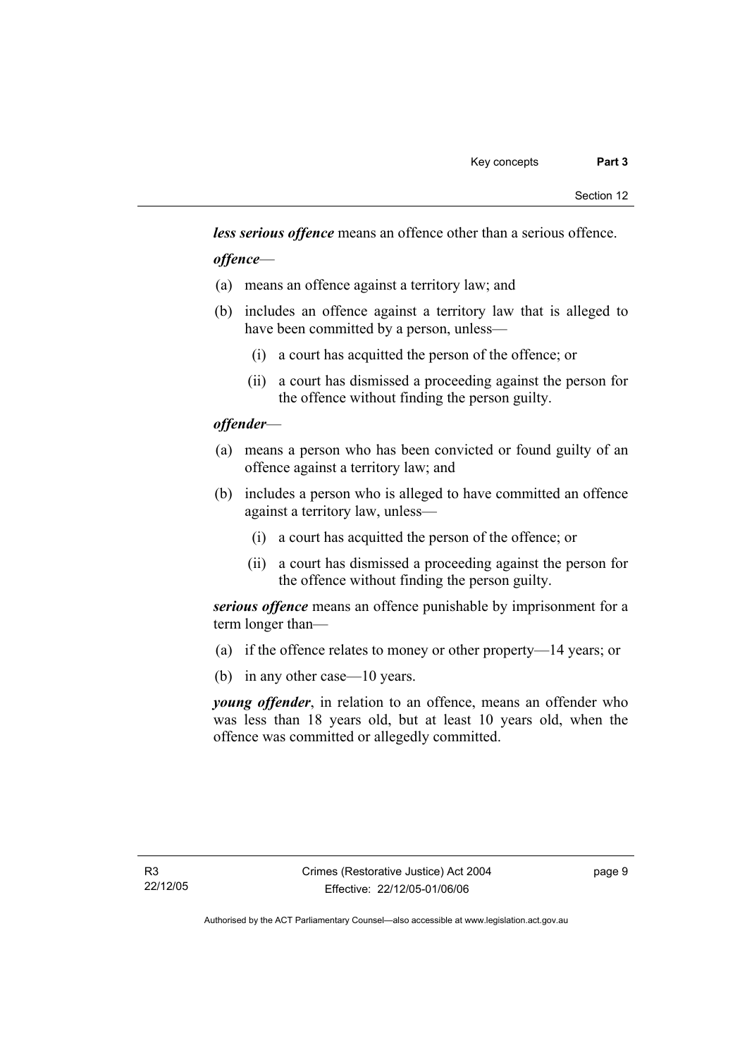***less serious offence*** means an offence other than a serious offence.

***offence***—

(a) means an offence against a territory law; and

(b) includes an offence against a territory law that is alleged to have been committed by a person, unless—

 (i) a court has acquitted the person of the offence; or

 (ii) a court has dismissed a proceeding against the person for the offence without finding the person guilty.

***offender***—

(a) means a person who has been convicted or found guilty of an offence against a territory law; and

(b) includes a person who is alleged to have committed an offence against a territory law, unless—

 (i) a court has acquitted the person of the offence; or

 (ii) a court has dismissed a proceeding against the person for the offence without finding the person guilty.

***serious offence*** means an offence punishable by imprisonment for a term longer than—

(a) if the offence relates to money or other property—14 years; or

(b) in any other case—10 years.

***young offender***, in relation to an offence, means an offender who was less than 18 years old, but at least 10 years old, when the offence was committed or allegedly committed.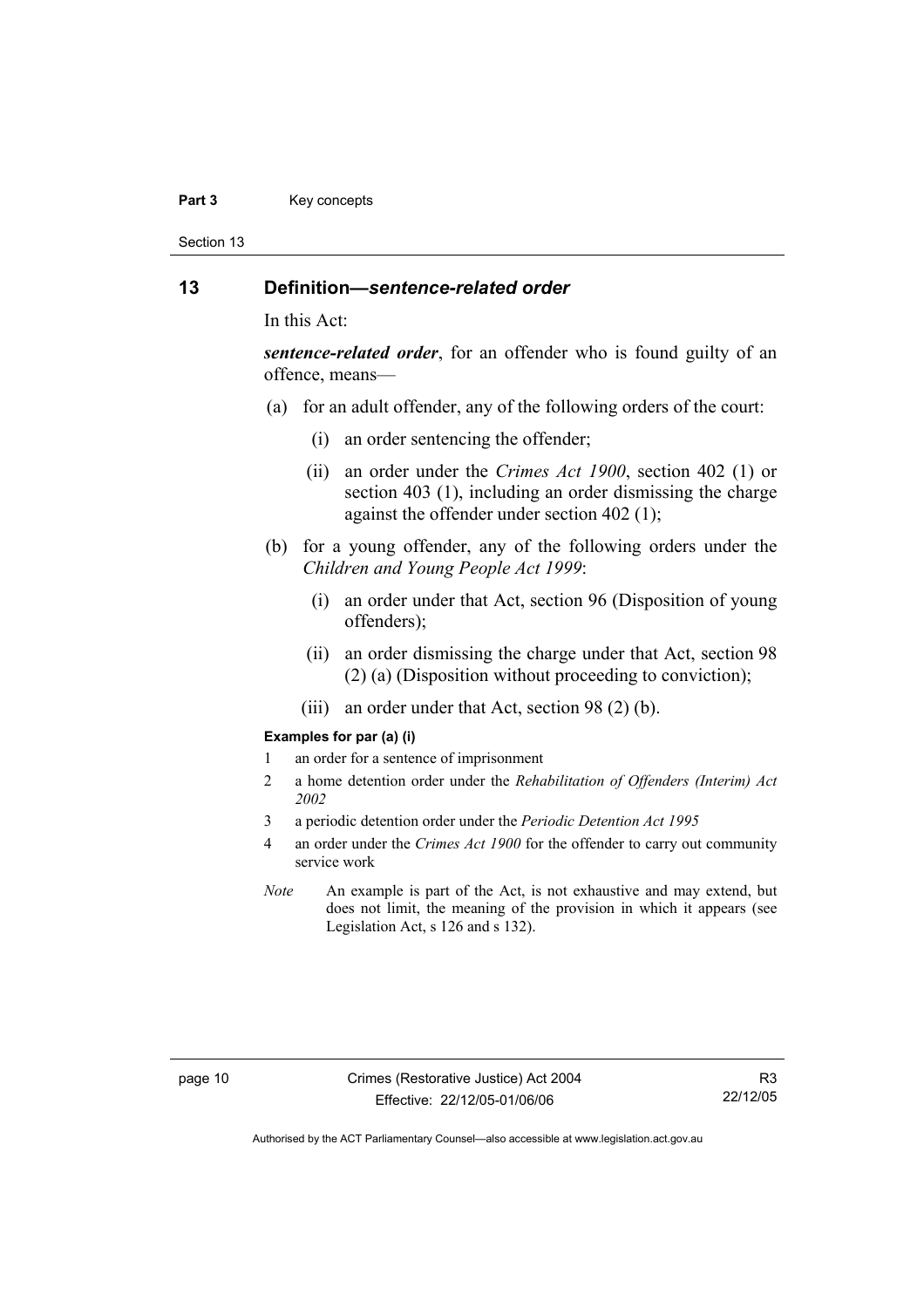## 13 Definition—*sentence-related order*

In this Act:

***sentence-related order***, for an offender who is found guilty of an offence, means—

(a) for an adult offender, any of the following orders of the court:

  (i) an order sentencing the offender;

  (ii) an order under the *Crimes Act 1900*, section 402 (1) or section 403 (1), including an order dismissing the charge against the offender under section 402 (1);

(b) for a young offender, any of the following orders under the *Children and Young People Act 1999*:

  (i) an order under that Act, section 96 (Disposition of young offenders);

  (ii) an order dismissing the charge under that Act, section 98 (2) (a) (Disposition without proceeding to conviction);

  (iii) an order under that Act, section 98 (2) (b).

**Examples for par (a) (i)**

1 an order for a sentence of imprisonment

2 a home detention order under the *Rehabilitation of Offenders (Interim) Act 2002*

3 a periodic detention order under the *Periodic Detention Act 1995*

4 an order under the *Crimes Act 1900* for the offender to carry out community service work

*Note* An example is part of the Act, is not exhaustive and may extend, but does not limit, the meaning of the provision in which it appears (see Legislation Act, s 126 and s 132).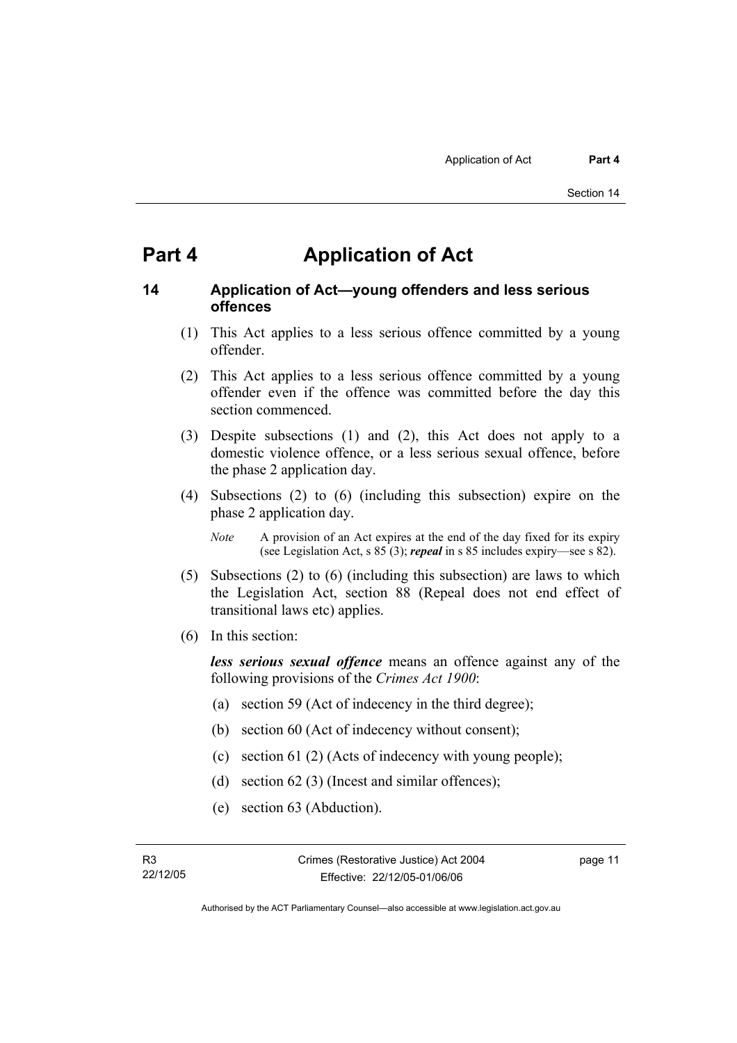# Part 4 Application of Act

## 14 Application of Act—young offenders and less serious offences

(1) This Act applies to a less serious offence committed by a young offender.

(2) This Act applies to a less serious offence committed by a young offender even if the offence was committed before the day this section commenced.

(3) Despite subsections (1) and (2), this Act does not apply to a domestic violence offence, or a less serious sexual offence, before the phase 2 application day.

(4) Subsections (2) to (6) (including this subsection) expire on the phase 2 application day.

*Note* A provision of an Act expires at the end of the day fixed for its expiry (see Legislation Act, s 85 (3); ***repeal*** in s 85 includes expiry—see s 82).

(5) Subsections (2) to (6) (including this subsection) are laws to which the Legislation Act, section 88 (Repeal does not end effect of transitional laws etc) applies.

(6) In this section:

***less serious sexual offence*** means an offence against any of the following provisions of the *Crimes Act 1900*:

(a) section 59 (Act of indecency in the third degree);

(b) section 60 (Act of indecency without consent);

(c) section 61 (2) (Acts of indecency with young people);

(d) section 62 (3) (Incest and similar offences);

(e) section 63 (Abduction).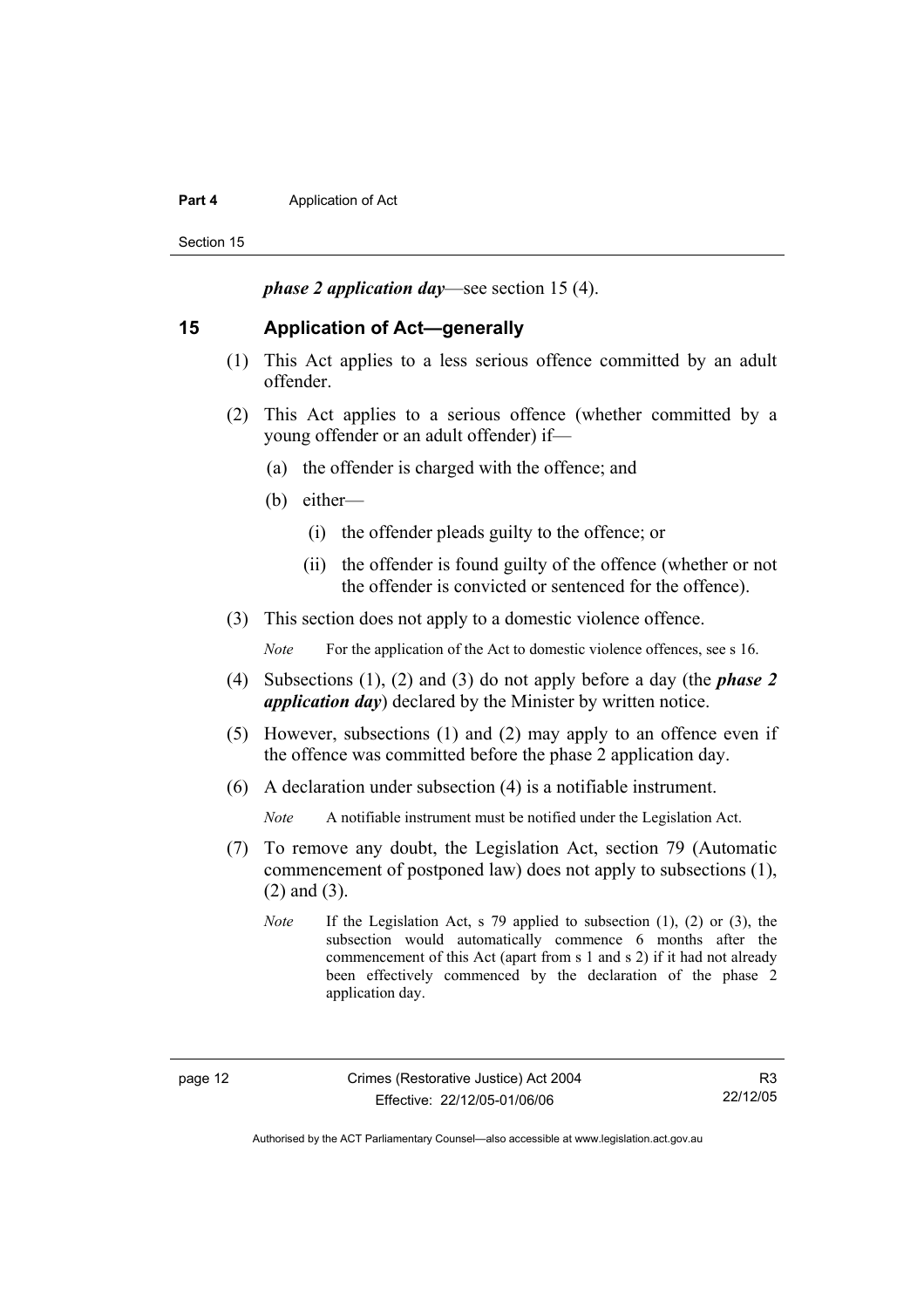***phase 2 application day***—see section 15 (4).

## 15 Application of Act—generally

(1) This Act applies to a less serious offence committed by an adult offender.

(2) This Act applies to a serious offence (whether committed by a young offender or an adult offender) if—

(a) the offender is charged with the offence; and

(b) either—

(i) the offender pleads guilty to the offence; or

(ii) the offender is found guilty of the offence (whether or not the offender is convicted or sentenced for the offence).

(3) This section does not apply to a domestic violence offence.

*Note* For the application of the Act to domestic violence offences, see s 16.

(4) Subsections (1), (2) and (3) do not apply before a day (the ***phase 2 application day***) declared by the Minister by written notice.

(5) However, subsections (1) and (2) may apply to an offence even if the offence was committed before the phase 2 application day.

(6) A declaration under subsection (4) is a notifiable instrument.

*Note* A notifiable instrument must be notified under the Legislation Act.

(7) To remove any doubt, the Legislation Act, section 79 (Automatic commencement of postponed law) does not apply to subsections (1), (2) and (3).

*Note* If the Legislation Act, s 79 applied to subsection (1), (2) or (3), the subsection would automatically commence 6 months after the commencement of this Act (apart from s 1 and s 2) if it had not already been effectively commenced by the declaration of the phase 2 application day.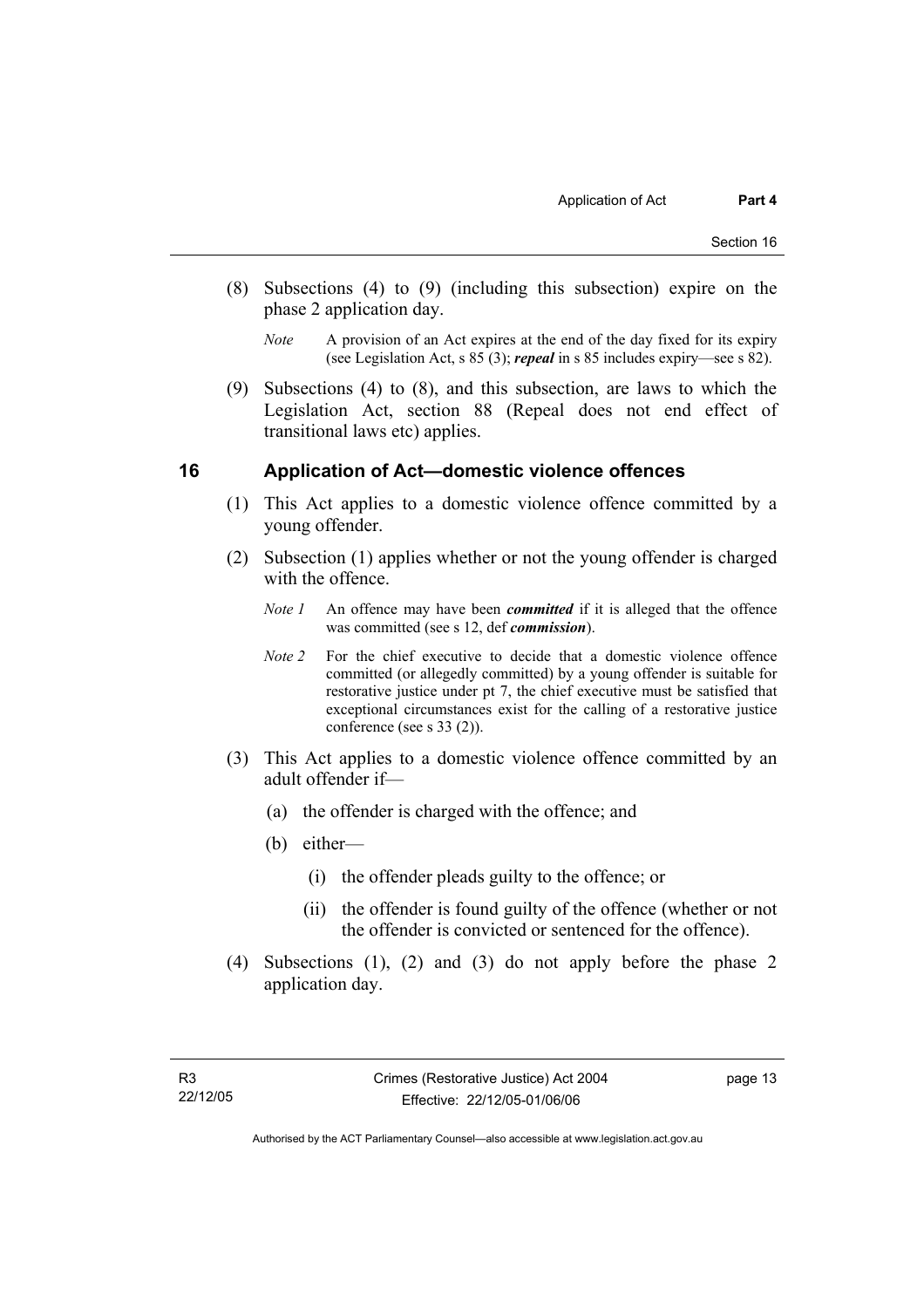(8) Subsections (4) to (9) (including this subsection) expire on the phase 2 application day.

*Note* A provision of an Act expires at the end of the day fixed for its expiry (see Legislation Act, s 85 (3); ***repeal*** in s 85 includes expiry—see s 82).

(9) Subsections (4) to (8), and this subsection, are laws to which the Legislation Act, section 88 (Repeal does not end effect of transitional laws etc) applies.

### 16 Application of Act—domestic violence offences

(1) This Act applies to a domestic violence offence committed by a young offender.

(2) Subsection (1) applies whether or not the young offender is charged with the offence.

*Note 1* An offence may have been ***committed*** if it is alleged that the offence was committed (see s 12, def ***commission***).

*Note 2* For the chief executive to decide that a domestic violence offence committed (or allegedly committed) by a young offender is suitable for restorative justice under pt 7, the chief executive must be satisfied that exceptional circumstances exist for the calling of a restorative justice conference (see s 33 (2)).

(3) This Act applies to a domestic violence offence committed by an adult offender if—

(a) the offender is charged with the offence; and

(b) either—

(i) the offender pleads guilty to the offence; or

(ii) the offender is found guilty of the offence (whether or not the offender is convicted or sentenced for the offence).

(4) Subsections (1), (2) and (3) do not apply before the phase 2 application day.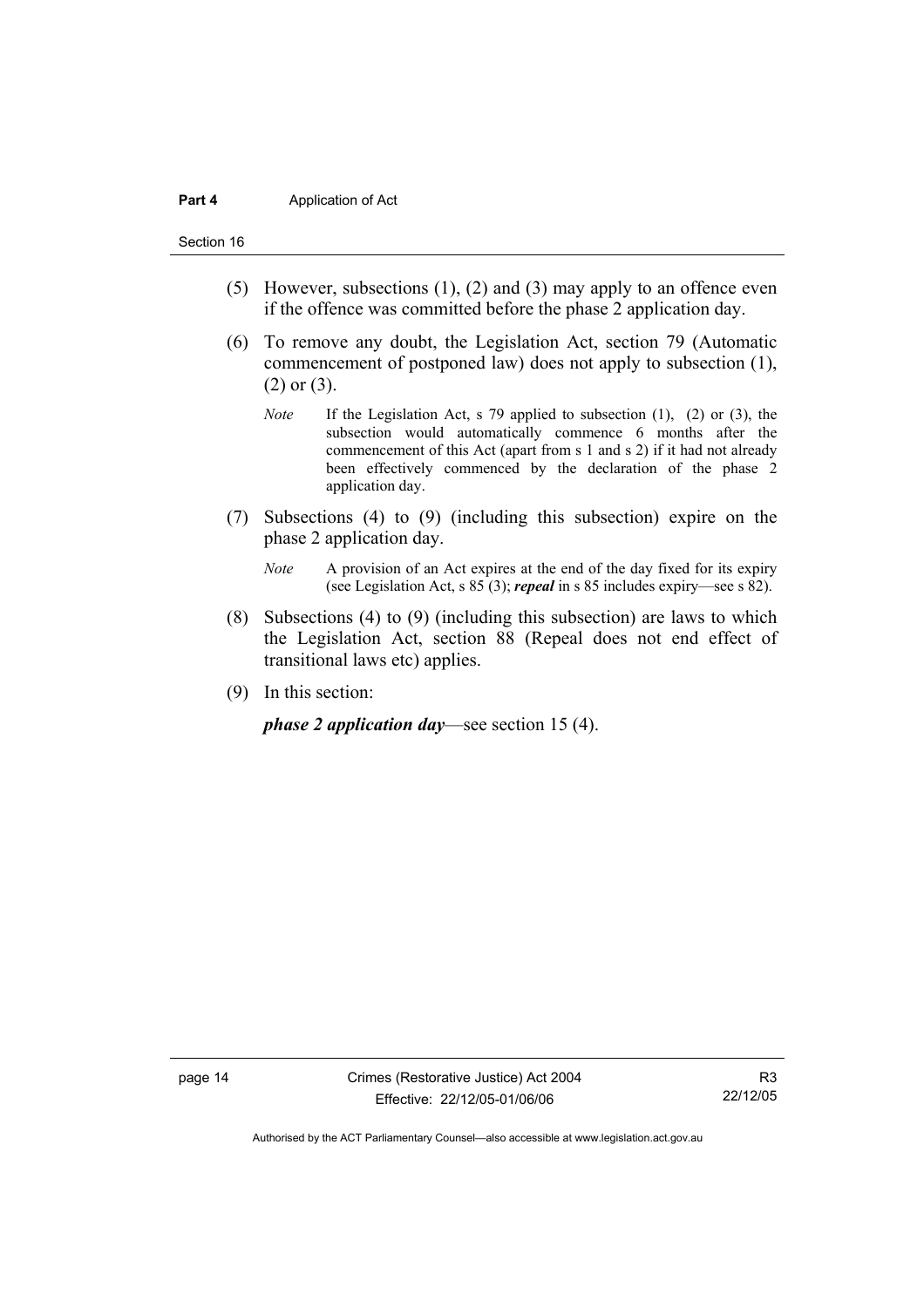(5) However, subsections (1), (2) and (3) may apply to an offence even if the offence was committed before the phase 2 application day.

(6) To remove any doubt, the Legislation Act, section 79 (Automatic commencement of postponed law) does not apply to subsection (1), (2) or (3).

*Note* If the Legislation Act, s 79 applied to subsection (1), (2) or (3), the subsection would automatically commence 6 months after the commencement of this Act (apart from s 1 and s 2) if it had not already been effectively commenced by the declaration of the phase 2 application day.

(7) Subsections (4) to (9) (including this subsection) expire on the phase 2 application day.

*Note* A provision of an Act expires at the end of the day fixed for its expiry (see Legislation Act, s 85 (3); ***repeal*** in s 85 includes expiry—see s 82).

(8) Subsections (4) to (9) (including this subsection) are laws to which the Legislation Act, section 88 (Repeal does not end effect of transitional laws etc) applies.

(9) In this section:

***phase 2 application day***—see section 15 (4).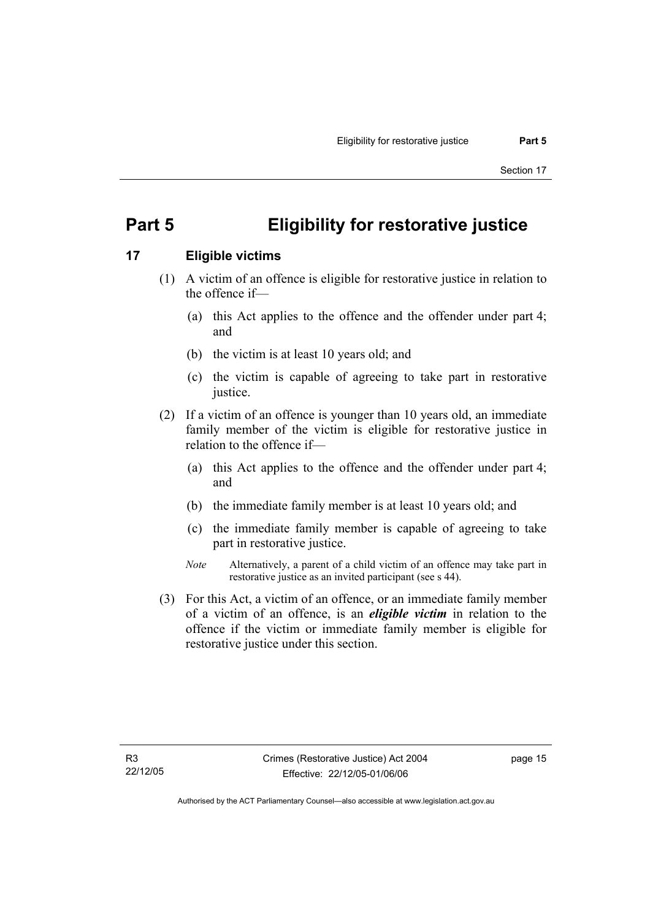# Part 5 Eligibility for restorative justice

## 17 Eligible victims

(1) A victim of an offence is eligible for restorative justice in relation to the offence if—

(a) this Act applies to the offence and the offender under part 4; and

(b) the victim is at least 10 years old; and

(c) the victim is capable of agreeing to take part in restorative justice.

(2) If a victim of an offence is younger than 10 years old, an immediate family member of the victim is eligible for restorative justice in relation to the offence if—

(a) this Act applies to the offence and the offender under part 4; and

(b) the immediate family member is at least 10 years old; and

(c) the immediate family member is capable of agreeing to take part in restorative justice.

*Note* Alternatively, a parent of a child victim of an offence may take part in restorative justice as an invited participant (see s 44).

(3) For this Act, a victim of an offence, or an immediate family member of a victim of an offence, is an ***eligible victim*** in relation to the offence if the victim or immediate family member is eligible for restorative justice under this section.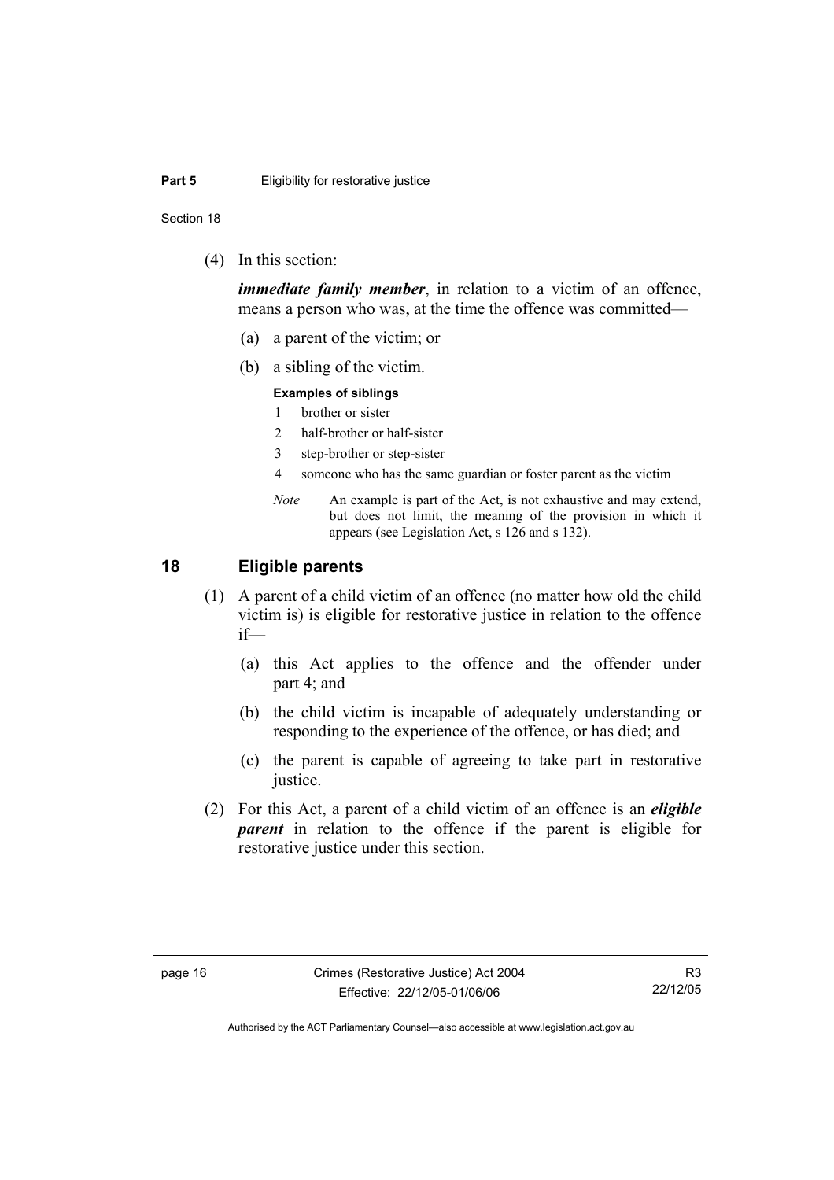(4) In this section:

***immediate family member***, in relation to a victim of an offence, means a person who was, at the time the offence was committed—

(a) a parent of the victim; or

(b) a sibling of the victim.

**Examples of siblings**

1 brother or sister

2 half-brother or half-sister

3 step-brother or step-sister

4 someone who has the same guardian or foster parent as the victim

*Note* An example is part of the Act, is not exhaustive and may extend, but does not limit, the meaning of the provision in which it appears (see Legislation Act, s 126 and s 132).

## 18 Eligible parents

(1) A parent of a child victim of an offence (no matter how old the child victim is) is eligible for restorative justice in relation to the offence if—

(a) this Act applies to the offence and the offender under part 4; and

(b) the child victim is incapable of adequately understanding or responding to the experience of the offence, or has died; and

(c) the parent is capable of agreeing to take part in restorative justice.

(2) For this Act, a parent of a child victim of an offence is an ***eligible parent*** in relation to the offence if the parent is eligible for restorative justice under this section.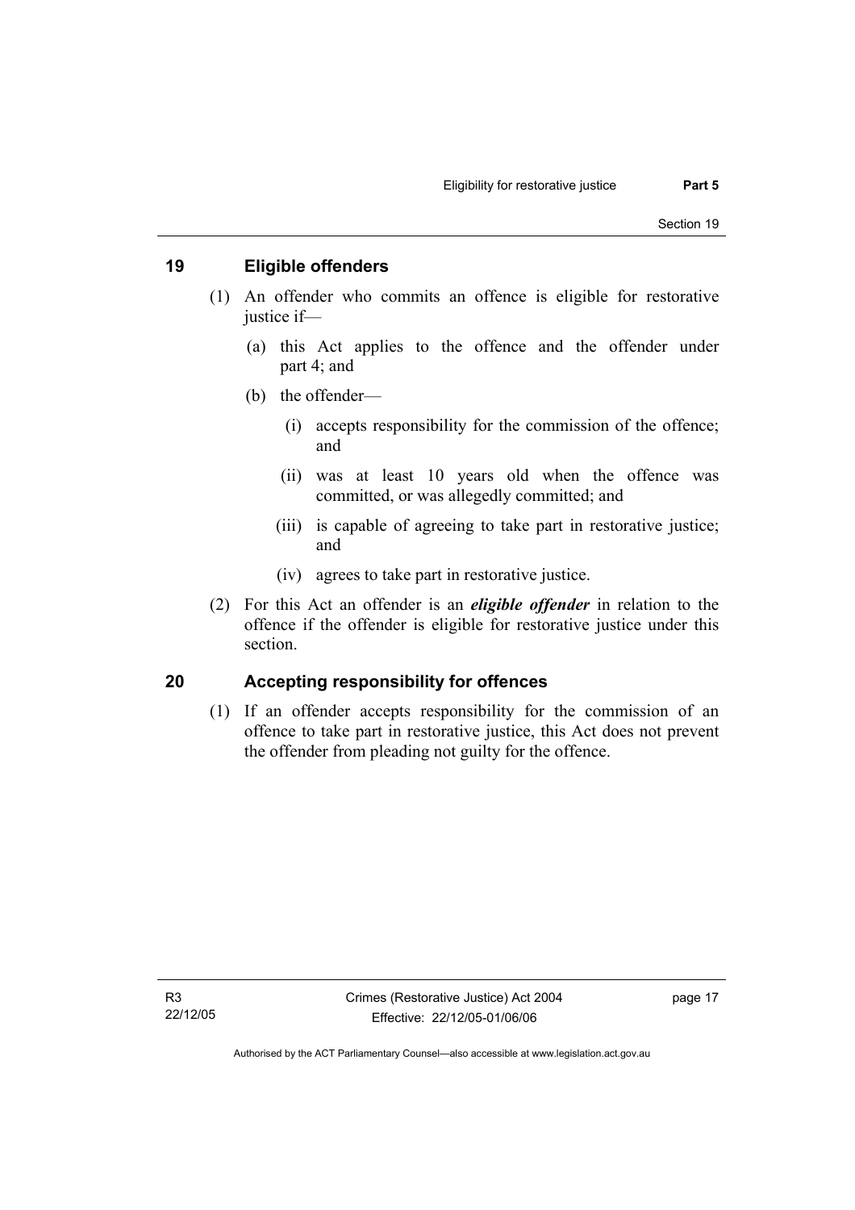## 19 Eligible offenders

(1) An offender who commits an offence is eligible for restorative justice if—

(a) this Act applies to the offence and the offender under part 4; and

(b) the offender—

(i) accepts responsibility for the commission of the offence; and

(ii) was at least 10 years old when the offence was committed, or was allegedly committed; and

(iii) is capable of agreeing to take part in restorative justice; and

(iv) agrees to take part in restorative justice.

(2) For this Act an offender is an ***eligible offender*** in relation to the offence if the offender is eligible for restorative justice under this section.

## 20 Accepting responsibility for offences

(1) If an offender accepts responsibility for the commission of an offence to take part in restorative justice, this Act does not prevent the offender from pleading not guilty for the offence.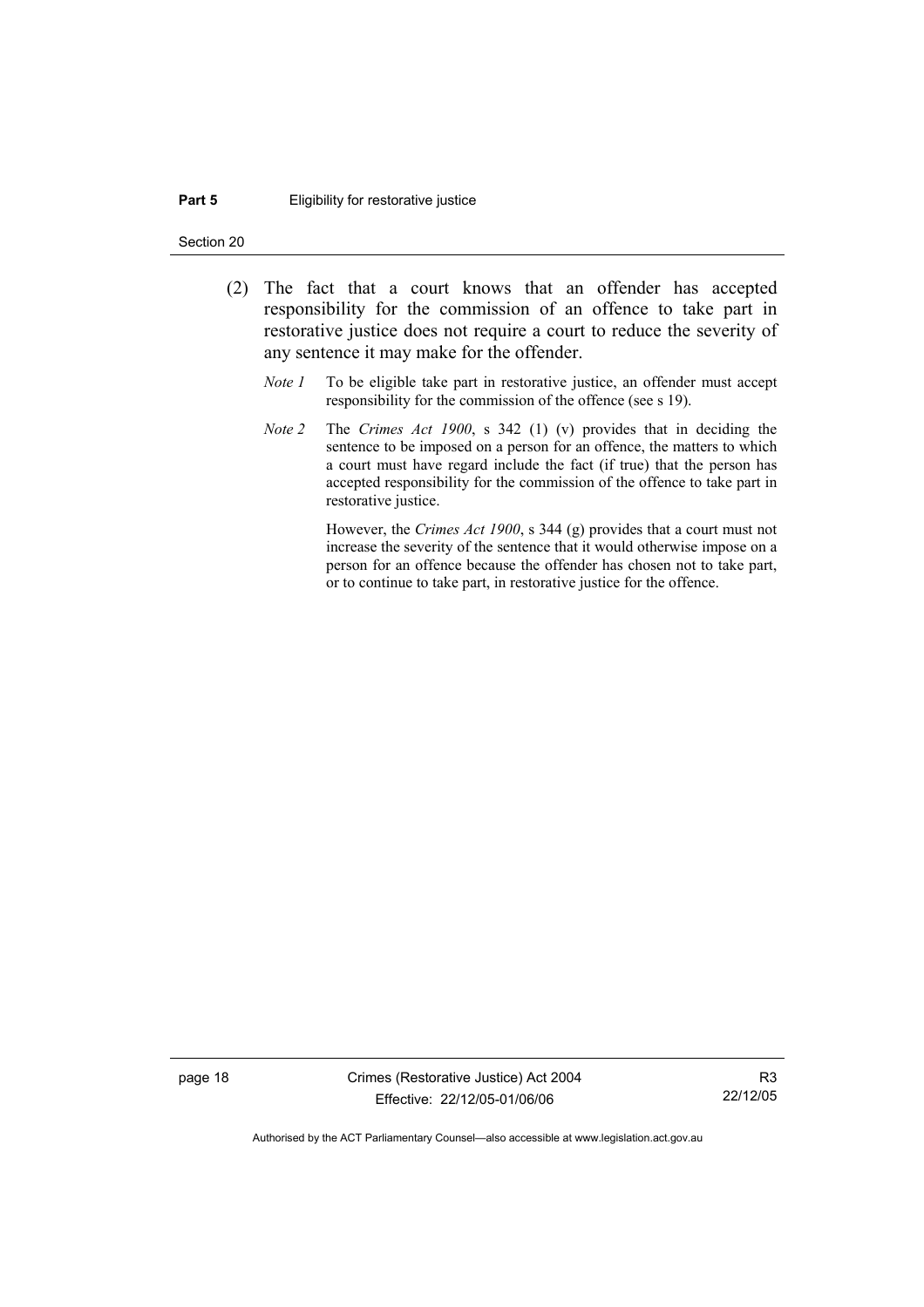(2) The fact that a court knows that an offender has accepted responsibility for the commission of an offence to take part in restorative justice does not require a court to reduce the severity of any sentence it may make for the offender.

*Note 1* To be eligible take part in restorative justice, an offender must accept responsibility for the commission of the offence (see s 19).

*Note 2* The *Crimes Act 1900*, s 342 (1) (v) provides that in deciding the sentence to be imposed on a person for an offence, the matters to which a court must have regard include the fact (if true) that the person has accepted responsibility for the commission of the offence to take part in restorative justice.

However, the *Crimes Act 1900*, s 344 (g) provides that a court must not increase the severity of the sentence that it would otherwise impose on a person for an offence because the offender has chosen not to take part, or to continue to take part, in restorative justice for the offence.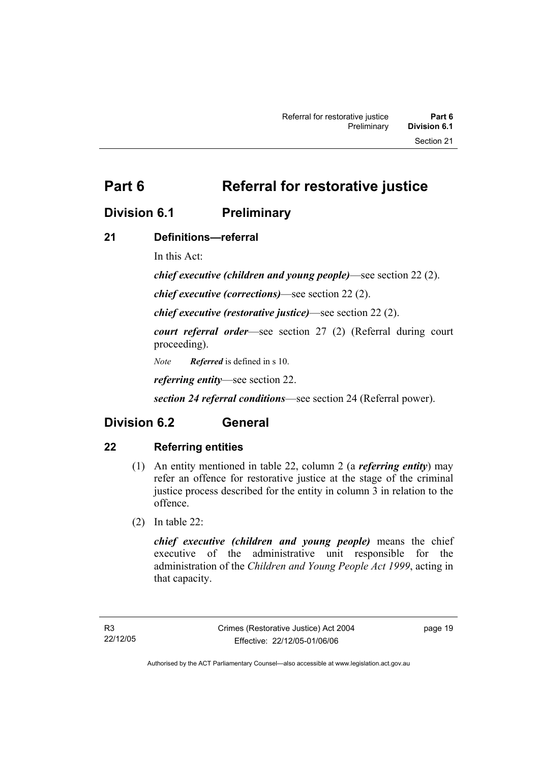# Part 6 Referral for restorative justice

## Division 6.1 Preliminary

### 21 Definitions—referral

In this Act:

***chief executive (children and young people)***—see section 22 (2).

***chief executive (corrections)***—see section 22 (2).

***chief executive (restorative justice)***—see section 22 (2).

***court referral order***—see section 27 (2) (Referral during court proceeding).

*Note* ***Referred*** is defined in s 10.

***referring entity***—see section 22.

***section 24 referral conditions***—see section 24 (Referral power).

## Division 6.2 General

### 22 Referring entities

(1) An entity mentioned in table 22, column 2 (a ***referring entity***) may refer an offence for restorative justice at the stage of the criminal justice process described for the entity in column 3 in relation to the offence.

(2) In table 22:

***chief executive (children and young people)*** means the chief executive of the administrative unit responsible for the administration of the *Children and Young People Act 1999*, acting in that capacity.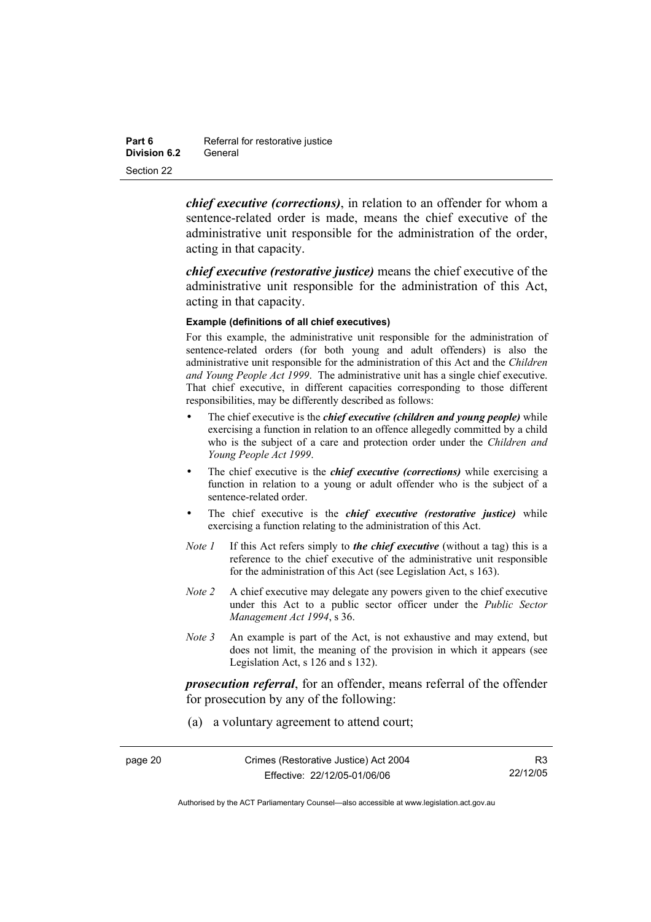***chief executive (corrections)***, in relation to an offender for whom a sentence-related order is made, means the chief executive of the administrative unit responsible for the administration of the order, acting in that capacity.

***chief executive (restorative justice)*** means the chief executive of the administrative unit responsible for the administration of this Act, acting in that capacity.

**Example (definitions of all chief executives)**

For this example, the administrative unit responsible for the administration of sentence-related orders (for both young and adult offenders) is also the administrative unit responsible for the administration of this Act and the *Children and Young People Act 1999*. The administrative unit has a single chief executive. That chief executive, in different capacities corresponding to those different responsibilities, may be differently described as follows:

- The chief executive is the ***chief executive (children and young people)*** while exercising a function in relation to an offence allegedly committed by a child who is the subject of a care and protection order under the *Children and Young People Act 1999*.
- The chief executive is the ***chief executive (corrections)*** while exercising a function in relation to a young or adult offender who is the subject of a sentence-related order.
- The chief executive is the ***chief executive (restorative justice)*** while exercising a function relating to the administration of this Act.

*Note 1* If this Act refers simply to ***the chief executive*** (without a tag) this is a reference to the chief executive of the administrative unit responsible for the administration of this Act (see Legislation Act, s 163).

*Note 2* A chief executive may delegate any powers given to the chief executive under this Act to a public sector officer under the *Public Sector Management Act 1994*, s 36.

*Note 3* An example is part of the Act, is not exhaustive and may extend, but does not limit, the meaning of the provision in which it appears (see Legislation Act, s 126 and s 132).

***prosecution referral***, for an offender, means referral of the offender for prosecution by any of the following:

(a) a voluntary agreement to attend court;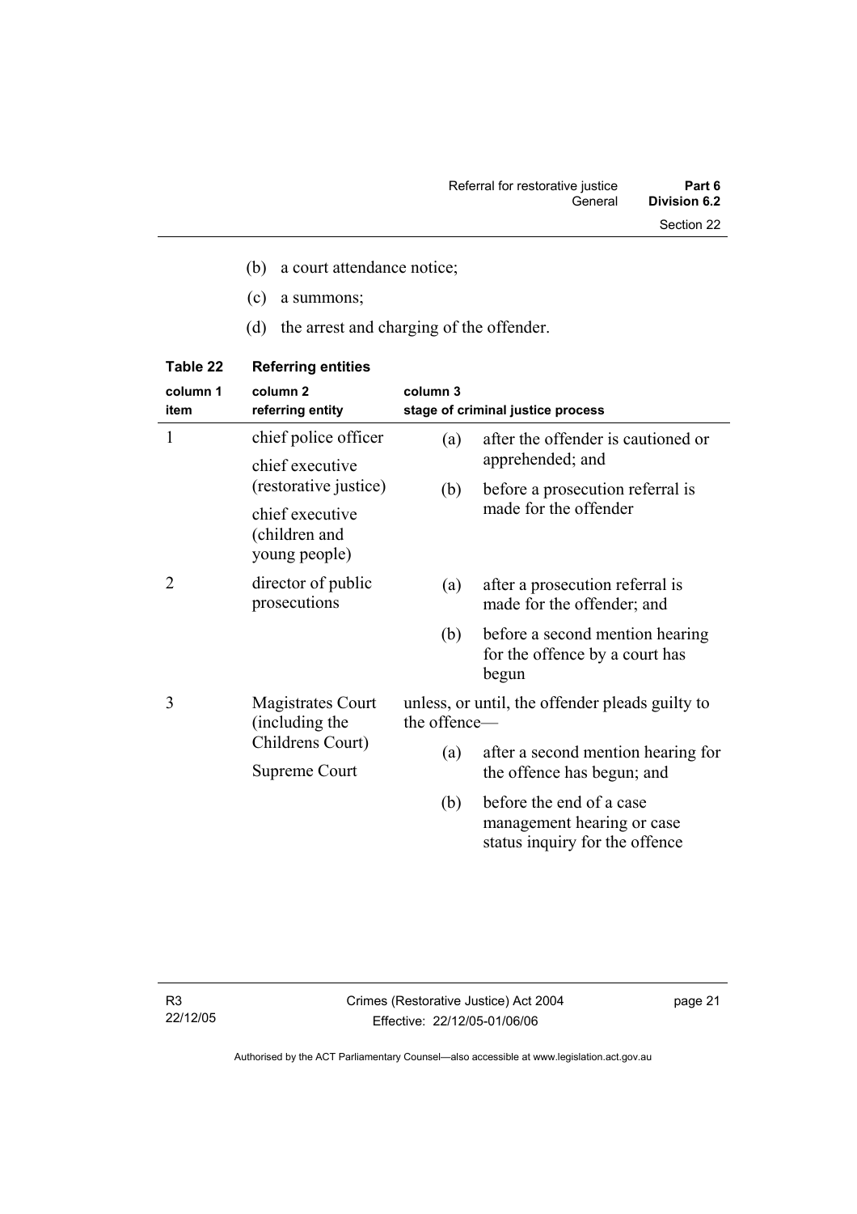(b) a court attendance notice;

(c) a summons;

(d) the arrest and charging of the offender.

**Table 22 Referring entities**

| column 1 item | column 2 referring entity | column 3 stage of criminal justice process |
|---|---|---|
| 1 | chief police officer<br>chief executive (restorative justice)<br>chief executive (children and young people) | (a) after the offender is cautioned or apprehended; and<br>(b) before a prosecution referral is made for the offender |
| 2 | director of public prosecutions | (a) after a prosecution referral is made for the offender; and<br>(b) before a second mention hearing for the offence by a court has begun |
| 3 | Magistrates Court (including the Childrens Court)<br>Supreme Court | unless, or until, the offender pleads guilty to the offence—<br>(a) after a second mention hearing for the offence has begun; and<br>(b) before the end of a case management hearing or case status inquiry for the offence |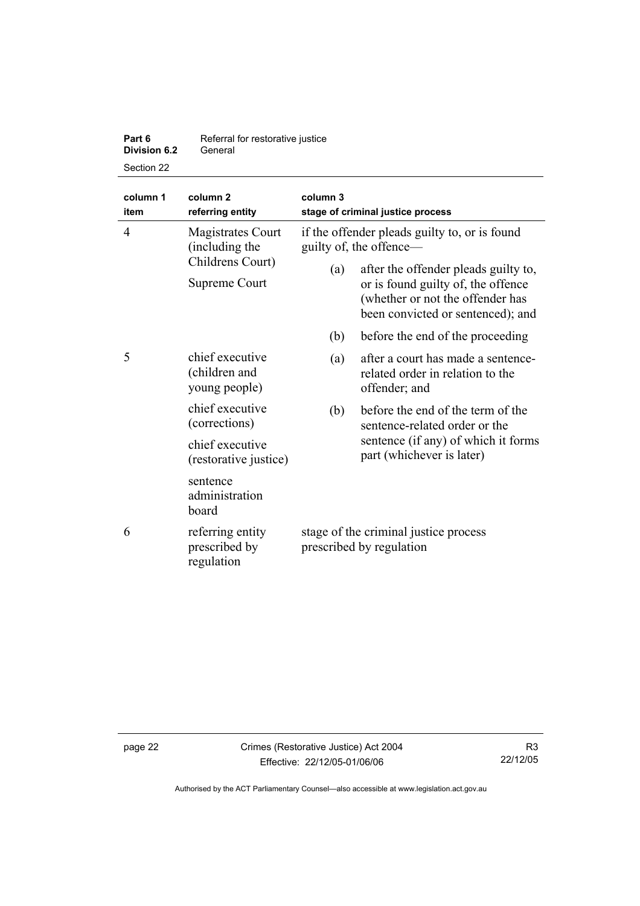| column 1 item | column 2 referring entity | column 3 stage of criminal justice process |
|---|---|---|
| 4 | Magistrates Court (including the Childrens Court)<br>Supreme Court | if the offender pleads guilty to, or is found guilty of, the offence—<br>(a) after the offender pleads guilty to, or is found guilty of, the offence (whether or not the offender has been convicted or sentenced); and<br>(b) before the end of the proceeding |
| 5 | chief executive (children and young people)<br>chief executive (corrections)<br>chief executive (restorative justice)<br>sentence administration board | (a) after a court has made a sentence-related order in relation to the offender; and<br>(b) before the end of the term of the sentence-related order or the sentence (if any) of which it forms part (whichever is later) |
| 6 | referring entity prescribed by regulation | stage of the criminal justice process prescribed by regulation |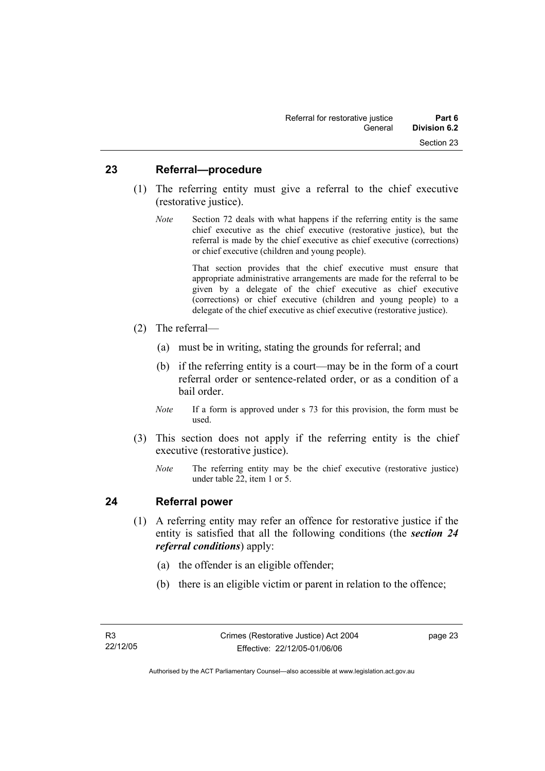## 23 Referral—procedure

(1) The referring entity must give a referral to the chief executive (restorative justice).

*Note* Section 72 deals with what happens if the referring entity is the same chief executive as the chief executive (restorative justice), but the referral is made by the chief executive as chief executive (corrections) or chief executive (children and young people).

That section provides that the chief executive must ensure that appropriate administrative arrangements are made for the referral to be given by a delegate of the chief executive as chief executive (corrections) or chief executive (children and young people) to a delegate of the chief executive as chief executive (restorative justice).

(2) The referral—

(a) must be in writing, stating the grounds for referral; and

(b) if the referring entity is a court—may be in the form of a court referral order or sentence-related order, or as a condition of a bail order.

*Note* If a form is approved under s 73 for this provision, the form must be used.

(3) This section does not apply if the referring entity is the chief executive (restorative justice).

*Note* The referring entity may be the chief executive (restorative justice) under table 22, item 1 or 5.

## 24 Referral power

(1) A referring entity may refer an offence for restorative justice if the entity is satisfied that all the following conditions (the ***section 24 referral conditions***) apply:

(a) the offender is an eligible offender;

(b) there is an eligible victim or parent in relation to the offence;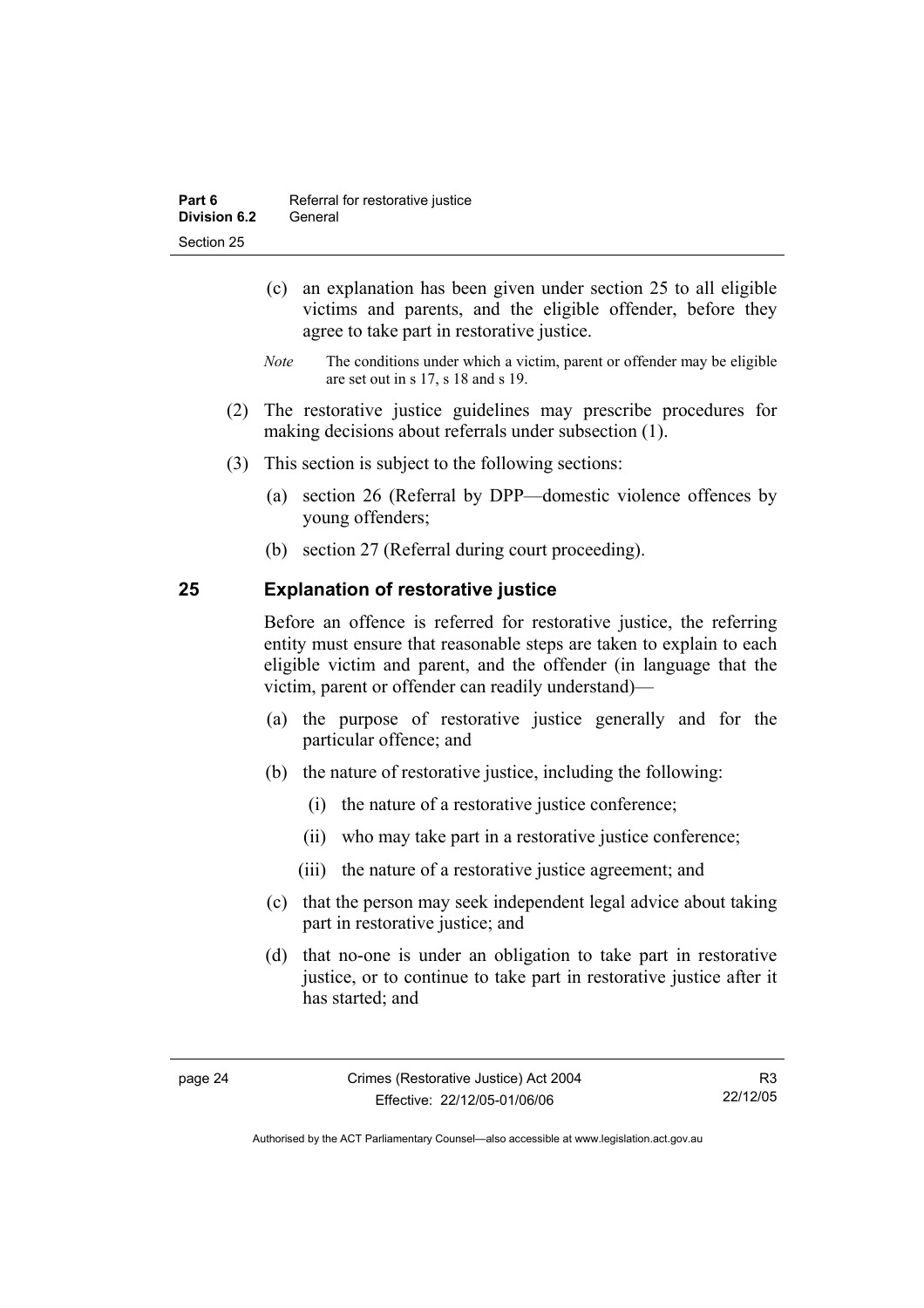(c) an explanation has been given under section 25 to all eligible victims and parents, and the eligible offender, before they agree to take part in restorative justice.

*Note* The conditions under which a victim, parent or offender may be eligible are set out in s 17, s 18 and s 19.

(2) The restorative justice guidelines may prescribe procedures for making decisions about referrals under subsection (1).

(3) This section is subject to the following sections:

(a) section 26 (Referral by DPP—domestic violence offences by young offenders;

(b) section 27 (Referral during court proceeding).

## 25 Explanation of restorative justice

Before an offence is referred for restorative justice, the referring entity must ensure that reasonable steps are taken to explain to each eligible victim and parent, and the offender (in language that the victim, parent or offender can readily understand)—

(a) the purpose of restorative justice generally and for the particular offence; and

(b) the nature of restorative justice, including the following:

(i) the nature of a restorative justice conference;

(ii) who may take part in a restorative justice conference;

(iii) the nature of a restorative justice agreement; and

(c) that the person may seek independent legal advice about taking part in restorative justice; and

(d) that no-one is under an obligation to take part in restorative justice, or to continue to take part in restorative justice after it has started; and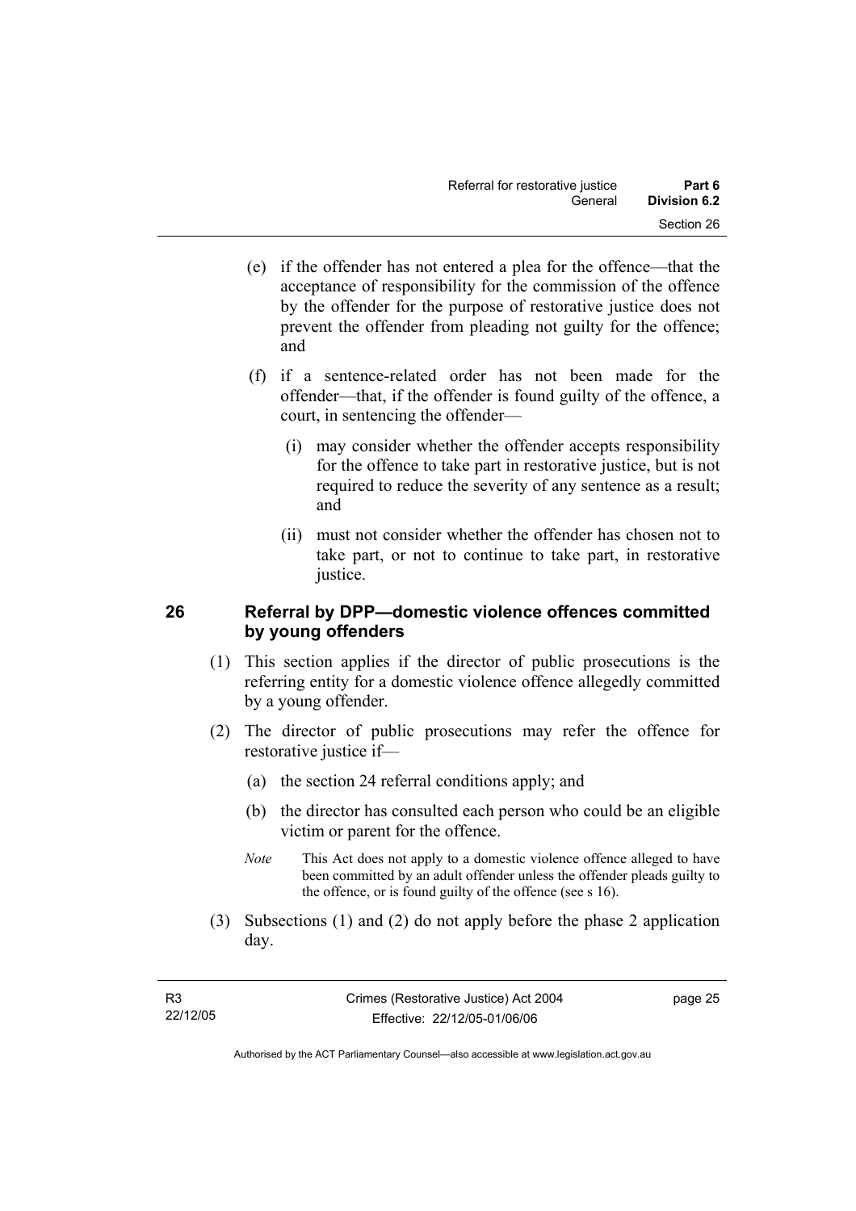(e) if the offender has not entered a plea for the offence—that the acceptance of responsibility for the commission of the offence by the offender for the purpose of restorative justice does not prevent the offender from pleading not guilty for the offence; and

(f) if a sentence-related order has not been made for the offender—that, if the offender is found guilty of the offence, a court, in sentencing the offender—

(i) may consider whether the offender accepts responsibility for the offence to take part in restorative justice, but is not required to reduce the severity of any sentence as a result; and

(ii) must not consider whether the offender has chosen not to take part, or not to continue to take part, in restorative justice.

## 26 Referral by DPP—domestic violence offences committed by young offenders

(1) This section applies if the director of public prosecutions is the referring entity for a domestic violence offence allegedly committed by a young offender.

(2) The director of public prosecutions may refer the offence for restorative justice if—

(a) the section 24 referral conditions apply; and

(b) the director has consulted each person who could be an eligible victim or parent for the offence.

*Note* This Act does not apply to a domestic violence offence alleged to have been committed by an adult offender unless the offender pleads guilty to the offence, or is found guilty of the offence (see s 16).

(3) Subsections (1) and (2) do not apply before the phase 2 application day.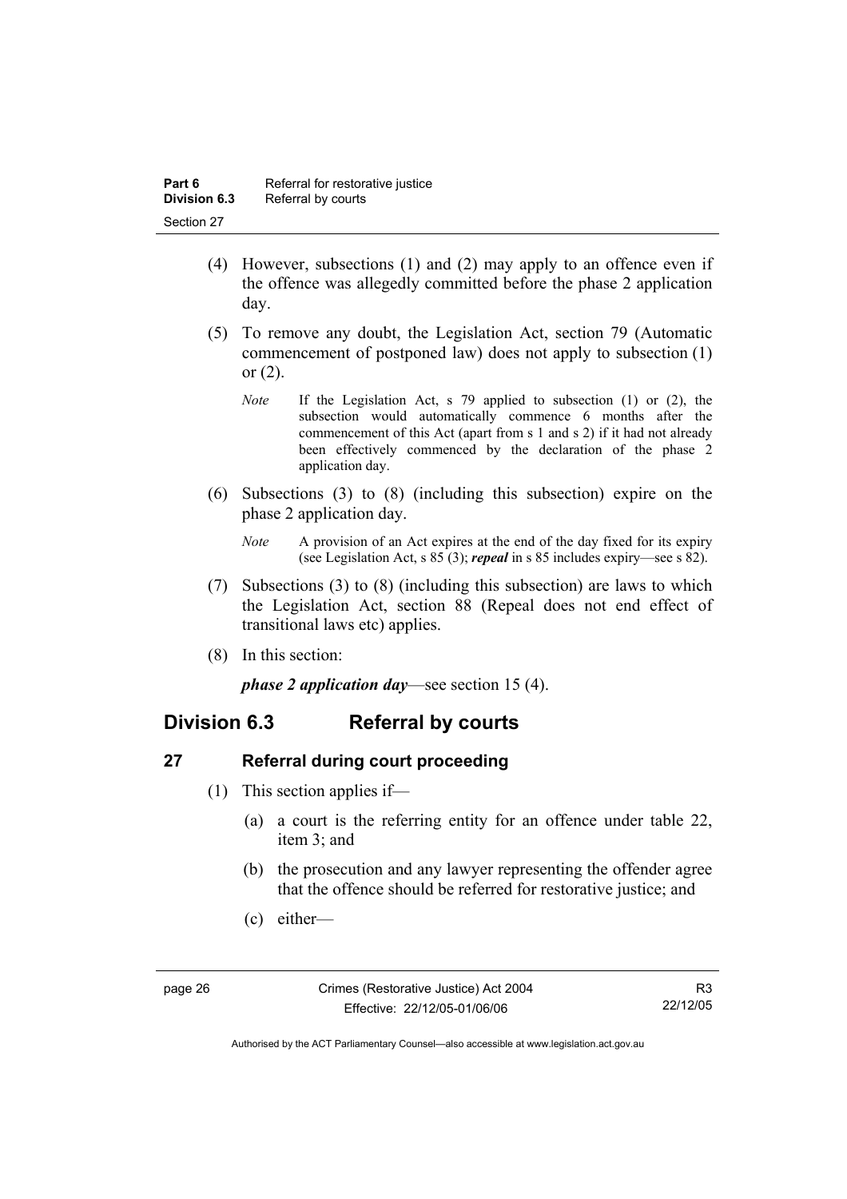(4) However, subsections (1) and (2) may apply to an offence even if the offence was allegedly committed before the phase 2 application day.

(5) To remove any doubt, the Legislation Act, section 79 (Automatic commencement of postponed law) does not apply to subsection (1) or (2).

*Note* If the Legislation Act, s 79 applied to subsection (1) or (2), the subsection would automatically commence 6 months after the commencement of this Act (apart from s 1 and s 2) if it had not already been effectively commenced by the declaration of the phase 2 application day.

(6) Subsections (3) to (8) (including this subsection) expire on the phase 2 application day.

*Note* A provision of an Act expires at the end of the day fixed for its expiry (see Legislation Act, s 85 (3); ***repeal*** in s 85 includes expiry—see s 82).

(7) Subsections (3) to (8) (including this subsection) are laws to which the Legislation Act, section 88 (Repeal does not end effect of transitional laws etc) applies.

(8) In this section:

***phase 2 application day***—see section 15 (4).

## Division 6.3 Referral by courts

### 27 Referral during court proceeding

(1) This section applies if—

(a) a court is the referring entity for an offence under table 22, item 3; and

(b) the prosecution and any lawyer representing the offender agree that the offence should be referred for restorative justice; and

(c) either—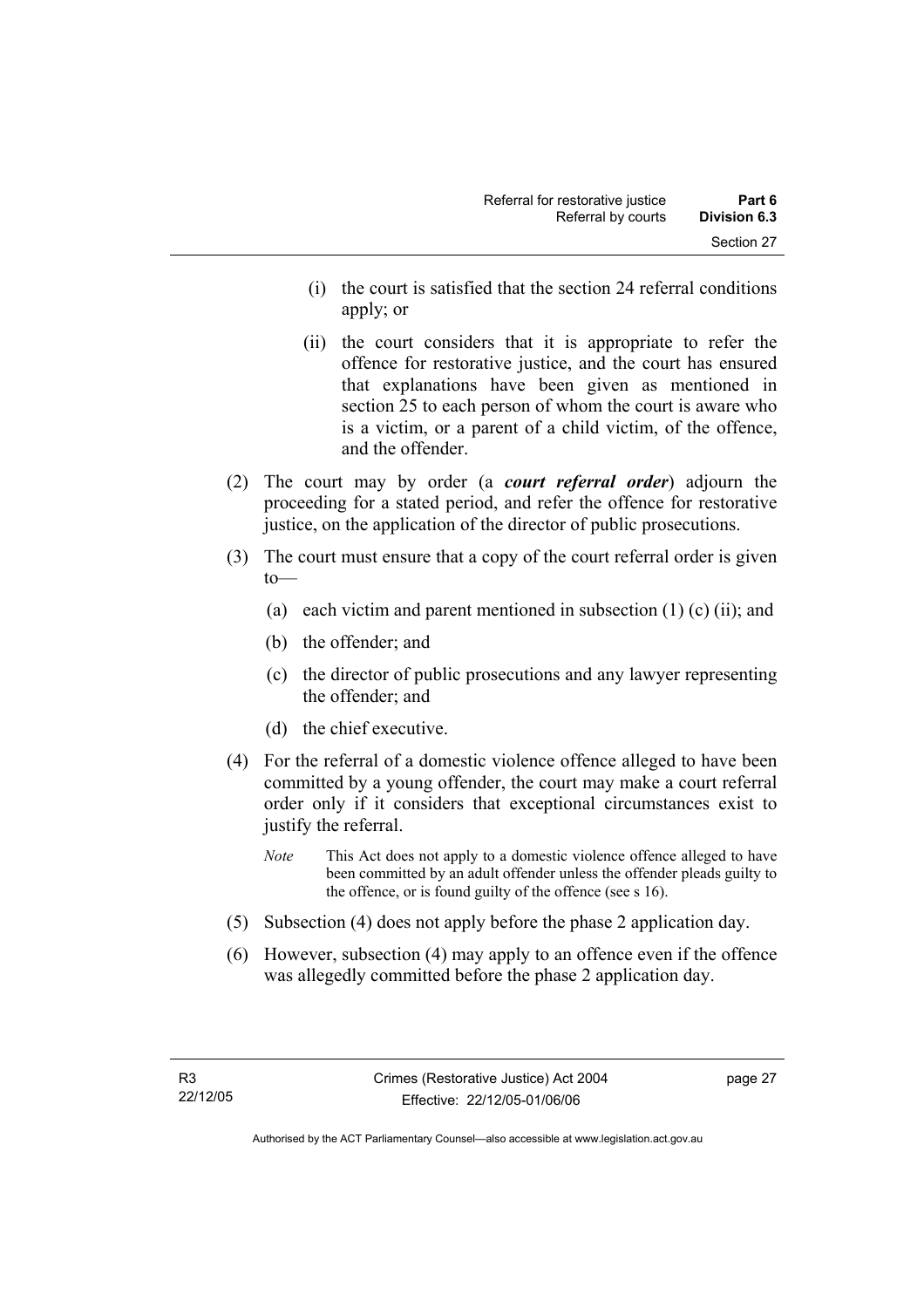(i) the court is satisfied that the section 24 referral conditions apply; or

(ii) the court considers that it is appropriate to refer the offence for restorative justice, and the court has ensured that explanations have been given as mentioned in section 25 to each person of whom the court is aware who is a victim, or a parent of a child victim, of the offence, and the offender.

(2) The court may by order (a ***court referral order***) adjourn the proceeding for a stated period, and refer the offence for restorative justice, on the application of the director of public prosecutions.

(3) The court must ensure that a copy of the court referral order is given to—

(a) each victim and parent mentioned in subsection (1) (c) (ii); and

(b) the offender; and

(c) the director of public prosecutions and any lawyer representing the offender; and

(d) the chief executive.

(4) For the referral of a domestic violence offence alleged to have been committed by a young offender, the court may make a court referral order only if it considers that exceptional circumstances exist to justify the referral.

*Note* This Act does not apply to a domestic violence offence alleged to have been committed by an adult offender unless the offender pleads guilty to the offence, or is found guilty of the offence (see s 16).

(5) Subsection (4) does not apply before the phase 2 application day.

(6) However, subsection (4) may apply to an offence even if the offence was allegedly committed before the phase 2 application day.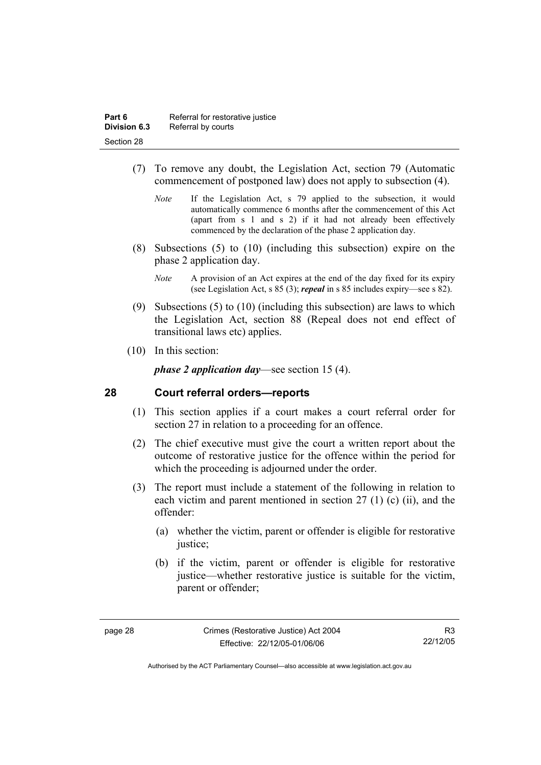(7) To remove any doubt, the Legislation Act, section 79 (Automatic commencement of postponed law) does not apply to subsection (4).

*Note* If the Legislation Act, s 79 applied to the subsection, it would automatically commence 6 months after the commencement of this Act (apart from s 1 and s 2) if it had not already been effectively commenced by the declaration of the phase 2 application day.

(8) Subsections (5) to (10) (including this subsection) expire on the phase 2 application day.

*Note* A provision of an Act expires at the end of the day fixed for its expiry (see Legislation Act, s 85 (3); ***repeal*** in s 85 includes expiry—see s 82).

(9) Subsections (5) to (10) (including this subsection) are laws to which the Legislation Act, section 88 (Repeal does not end effect of transitional laws etc) applies.

(10) In this section:

***phase 2 application day***—see section 15 (4).

## 28 Court referral orders—reports

(1) This section applies if a court makes a court referral order for section 27 in relation to a proceeding for an offence.

(2) The chief executive must give the court a written report about the outcome of restorative justice for the offence within the period for which the proceeding is adjourned under the order.

(3) The report must include a statement of the following in relation to each victim and parent mentioned in section 27 (1) (c) (ii), and the offender:

(a) whether the victim, parent or offender is eligible for restorative justice;

(b) if the victim, parent or offender is eligible for restorative justice—whether restorative justice is suitable for the victim, parent or offender;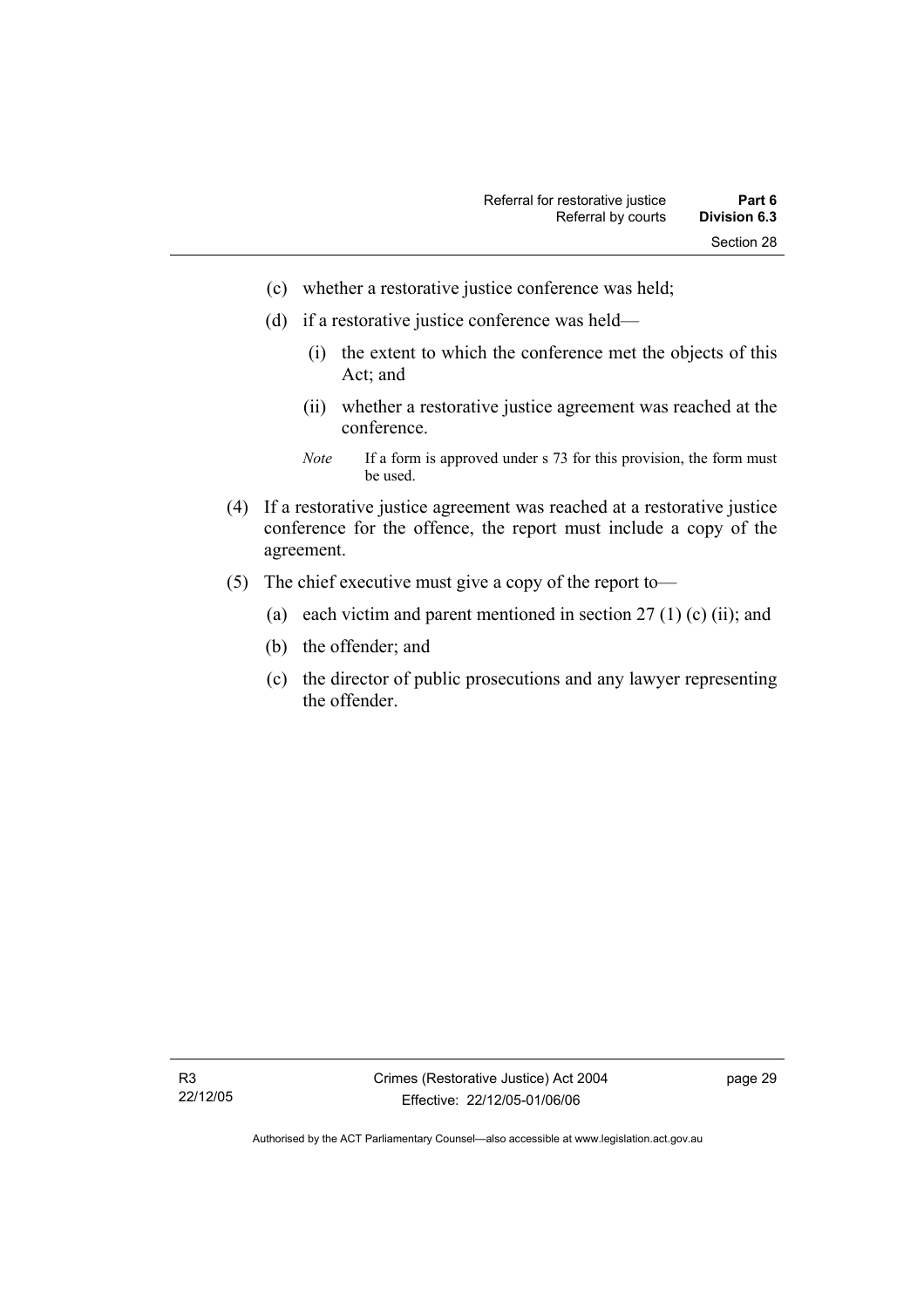(c) whether a restorative justice conference was held;

(d) if a restorative justice conference was held—

(i) the extent to which the conference met the objects of this Act; and

(ii) whether a restorative justice agreement was reached at the conference.

*Note* If a form is approved under s 73 for this provision, the form must be used.

(4) If a restorative justice agreement was reached at a restorative justice conference for the offence, the report must include a copy of the agreement.

(5) The chief executive must give a copy of the report to—

(a) each victim and parent mentioned in section 27 (1) (c) (ii); and

(b) the offender; and

(c) the director of public prosecutions and any lawyer representing the offender.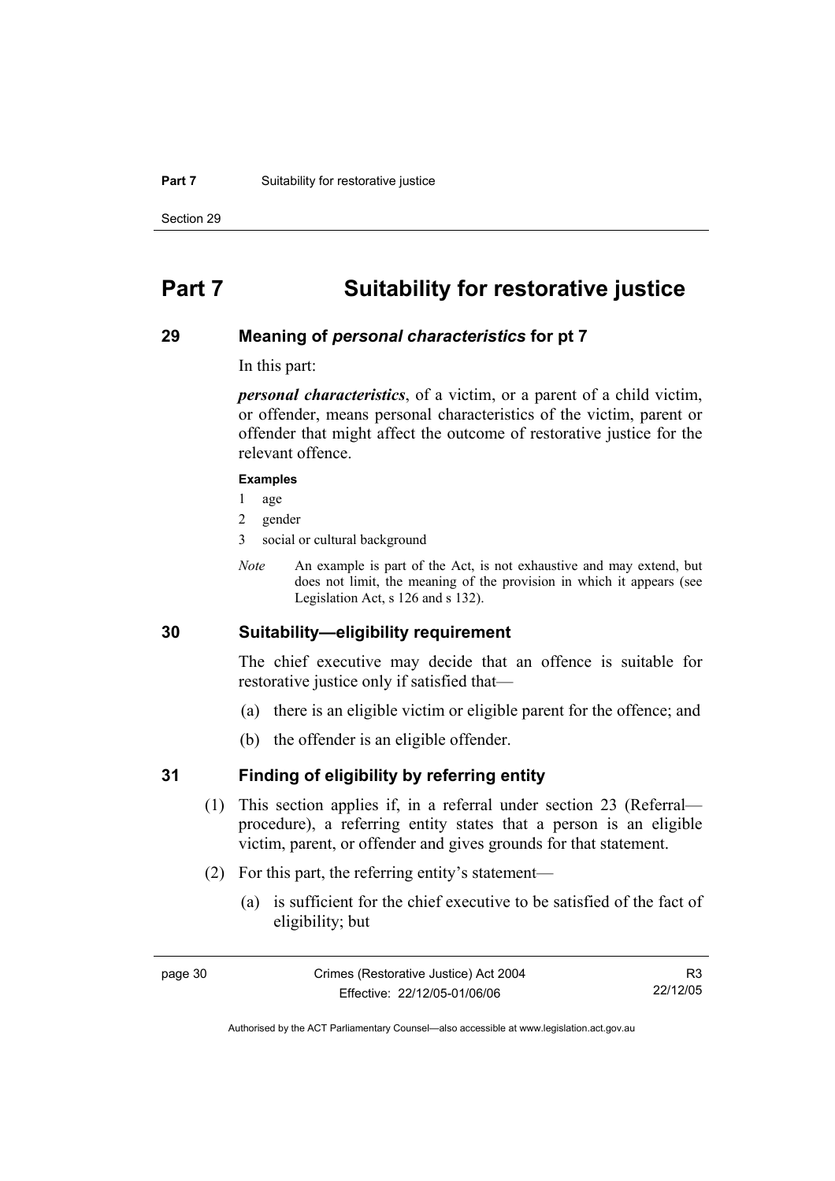# Part 7 Suitability for restorative justice

## 29 Meaning of *personal characteristics* for pt 7

In this part:

***personal characteristics***, of a victim, or a parent of a child victim, or offender, means personal characteristics of the victim, parent or offender that might affect the outcome of restorative justice for the relevant offence.

**Examples**

1 age

2 gender

3 social or cultural background

*Note* An example is part of the Act, is not exhaustive and may extend, but does not limit, the meaning of the provision in which it appears (see Legislation Act, s 126 and s 132).

## 30 Suitability—eligibility requirement

The chief executive may decide that an offence is suitable for restorative justice only if satisfied that—

(a) there is an eligible victim or eligible parent for the offence; and

(b) the offender is an eligible offender.

## 31 Finding of eligibility by referring entity

(1) This section applies if, in a referral under section 23 (Referral—procedure), a referring entity states that a person is an eligible victim, parent, or offender and gives grounds for that statement.

(2) For this part, the referring entity's statement—

(a) is sufficient for the chief executive to be satisfied of the fact of eligibility; but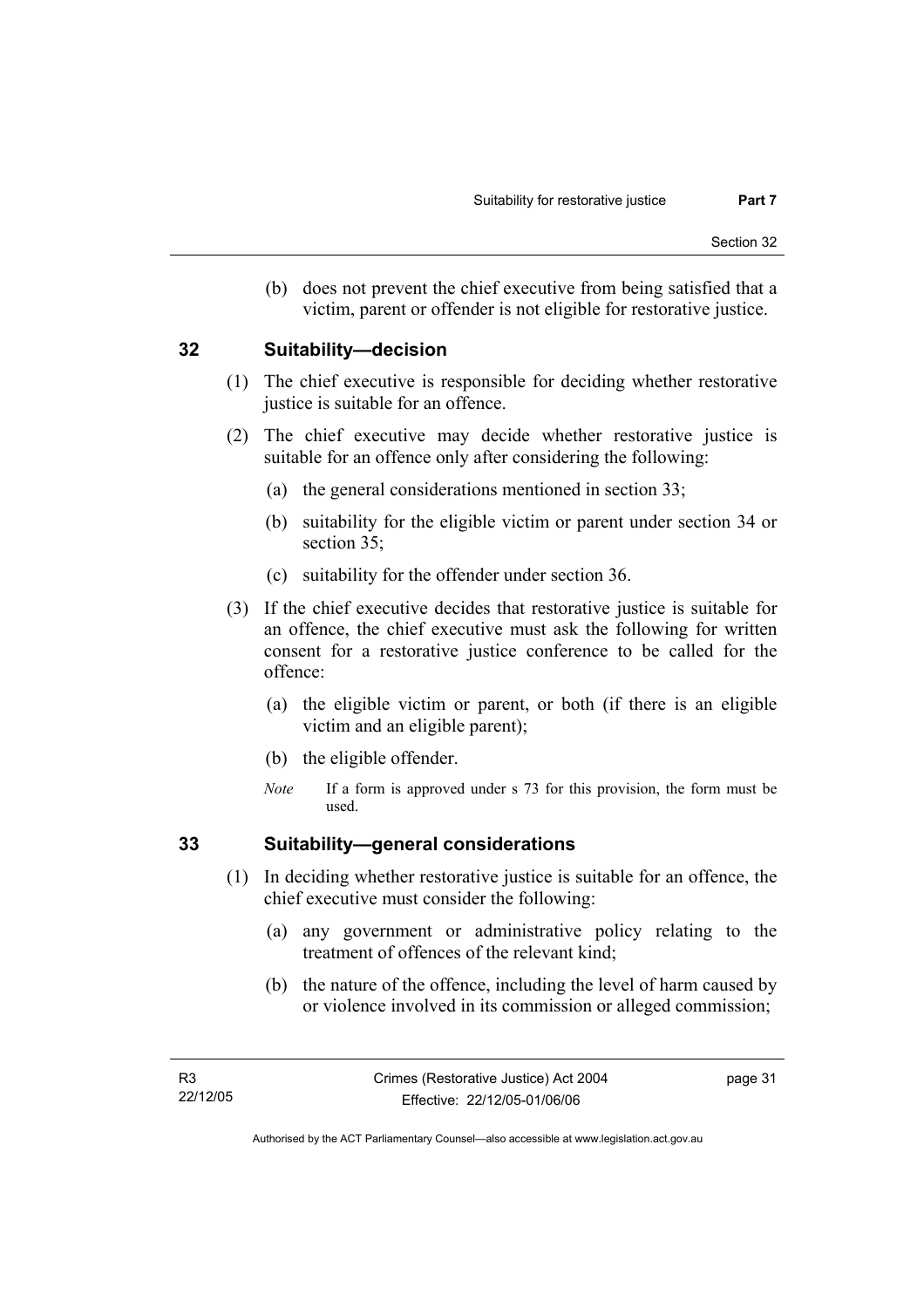(b) does not prevent the chief executive from being satisfied that a victim, parent or offender is not eligible for restorative justice.

## 32 Suitability—decision

(1) The chief executive is responsible for deciding whether restorative justice is suitable for an offence.

(2) The chief executive may decide whether restorative justice is suitable for an offence only after considering the following:

(a) the general considerations mentioned in section 33;

(b) suitability for the eligible victim or parent under section 34 or section 35;

(c) suitability for the offender under section 36.

(3) If the chief executive decides that restorative justice is suitable for an offence, the chief executive must ask the following for written consent for a restorative justice conference to be called for the offence:

(a) the eligible victim or parent, or both (if there is an eligible victim and an eligible parent);

(b) the eligible offender.

*Note* If a form is approved under s 73 for this provision, the form must be used.

## 33 Suitability—general considerations

(1) In deciding whether restorative justice is suitable for an offence, the chief executive must consider the following:

(a) any government or administrative policy relating to the treatment of offences of the relevant kind;

(b) the nature of the offence, including the level of harm caused by or violence involved in its commission or alleged commission;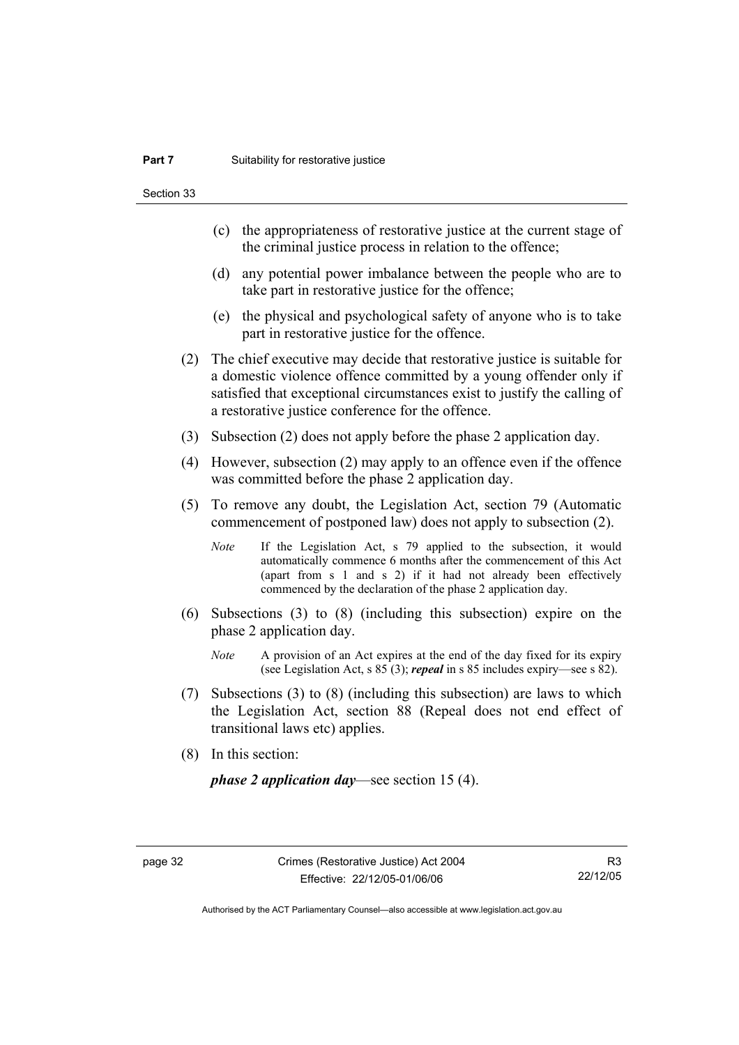(c) the appropriateness of restorative justice at the current stage of the criminal justice process in relation to the offence;

(d) any potential power imbalance between the people who are to take part in restorative justice for the offence;

(e) the physical and psychological safety of anyone who is to take part in restorative justice for the offence.

(2) The chief executive may decide that restorative justice is suitable for a domestic violence offence committed by a young offender only if satisfied that exceptional circumstances exist to justify the calling of a restorative justice conference for the offence.

(3) Subsection (2) does not apply before the phase 2 application day.

(4) However, subsection (2) may apply to an offence even if the offence was committed before the phase 2 application day.

(5) To remove any doubt, the Legislation Act, section 79 (Automatic commencement of postponed law) does not apply to subsection (2).

*Note* If the Legislation Act, s 79 applied to the subsection, it would automatically commence 6 months after the commencement of this Act (apart from s 1 and s 2) if it had not already been effectively commenced by the declaration of the phase 2 application day.

(6) Subsections (3) to (8) (including this subsection) expire on the phase 2 application day.

*Note* A provision of an Act expires at the end of the day fixed for its expiry (see Legislation Act, s 85 (3); ***repeal*** in s 85 includes expiry—see s 82).

(7) Subsections (3) to (8) (including this subsection) are laws to which the Legislation Act, section 88 (Repeal does not end effect of transitional laws etc) applies.

(8) In this section:

***phase 2 application day***—see section 15 (4).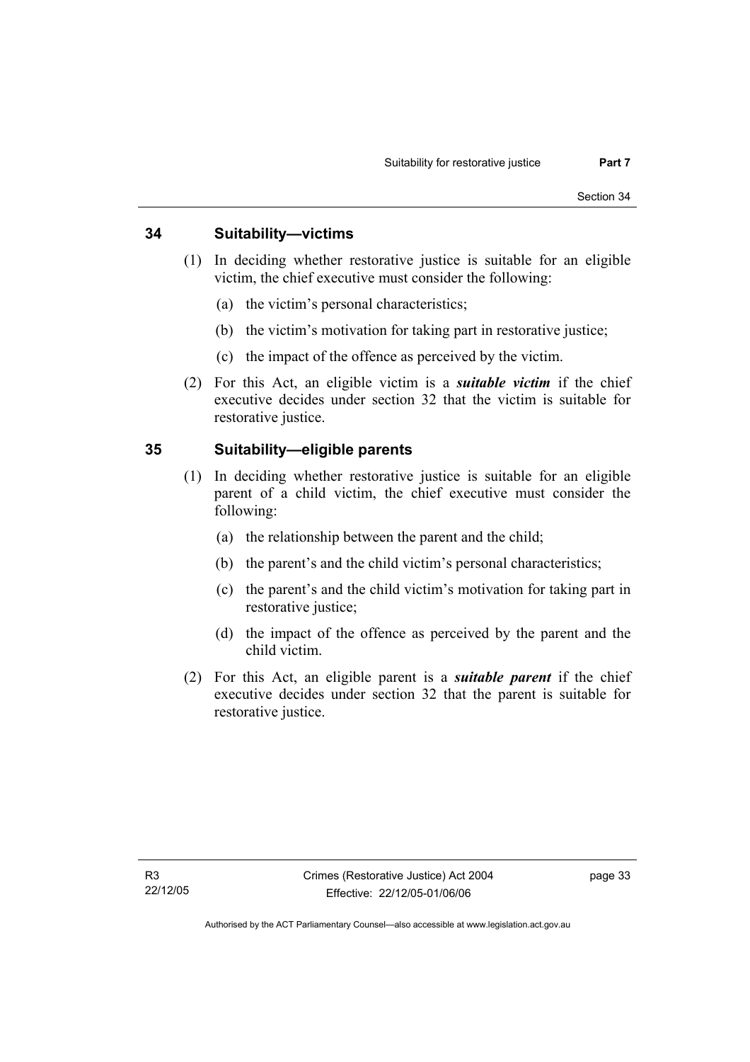## 34 Suitability—victims

(1) In deciding whether restorative justice is suitable for an eligible victim, the chief executive must consider the following:

(a) the victim's personal characteristics;

(b) the victim's motivation for taking part in restorative justice;

(c) the impact of the offence as perceived by the victim.

(2) For this Act, an eligible victim is a ***suitable victim*** if the chief executive decides under section 32 that the victim is suitable for restorative justice.

## 35 Suitability—eligible parents

(1) In deciding whether restorative justice is suitable for an eligible parent of a child victim, the chief executive must consider the following:

(a) the relationship between the parent and the child;

(b) the parent's and the child victim's personal characteristics;

(c) the parent's and the child victim's motivation for taking part in restorative justice;

(d) the impact of the offence as perceived by the parent and the child victim.

(2) For this Act, an eligible parent is a ***suitable parent*** if the chief executive decides under section 32 that the parent is suitable for restorative justice.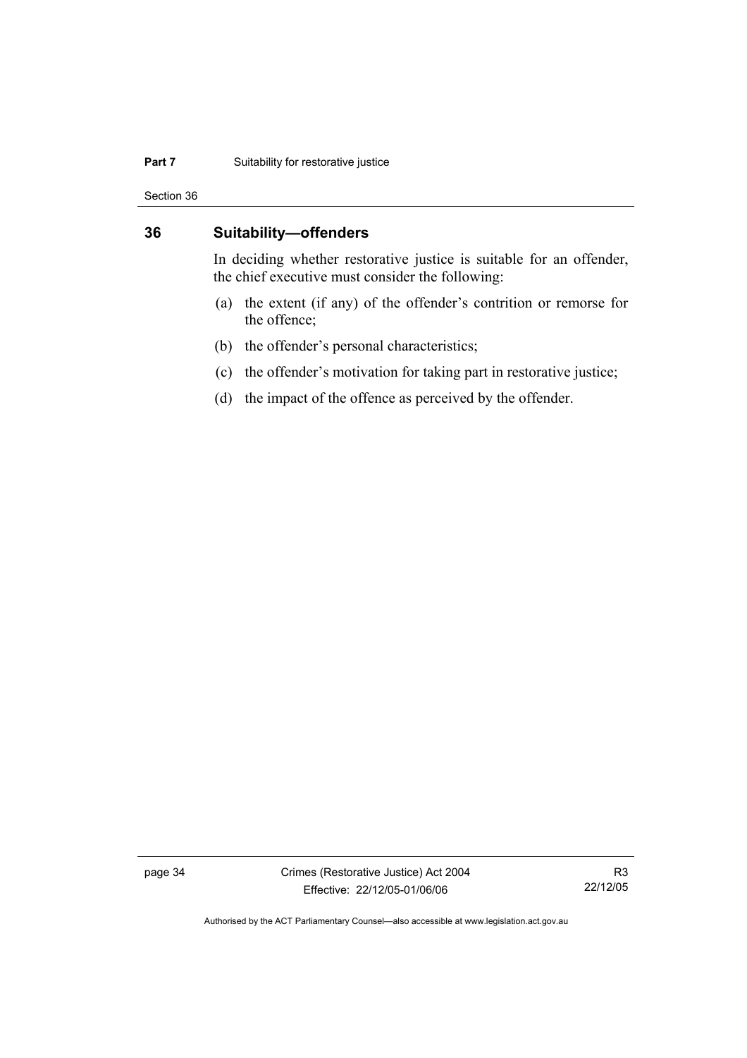## 36 Suitability—offenders

In deciding whether restorative justice is suitable for an offender, the chief executive must consider the following:

(a) the extent (if any) of the offender's contrition or remorse for the offence;

(b) the offender's personal characteristics;

(c) the offender's motivation for taking part in restorative justice;

(d) the impact of the offence as perceived by the offender.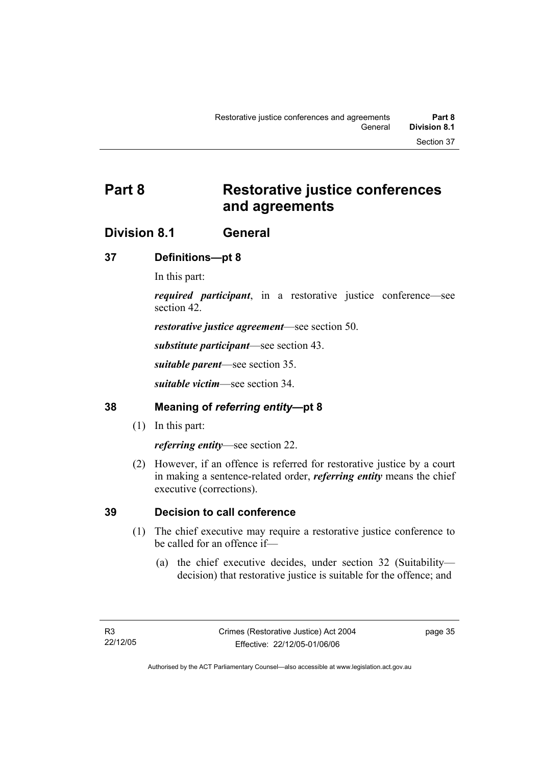# Part 8 Restorative justice conferences and agreements

## Division 8.1 General

### 37 Definitions—pt 8

In this part:

***required participant***, in a restorative justice conference—see section 42.

***restorative justice agreement***—see section 50.

***substitute participant***—see section 43.

***suitable parent***—see section 35.

***suitable victim***—see section 34.

### 38 Meaning of *referring entity*—pt 8

(1) In this part:

***referring entity***—see section 22.

(2) However, if an offence is referred for restorative justice by a court in making a sentence-related order, ***referring entity*** means the chief executive (corrections).

### 39 Decision to call conference

(1) The chief executive may require a restorative justice conference to be called for an offence if—

(a) the chief executive decides, under section 32 (Suitability—decision) that restorative justice is suitable for the offence; and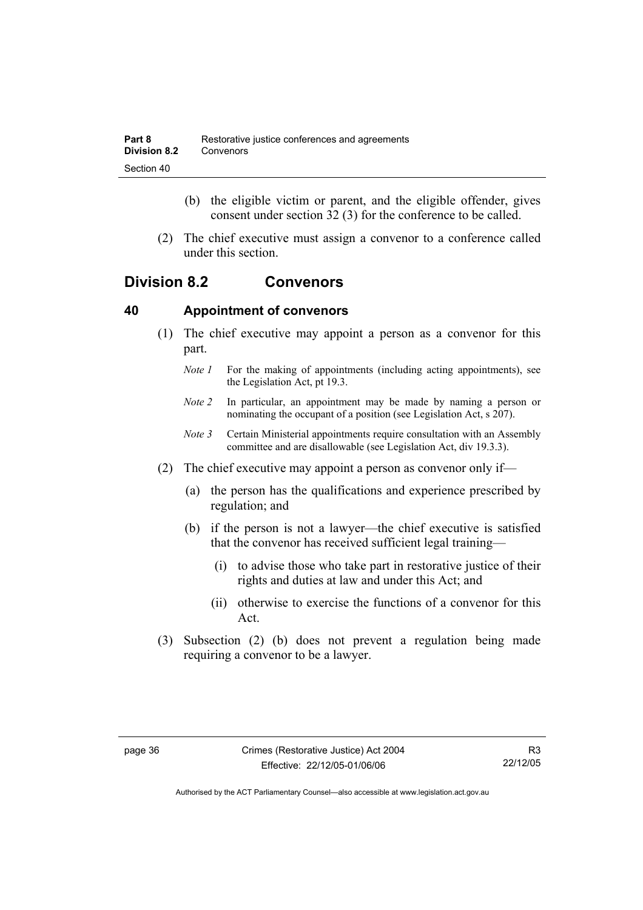(b) the eligible victim or parent, and the eligible offender, gives consent under section 32 (3) for the conference to be called.

(2) The chief executive must assign a convenor to a conference called under this section.

## Division 8.2 Convenors

### 40 Appointment of convenors

(1) The chief executive may appoint a person as a convenor for this part.

*Note 1* For the making of appointments (including acting appointments), see the Legislation Act, pt 19.3.

*Note 2* In particular, an appointment may be made by naming a person or nominating the occupant of a position (see Legislation Act, s 207).

*Note 3* Certain Ministerial appointments require consultation with an Assembly committee and are disallowable (see Legislation Act, div 19.3.3).

(2) The chief executive may appoint a person as convenor only if—

(a) the person has the qualifications and experience prescribed by regulation; and

(b) if the person is not a lawyer—the chief executive is satisfied that the convenor has received sufficient legal training—

(i) to advise those who take part in restorative justice of their rights and duties at law and under this Act; and

(ii) otherwise to exercise the functions of a convenor for this Act.

(3) Subsection (2) (b) does not prevent a regulation being made requiring a convenor to be a lawyer.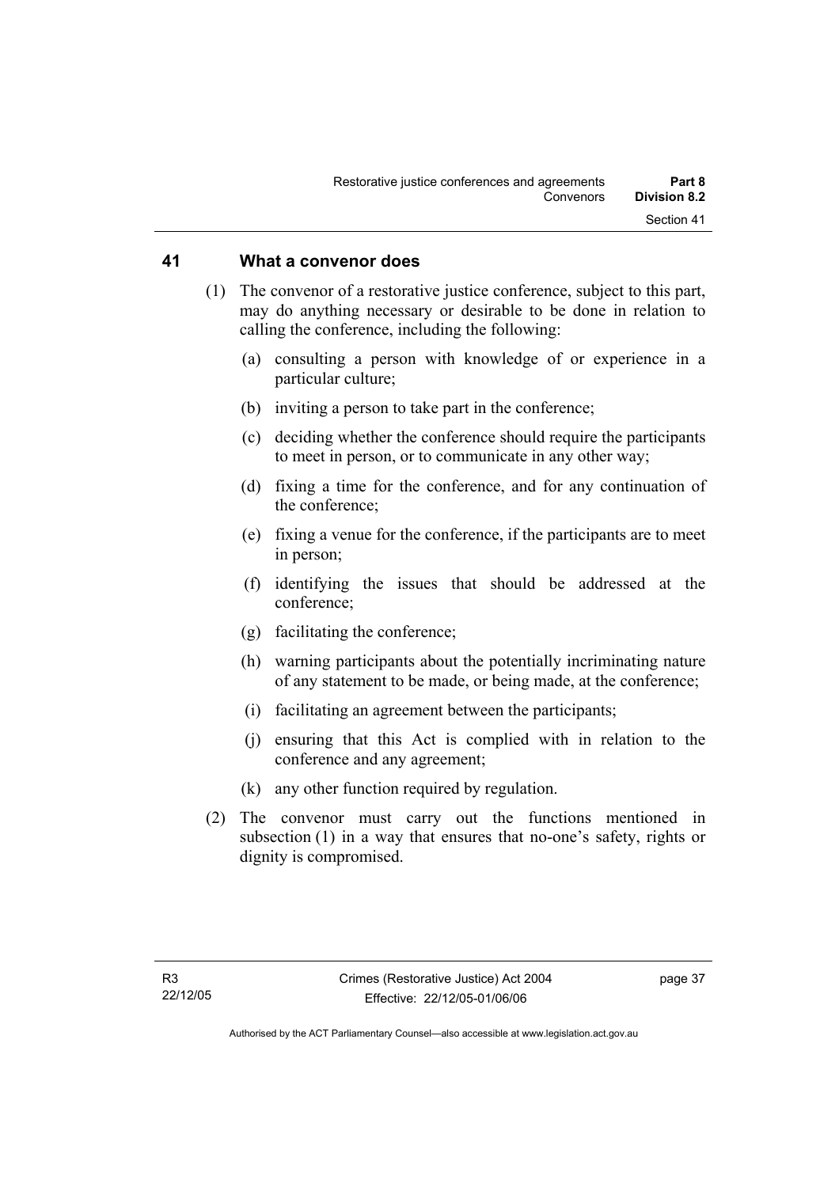## 41 What a convenor does

(1) The convenor of a restorative justice conference, subject to this part, may do anything necessary or desirable to be done in relation to calling the conference, including the following:

(a) consulting a person with knowledge of or experience in a particular culture;

(b) inviting a person to take part in the conference;

(c) deciding whether the conference should require the participants to meet in person, or to communicate in any other way;

(d) fixing a time for the conference, and for any continuation of the conference;

(e) fixing a venue for the conference, if the participants are to meet in person;

(f) identifying the issues that should be addressed at the conference;

(g) facilitating the conference;

(h) warning participants about the potentially incriminating nature of any statement to be made, or being made, at the conference;

(i) facilitating an agreement between the participants;

(j) ensuring that this Act is complied with in relation to the conference and any agreement;

(k) any other function required by regulation.

(2) The convenor must carry out the functions mentioned in subsection (1) in a way that ensures that no-one's safety, rights or dignity is compromised.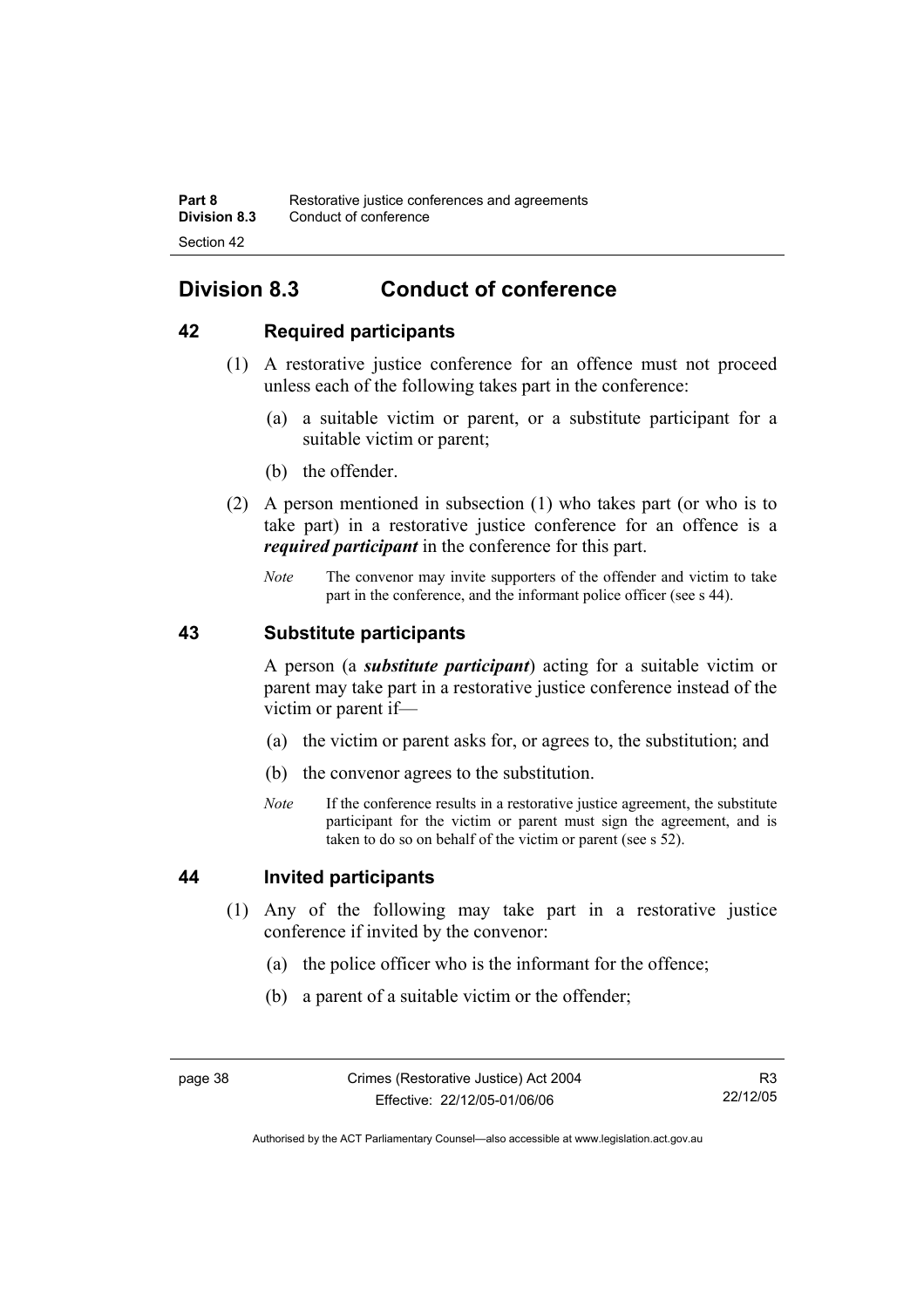## Division 8.3 Conduct of conference

### 42 Required participants

(1) A restorative justice conference for an offence must not proceed unless each of the following takes part in the conference:

(a) a suitable victim or parent, or a substitute participant for a suitable victim or parent;

(b) the offender.

(2) A person mentioned in subsection (1) who takes part (or who is to take part) in a restorative justice conference for an offence is a ***required participant*** in the conference for this part.

*Note* The convenor may invite supporters of the offender and victim to take part in the conference, and the informant police officer (see s 44).

### 43 Substitute participants

A person (a ***substitute participant***) acting for a suitable victim or parent may take part in a restorative justice conference instead of the victim or parent if—

(a) the victim or parent asks for, or agrees to, the substitution; and

(b) the convenor agrees to the substitution.

*Note* If the conference results in a restorative justice agreement, the substitute participant for the victim or parent must sign the agreement, and is taken to do so on behalf of the victim or parent (see s 52).

### 44 Invited participants

(1) Any of the following may take part in a restorative justice conference if invited by the convenor:

(a) the police officer who is the informant for the offence;

(b) a parent of a suitable victim or the offender;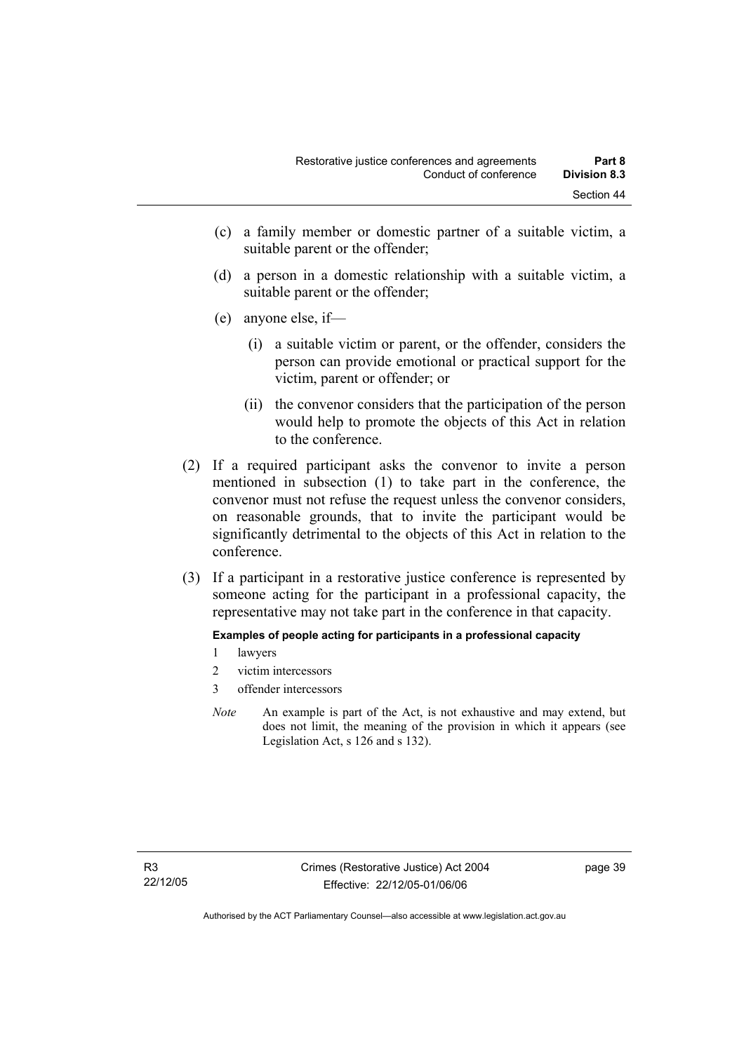(c) a family member or domestic partner of a suitable victim, a suitable parent or the offender;

(d) a person in a domestic relationship with a suitable victim, a suitable parent or the offender;

(e) anyone else, if—

(i) a suitable victim or parent, or the offender, considers the person can provide emotional or practical support for the victim, parent or offender; or

(ii) the convenor considers that the participation of the person would help to promote the objects of this Act in relation to the conference.

(2) If a required participant asks the convenor to invite a person mentioned in subsection (1) to take part in the conference, the convenor must not refuse the request unless the convenor considers, on reasonable grounds, that to invite the participant would be significantly detrimental to the objects of this Act in relation to the conference.

(3) If a participant in a restorative justice conference is represented by someone acting for the participant in a professional capacity, the representative may not take part in the conference in that capacity.

**Examples of people acting for participants in a professional capacity**

1 lawyers

2 victim intercessors

3 offender intercessors

*Note* An example is part of the Act, is not exhaustive and may extend, but does not limit, the meaning of the provision in which it appears (see Legislation Act, s 126 and s 132).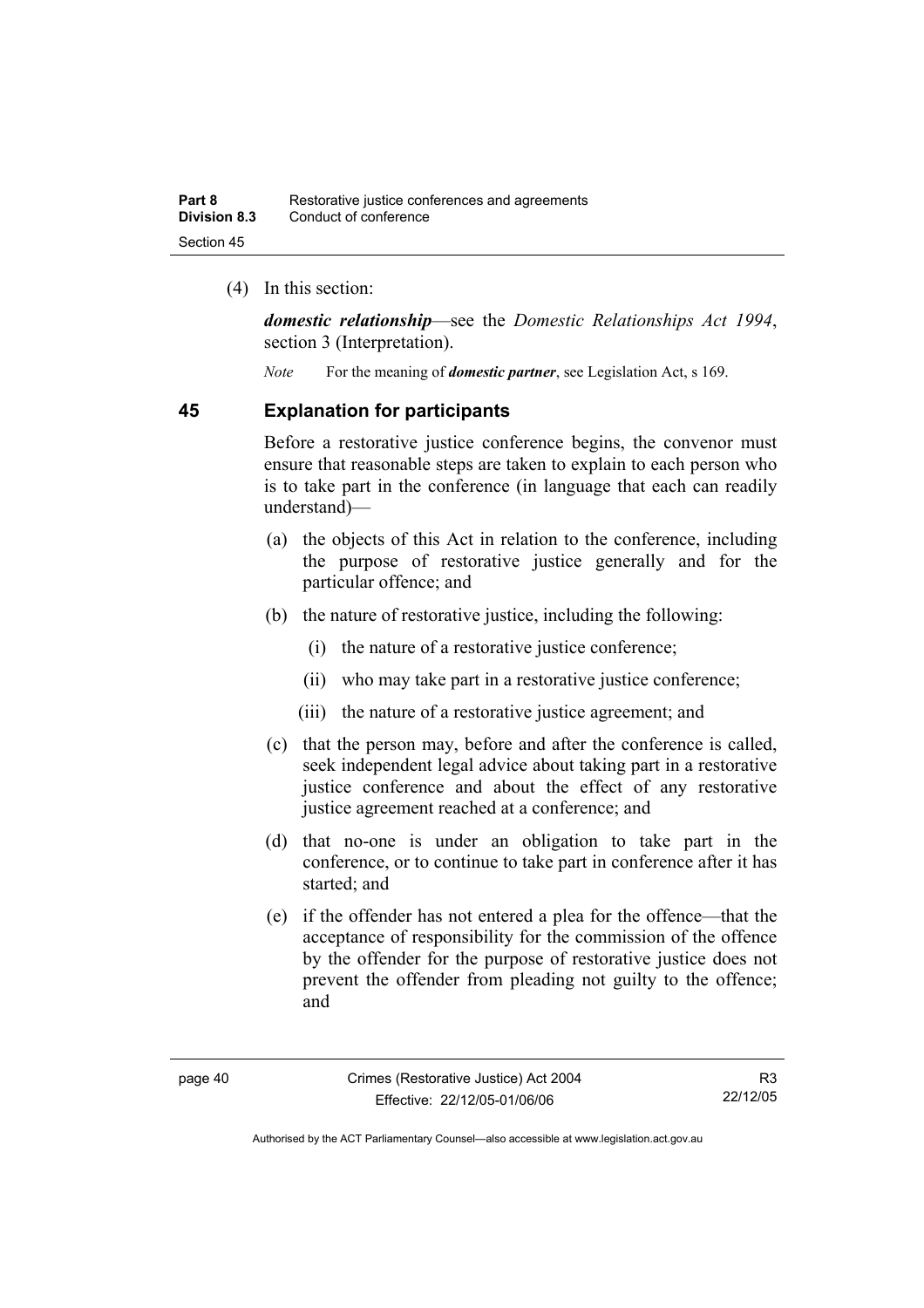(4) In this section:

***domestic relationship***—see the *Domestic Relationships Act 1994*, section 3 (Interpretation).

*Note* For the meaning of ***domestic partner***, see Legislation Act, s 169.

## 45 Explanation for participants

Before a restorative justice conference begins, the convenor must ensure that reasonable steps are taken to explain to each person who is to take part in the conference (in language that each can readily understand)—

(a) the objects of this Act in relation to the conference, including the purpose of restorative justice generally and for the particular offence; and

(b) the nature of restorative justice, including the following:

(i) the nature of a restorative justice conference;

(ii) who may take part in a restorative justice conference;

(iii) the nature of a restorative justice agreement; and

(c) that the person may, before and after the conference is called, seek independent legal advice about taking part in a restorative justice conference and about the effect of any restorative justice agreement reached at a conference; and

(d) that no-one is under an obligation to take part in the conference, or to continue to take part in conference after it has started; and

(e) if the offender has not entered a plea for the offence—that the acceptance of responsibility for the commission of the offence by the offender for the purpose of restorative justice does not prevent the offender from pleading not guilty to the offence; and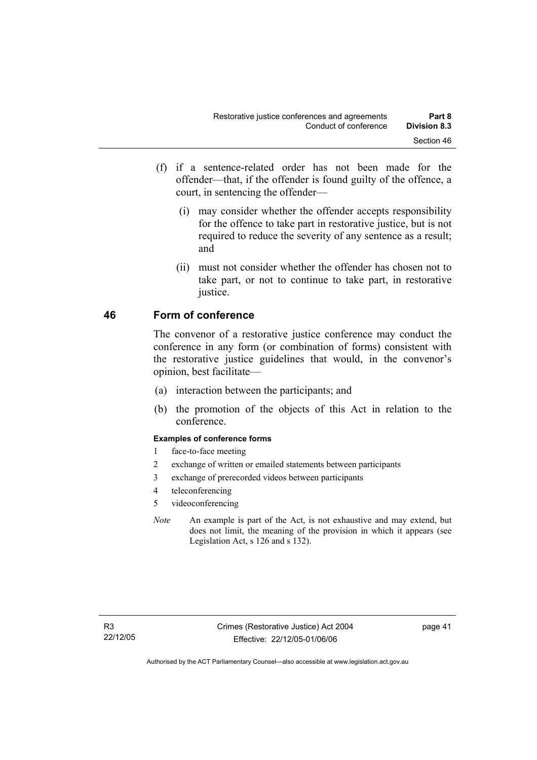(f) if a sentence-related order has not been made for the offender—that, if the offender is found guilty of the offence, a court, in sentencing the offender—

(i) may consider whether the offender accepts responsibility for the offence to take part in restorative justice, but is not required to reduce the severity of any sentence as a result; and

(ii) must not consider whether the offender has chosen not to take part, or not to continue to take part, in restorative justice.

## 46 Form of conference

The convenor of a restorative justice conference may conduct the conference in any form (or combination of forms) consistent with the restorative justice guidelines that would, in the convenor's opinion, best facilitate—

(a) interaction between the participants; and

(b) the promotion of the objects of this Act in relation to the conference.

**Examples of conference forms**

1 face-to-face meeting

2 exchange of written or emailed statements between participants

3 exchange of prerecorded videos between participants

4 teleconferencing

5 videoconferencing

*Note* An example is part of the Act, is not exhaustive and may extend, but does not limit, the meaning of the provision in which it appears (see Legislation Act, s 126 and s 132).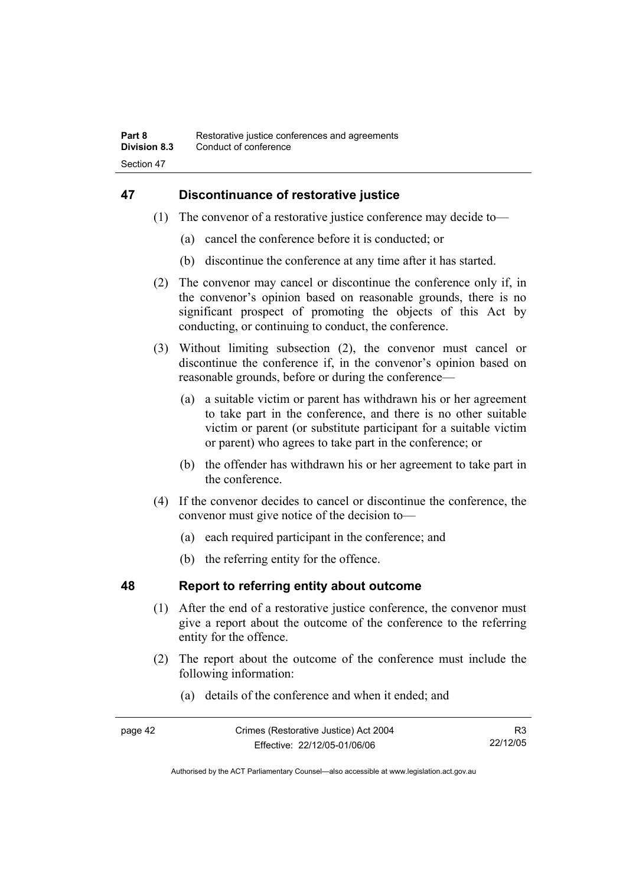## 47 Discontinuance of restorative justice

(1) The convenor of a restorative justice conference may decide to—

(a) cancel the conference before it is conducted; or

(b) discontinue the conference at any time after it has started.

(2) The convenor may cancel or discontinue the conference only if, in the convenor's opinion based on reasonable grounds, there is no significant prospect of promoting the objects of this Act by conducting, or continuing to conduct, the conference.

(3) Without limiting subsection (2), the convenor must cancel or discontinue the conference if, in the convenor's opinion based on reasonable grounds, before or during the conference—

(a) a suitable victim or parent has withdrawn his or her agreement to take part in the conference, and there is no other suitable victim or parent (or substitute participant for a suitable victim or parent) who agrees to take part in the conference; or

(b) the offender has withdrawn his or her agreement to take part in the conference.

(4) If the convenor decides to cancel or discontinue the conference, the convenor must give notice of the decision to—

(a) each required participant in the conference; and

(b) the referring entity for the offence.

## 48 Report to referring entity about outcome

(1) After the end of a restorative justice conference, the convenor must give a report about the outcome of the conference to the referring entity for the offence.

(2) The report about the outcome of the conference must include the following information:

(a) details of the conference and when it ended; and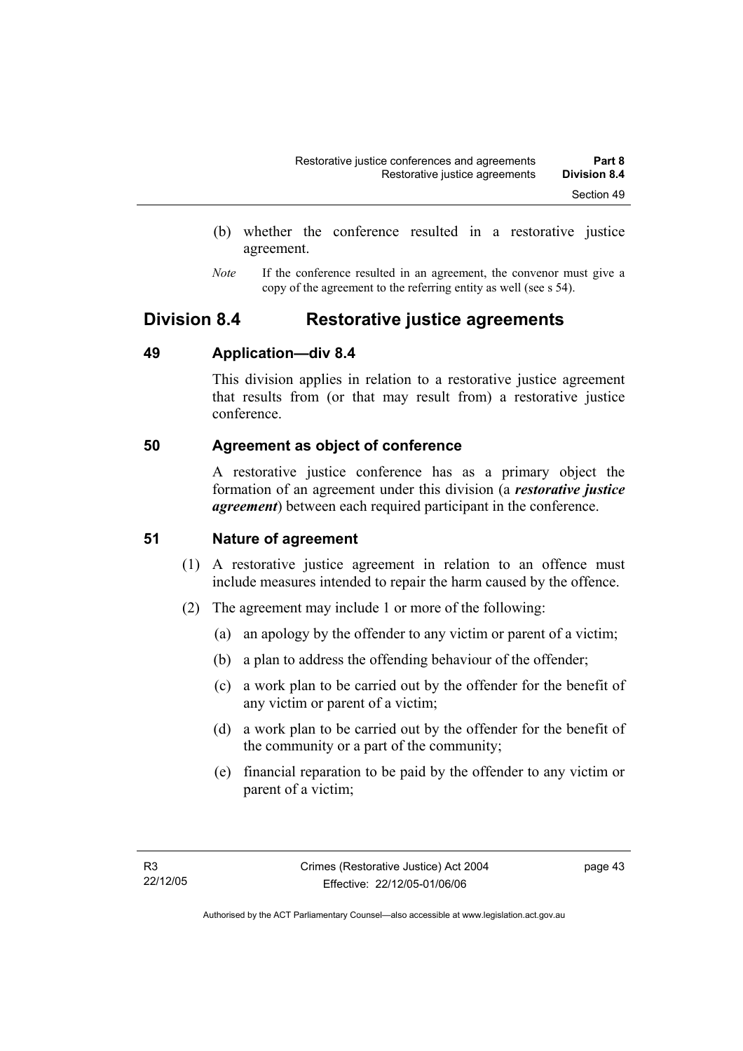(b) whether the conference resulted in a restorative justice agreement.

*Note* If the conference resulted in an agreement, the convenor must give a copy of the agreement to the referring entity as well (see s 54).

# Division 8.4 Restorative justice agreements

## 49 Application—div 8.4

This division applies in relation to a restorative justice agreement that results from (or that may result from) a restorative justice conference.

## 50 Agreement as object of conference

A restorative justice conference has as a primary object the formation of an agreement under this division (a ***restorative justice agreement***) between each required participant in the conference.

## 51 Nature of agreement

(1) A restorative justice agreement in relation to an offence must include measures intended to repair the harm caused by the offence.

(2) The agreement may include 1 or more of the following:

(a) an apology by the offender to any victim or parent of a victim;

(b) a plan to address the offending behaviour of the offender;

(c) a work plan to be carried out by the offender for the benefit of any victim or parent of a victim;

(d) a work plan to be carried out by the offender for the benefit of the community or a part of the community;

(e) financial reparation to be paid by the offender to any victim or parent of a victim;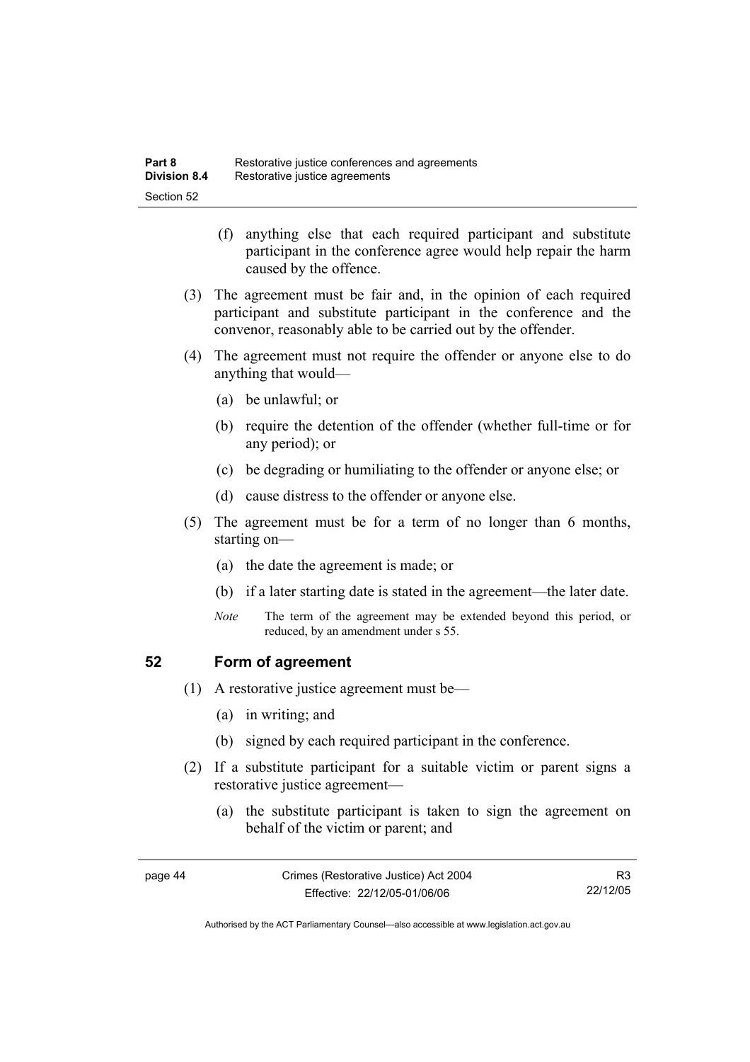(f) anything else that each required participant and substitute participant in the conference agree would help repair the harm caused by the offence.

(3) The agreement must be fair and, in the opinion of each required participant and substitute participant in the conference and the convenor, reasonably able to be carried out by the offender.

(4) The agreement must not require the offender or anyone else to do anything that would—

(a) be unlawful; or

(b) require the detention of the offender (whether full-time or for any period); or

(c) be degrading or humiliating to the offender or anyone else; or

(d) cause distress to the offender or anyone else.

(5) The agreement must be for a term of no longer than 6 months, starting on—

(a) the date the agreement is made; or

(b) if a later starting date is stated in the agreement—the later date.

*Note* The term of the agreement may be extended beyond this period, or reduced, by an amendment under s 55.

## 52 Form of agreement

(1) A restorative justice agreement must be—

(a) in writing; and

(b) signed by each required participant in the conference.

(2) If a substitute participant for a suitable victim or parent signs a restorative justice agreement—

(a) the substitute participant is taken to sign the agreement on behalf of the victim or parent; and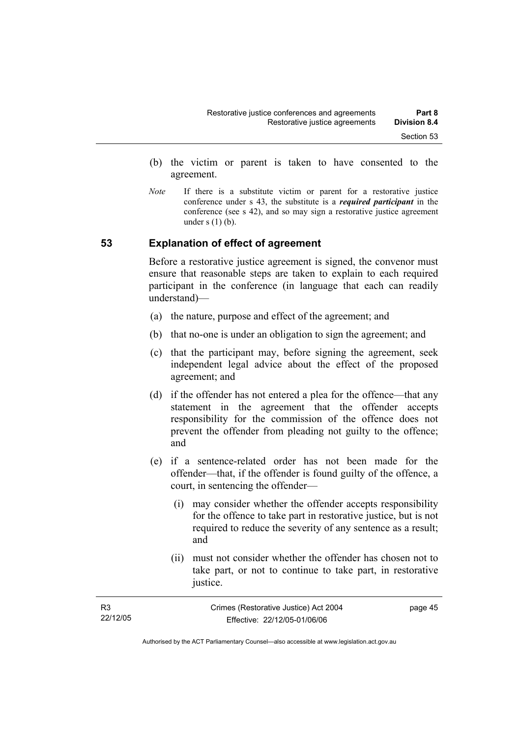(b) the victim or parent is taken to have consented to the agreement.

*Note* If there is a substitute victim or parent for a restorative justice conference under s 43, the substitute is a ***required participant*** in the conference (see s 42), and so may sign a restorative justice agreement under s (1) (b).

## 53 Explanation of effect of agreement

Before a restorative justice agreement is signed, the convenor must ensure that reasonable steps are taken to explain to each required participant in the conference (in language that each can readily understand)—

(a) the nature, purpose and effect of the agreement; and

(b) that no-one is under an obligation to sign the agreement; and

(c) that the participant may, before signing the agreement, seek independent legal advice about the effect of the proposed agreement; and

(d) if the offender has not entered a plea for the offence—that any statement in the agreement that the offender accepts responsibility for the commission of the offence does not prevent the offender from pleading not guilty to the offence; and

(e) if a sentence-related order has not been made for the offender—that, if the offender is found guilty of the offence, a court, in sentencing the offender—

(i) may consider whether the offender accepts responsibility for the offence to take part in restorative justice, but is not required to reduce the severity of any sentence as a result; and

(ii) must not consider whether the offender has chosen not to take part, or not to continue to take part, in restorative justice.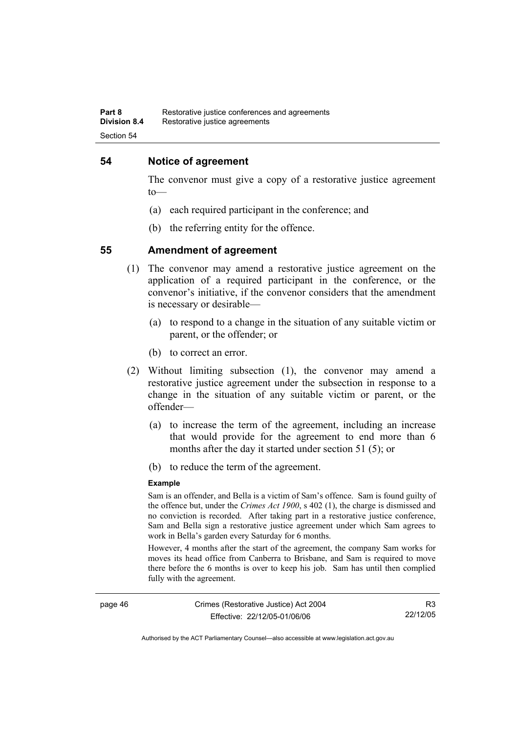## 54 Notice of agreement

The convenor must give a copy of a restorative justice agreement to—

(a) each required participant in the conference; and

(b) the referring entity for the offence.

## 55 Amendment of agreement

(1) The convenor may amend a restorative justice agreement on the application of a required participant in the conference, or the convenor's initiative, if the convenor considers that the amendment is necessary or desirable—

(a) to respond to a change in the situation of any suitable victim or parent, or the offender; or

(b) to correct an error.

(2) Without limiting subsection (1), the convenor may amend a restorative justice agreement under the subsection in response to a change in the situation of any suitable victim or parent, or the offender—

(a) to increase the term of the agreement, including an increase that would provide for the agreement to end more than 6 months after the day it started under section 51 (5); or

(b) to reduce the term of the agreement.

**Example**

Sam is an offender, and Bella is a victim of Sam's offence. Sam is found guilty of the offence but, under the *Crimes Act 1900*, s 402 (1), the charge is dismissed and no conviction is recorded. After taking part in a restorative justice conference, Sam and Bella sign a restorative justice agreement under which Sam agrees to work in Bella's garden every Saturday for 6 months.

However, 4 months after the start of the agreement, the company Sam works for moves its head office from Canberra to Brisbane, and Sam is required to move there before the 6 months is over to keep his job. Sam has until then complied fully with the agreement.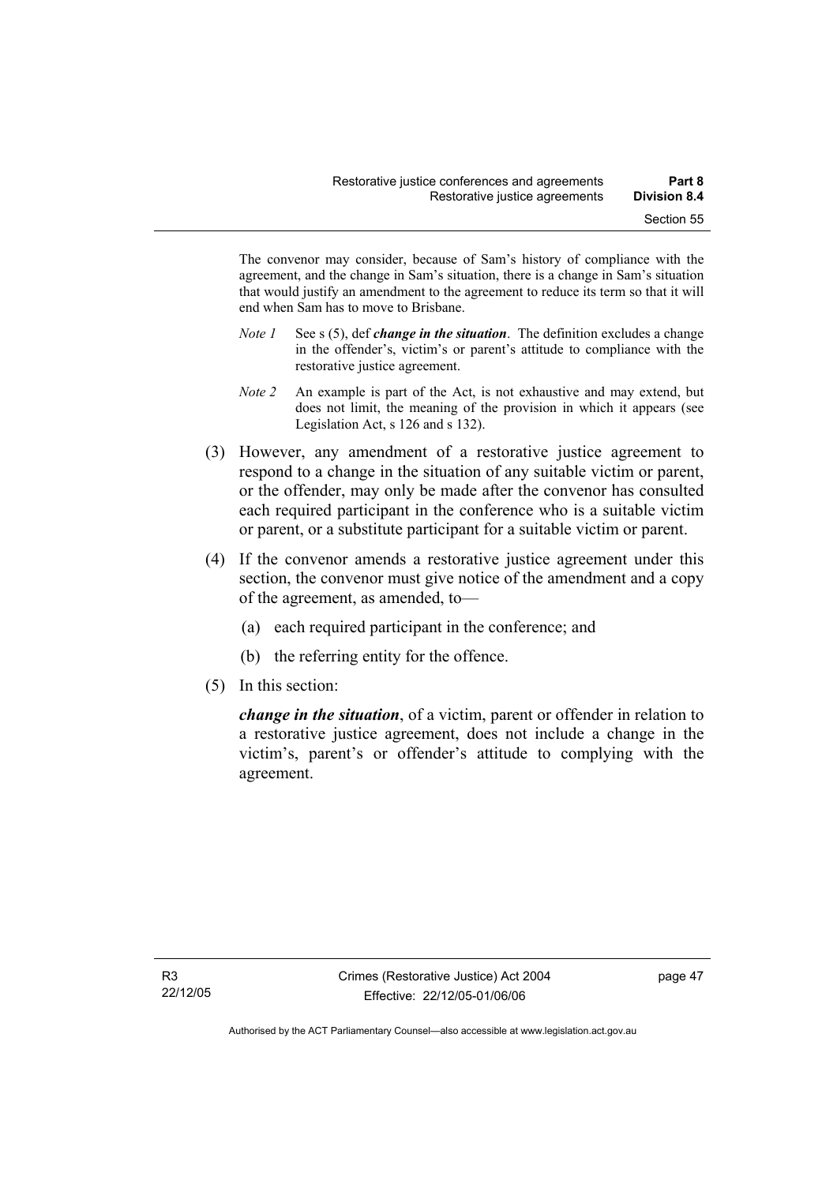The convenor may consider, because of Sam's history of compliance with the agreement, and the change in Sam's situation, there is a change in Sam's situation that would justify an amendment to the agreement to reduce its term so that it will end when Sam has to move to Brisbane.

*Note 1* See s (5), def ***change in the situation***. The definition excludes a change in the offender's, victim's or parent's attitude to compliance with the restorative justice agreement.

*Note 2* An example is part of the Act, is not exhaustive and may extend, but does not limit, the meaning of the provision in which it appears (see Legislation Act, s 126 and s 132).

(3) However, any amendment of a restorative justice agreement to respond to a change in the situation of any suitable victim or parent, or the offender, may only be made after the convenor has consulted each required participant in the conference who is a suitable victim or parent, or a substitute participant for a suitable victim or parent.

(4) If the convenor amends a restorative justice agreement under this section, the convenor must give notice of the amendment and a copy of the agreement, as amended, to—

(a) each required participant in the conference; and

(b) the referring entity for the offence.

(5) In this section:

***change in the situation***, of a victim, parent or offender in relation to a restorative justice agreement, does not include a change in the victim's, parent's or offender's attitude to complying with the agreement.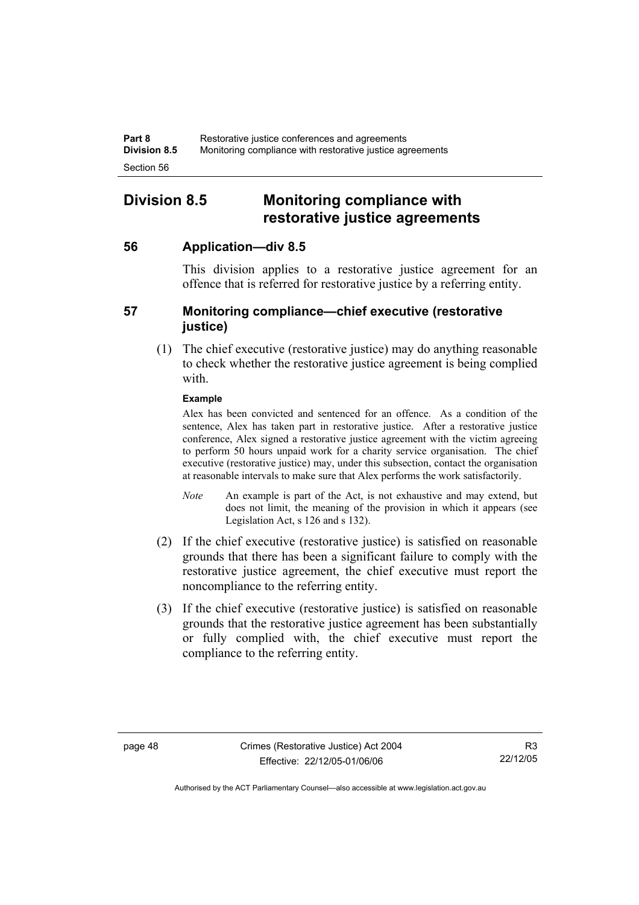## Division 8.5 Monitoring compliance with restorative justice agreements

### 56 Application—div 8.5

This division applies to a restorative justice agreement for an offence that is referred for restorative justice by a referring entity.

### 57 Monitoring compliance—chief executive (restorative justice)

(1) The chief executive (restorative justice) may do anything reasonable to check whether the restorative justice agreement is being complied with.

**Example**

Alex has been convicted and sentenced for an offence. As a condition of the sentence, Alex has taken part in restorative justice. After a restorative justice conference, Alex signed a restorative justice agreement with the victim agreeing to perform 50 hours unpaid work for a charity service organisation. The chief executive (restorative justice) may, under this subsection, contact the organisation at reasonable intervals to make sure that Alex performs the work satisfactorily.

*Note* An example is part of the Act, is not exhaustive and may extend, but does not limit, the meaning of the provision in which it appears (see Legislation Act, s 126 and s 132).

(2) If the chief executive (restorative justice) is satisfied on reasonable grounds that there has been a significant failure to comply with the restorative justice agreement, the chief executive must report the noncompliance to the referring entity.

(3) If the chief executive (restorative justice) is satisfied on reasonable grounds that the restorative justice agreement has been substantially or fully complied with, the chief executive must report the compliance to the referring entity.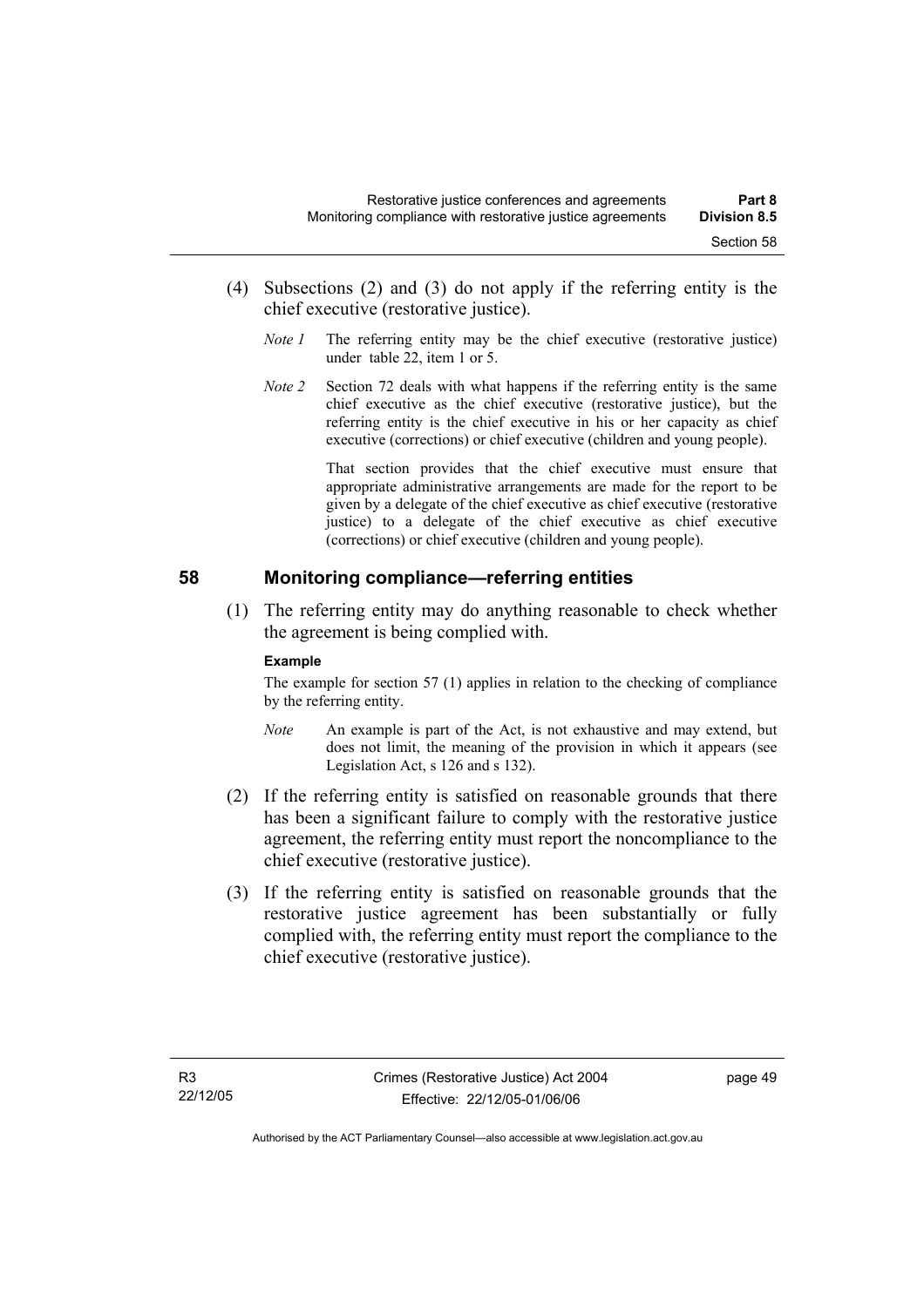(4) Subsections (2) and (3) do not apply if the referring entity is the chief executive (restorative justice).

*Note 1* The referring entity may be the chief executive (restorative justice) under table 22, item 1 or 5.

*Note 2* Section 72 deals with what happens if the referring entity is the same chief executive as the chief executive (restorative justice), but the referring entity is the chief executive in his or her capacity as chief executive (corrections) or chief executive (children and young people).

That section provides that the chief executive must ensure that appropriate administrative arrangements are made for the report to be given by a delegate of the chief executive as chief executive (restorative justice) to a delegate of the chief executive as chief executive (corrections) or chief executive (children and young people).

## 58 Monitoring compliance—referring entities

(1) The referring entity may do anything reasonable to check whether the agreement is being complied with.

**Example**

The example for section 57 (1) applies in relation to the checking of compliance by the referring entity.

*Note* An example is part of the Act, is not exhaustive and may extend, but does not limit, the meaning of the provision in which it appears (see Legislation Act, s 126 and s 132).

(2) If the referring entity is satisfied on reasonable grounds that there has been a significant failure to comply with the restorative justice agreement, the referring entity must report the noncompliance to the chief executive (restorative justice).

(3) If the referring entity is satisfied on reasonable grounds that the restorative justice agreement has been substantially or fully complied with, the referring entity must report the compliance to the chief executive (restorative justice).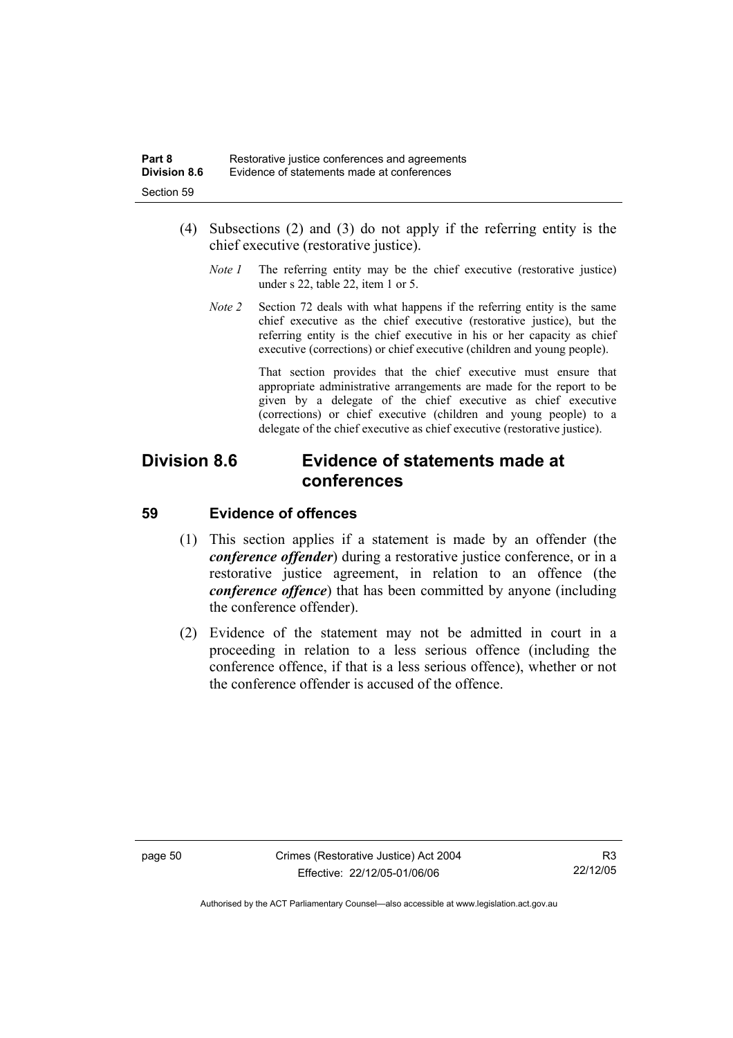(4) Subsections (2) and (3) do not apply if the referring entity is the chief executive (restorative justice).

*Note 1* The referring entity may be the chief executive (restorative justice) under s 22, table 22, item 1 or 5.

*Note 2* Section 72 deals with what happens if the referring entity is the same chief executive as the chief executive (restorative justice), but the referring entity is the chief executive in his or her capacity as chief executive (corrections) or chief executive (children and young people).

That section provides that the chief executive must ensure that appropriate administrative arrangements are made for the report to be given by a delegate of the chief executive as chief executive (corrections) or chief executive (children and young people) to a delegate of the chief executive as chief executive (restorative justice).

## Division 8.6 Evidence of statements made at conferences

### 59 Evidence of offences

(1) This section applies if a statement is made by an offender (the ***conference offender***) during a restorative justice conference, or in a restorative justice agreement, in relation to an offence (the ***conference offence***) that has been committed by anyone (including the conference offender).

(2) Evidence of the statement may not be admitted in court in a proceeding in relation to a less serious offence (including the conference offence, if that is a less serious offence), whether or not the conference offender is accused of the offence.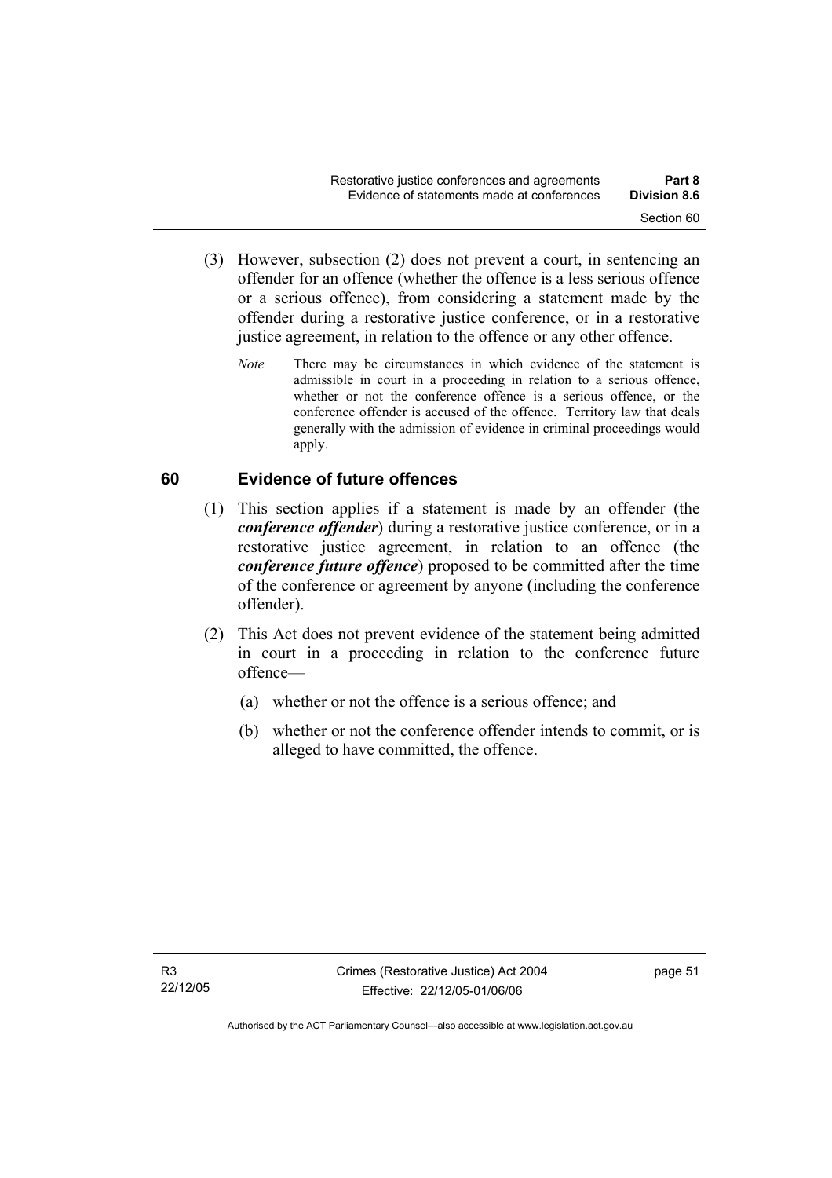(3) However, subsection (2) does not prevent a court, in sentencing an offender for an offence (whether the offence is a less serious offence or a serious offence), from considering a statement made by the offender during a restorative justice conference, or in a restorative justice agreement, in relation to the offence or any other offence.

*Note* There may be circumstances in which evidence of the statement is admissible in court in a proceeding in relation to a serious offence, whether or not the conference offence is a serious offence, or the conference offender is accused of the offence. Territory law that deals generally with the admission of evidence in criminal proceedings would apply.

## 60 Evidence of future offences

(1) This section applies if a statement is made by an offender (the ***conference offender***) during a restorative justice conference, or in a restorative justice agreement, in relation to an offence (the ***conference future offence***) proposed to be committed after the time of the conference or agreement by anyone (including the conference offender).

(2) This Act does not prevent evidence of the statement being admitted in court in a proceeding in relation to the conference future offence—

(a) whether or not the offence is a serious offence; and

(b) whether or not the conference offender intends to commit, or is alleged to have committed, the offence.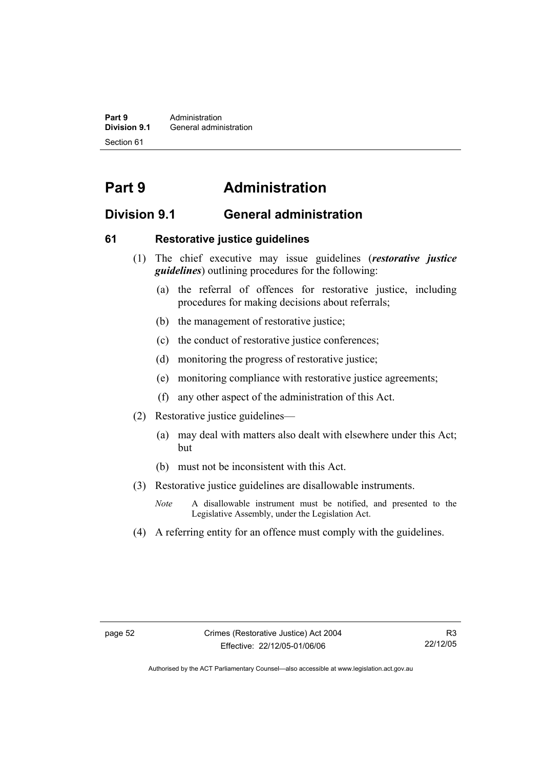# Part 9 Administration

## Division 9.1 General administration

### 61 Restorative justice guidelines

(1) The chief executive may issue guidelines (***restorative justice guidelines***) outlining procedures for the following:

(a) the referral of offences for restorative justice, including procedures for making decisions about referrals;

(b) the management of restorative justice;

(c) the conduct of restorative justice conferences;

(d) monitoring the progress of restorative justice;

(e) monitoring compliance with restorative justice agreements;

(f) any other aspect of the administration of this Act.

(2) Restorative justice guidelines—

(a) may deal with matters also dealt with elsewhere under this Act; but

(b) must not be inconsistent with this Act.

(3) Restorative justice guidelines are disallowable instruments.

*Note* A disallowable instrument must be notified, and presented to the Legislative Assembly, under the Legislation Act.

(4) A referring entity for an offence must comply with the guidelines.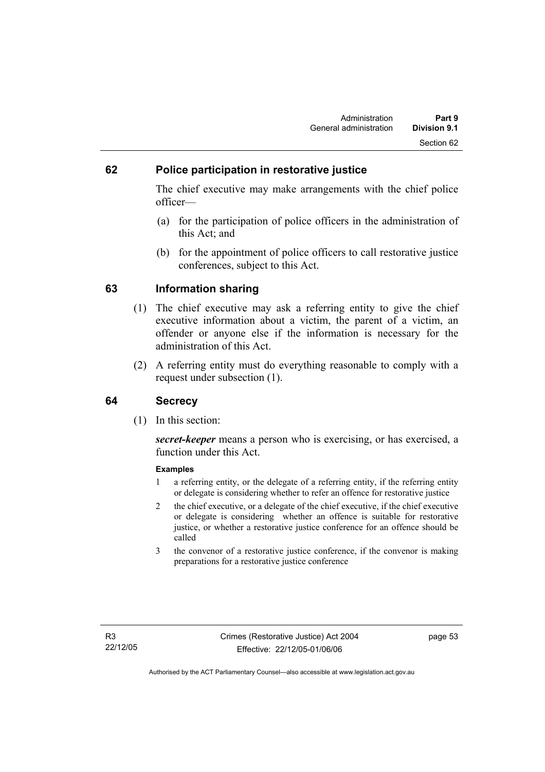## 62 Police participation in restorative justice

The chief executive may make arrangements with the chief police officer—

(a) for the participation of police officers in the administration of this Act; and

(b) for the appointment of police officers to call restorative justice conferences, subject to this Act.

## 63 Information sharing

(1) The chief executive may ask a referring entity to give the chief executive information about a victim, the parent of a victim, an offender or anyone else if the information is necessary for the administration of this Act.

(2) A referring entity must do everything reasonable to comply with a request under subsection (1).

## 64 Secrecy

(1) In this section:

***secret-keeper*** means a person who is exercising, or has exercised, a function under this Act.

**Examples**

1 a referring entity, or the delegate of a referring entity, if the referring entity or delegate is considering whether to refer an offence for restorative justice

2 the chief executive, or a delegate of the chief executive, if the chief executive or delegate is considering whether an offence is suitable for restorative justice, or whether a restorative justice conference for an offence should be called

3 the convenor of a restorative justice conference, if the convenor is making preparations for a restorative justice conference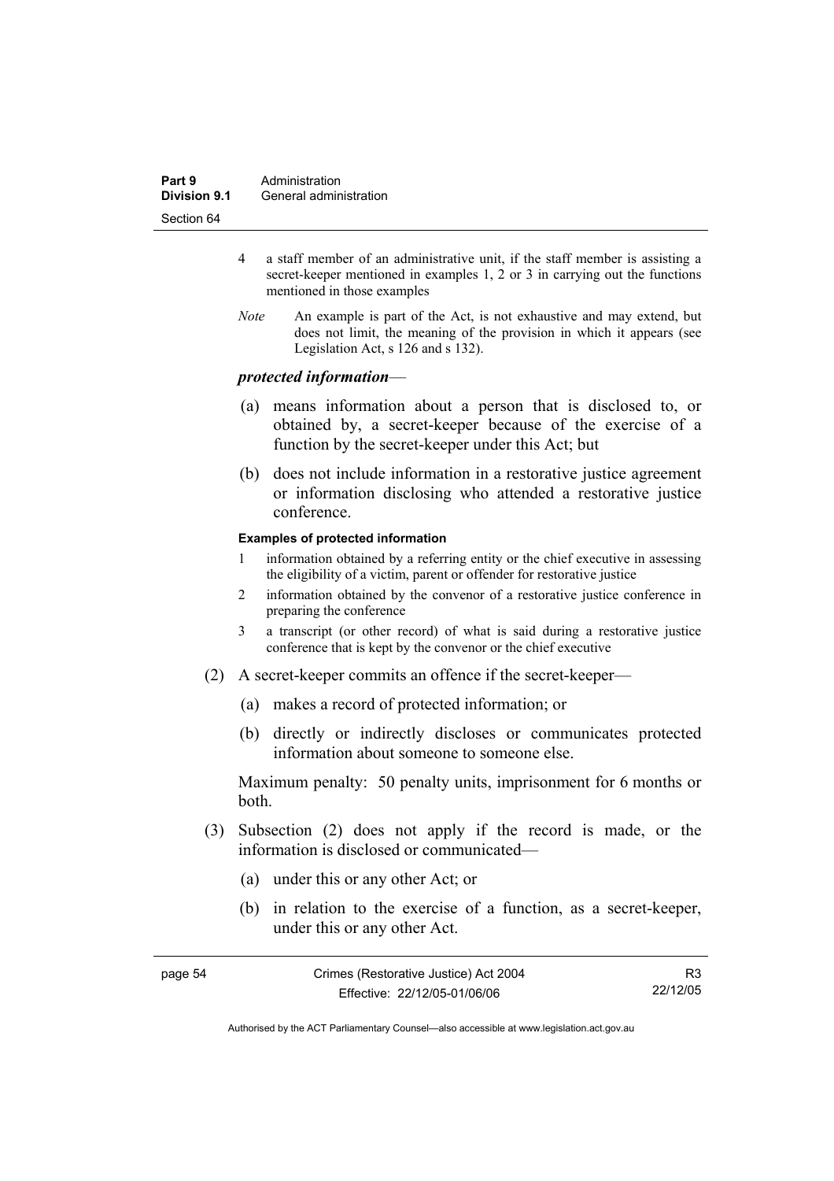4 a staff member of an administrative unit, if the staff member is assisting a secret-keeper mentioned in examples 1, 2 or 3 in carrying out the functions mentioned in those examples

*Note* An example is part of the Act, is not exhaustive and may extend, but does not limit, the meaning of the provision in which it appears (see Legislation Act, s 126 and s 132).

***protected information***—

(a) means information about a person that is disclosed to, or obtained by, a secret-keeper because of the exercise of a function by the secret-keeper under this Act; but

(b) does not include information in a restorative justice agreement or information disclosing who attended a restorative justice conference.

**Examples of protected information**

1 information obtained by a referring entity or the chief executive in assessing the eligibility of a victim, parent or offender for restorative justice

2 information obtained by the convenor of a restorative justice conference in preparing the conference

3 a transcript (or other record) of what is said during a restorative justice conference that is kept by the convenor or the chief executive

(2) A secret-keeper commits an offence if the secret-keeper—

(a) makes a record of protected information; or

(b) directly or indirectly discloses or communicates protected information about someone to someone else.

Maximum penalty: 50 penalty units, imprisonment for 6 months or both.

(3) Subsection (2) does not apply if the record is made, or the information is disclosed or communicated—

(a) under this or any other Act; or

(b) in relation to the exercise of a function, as a secret-keeper, under this or any other Act.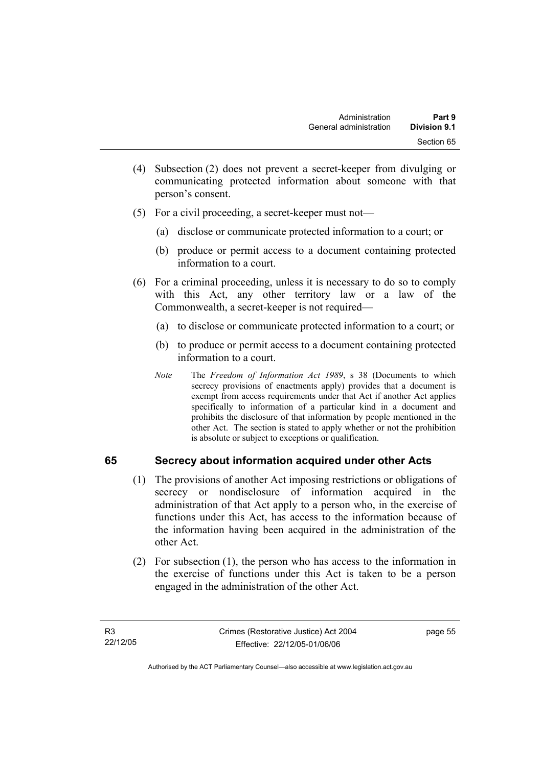(4) Subsection (2) does not prevent a secret-keeper from divulging or communicating protected information about someone with that person's consent.

(5) For a civil proceeding, a secret-keeper must not—

(a) disclose or communicate protected information to a court; or

(b) produce or permit access to a document containing protected information to a court.

(6) For a criminal proceeding, unless it is necessary to do so to comply with this Act, any other territory law or a law of the Commonwealth, a secret-keeper is not required—

(a) to disclose or communicate protected information to a court; or

(b) to produce or permit access to a document containing protected information to a court.

*Note* The *Freedom of Information Act 1989*, s 38 (Documents to which secrecy provisions of enactments apply) provides that a document is exempt from access requirements under that Act if another Act applies specifically to information of a particular kind in a document and prohibits the disclosure of that information by people mentioned in the other Act. The section is stated to apply whether or not the prohibition is absolute or subject to exceptions or qualification.

## 65 Secrecy about information acquired under other Acts

(1) The provisions of another Act imposing restrictions or obligations of secrecy or nondisclosure of information acquired in the administration of that Act apply to a person who, in the exercise of functions under this Act, has access to the information because of the information having been acquired in the administration of the other Act.

(2) For subsection (1), the person who has access to the information in the exercise of functions under this Act is taken to be a person engaged in the administration of the other Act.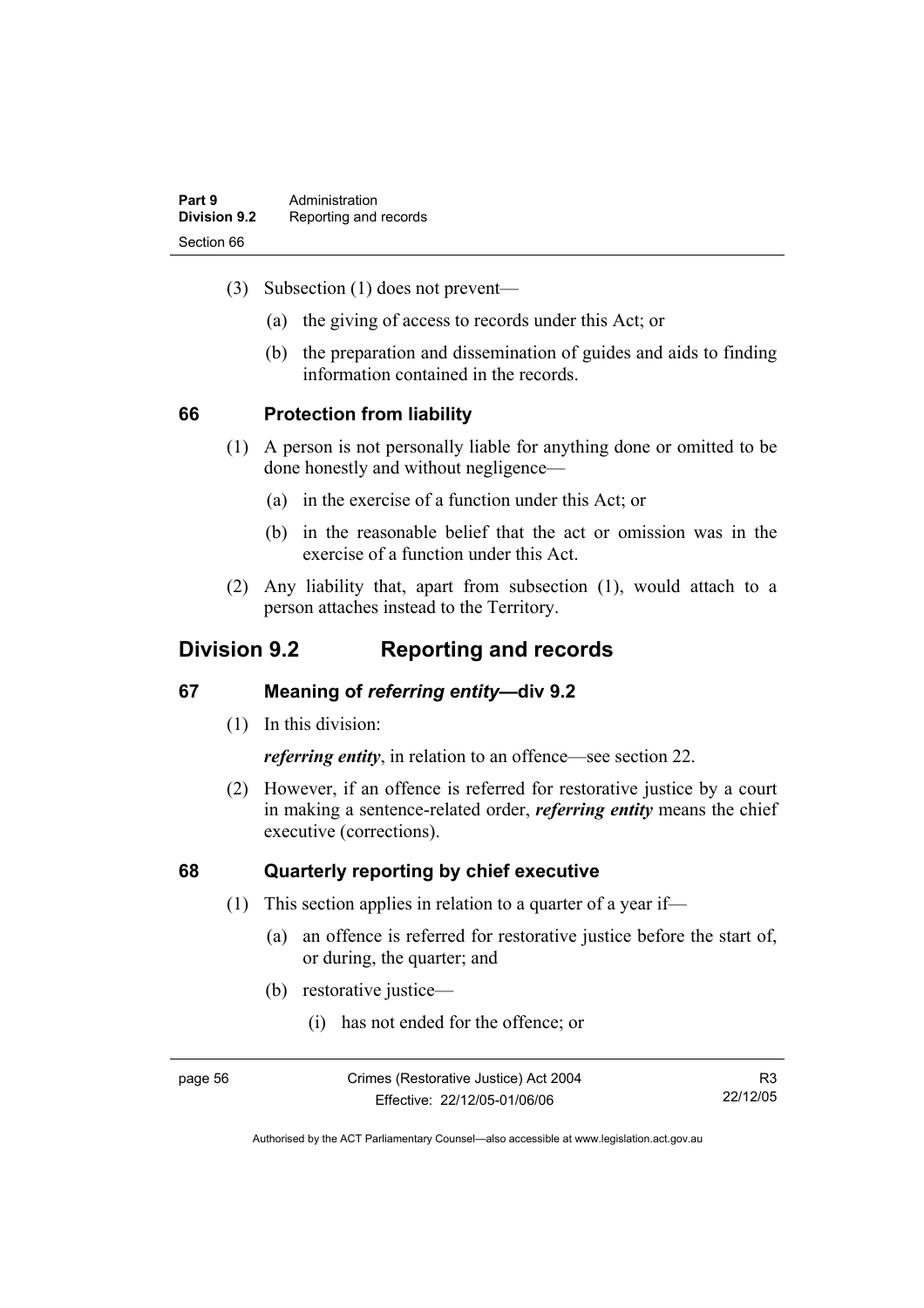(3) Subsection (1) does not prevent—

(a) the giving of access to records under this Act; or

(b) the preparation and dissemination of guides and aids to finding information contained in the records.

### 66 Protection from liability

(1) A person is not personally liable for anything done or omitted to be done honestly and without negligence—

(a) in the exercise of a function under this Act; or

(b) in the reasonable belief that the act or omission was in the exercise of a function under this Act.

(2) Any liability that, apart from subsection (1), would attach to a person attaches instead to the Territory.

## Division 9.2 Reporting and records

### 67 Meaning of *referring entity*—div 9.2

(1) In this division:

***referring entity***, in relation to an offence—see section 22.

(2) However, if an offence is referred for restorative justice by a court in making a sentence-related order, ***referring entity*** means the chief executive (corrections).

### 68 Quarterly reporting by chief executive

(1) This section applies in relation to a quarter of a year if—

(a) an offence is referred for restorative justice before the start of, or during, the quarter; and

(b) restorative justice—

(i) has not ended for the offence; or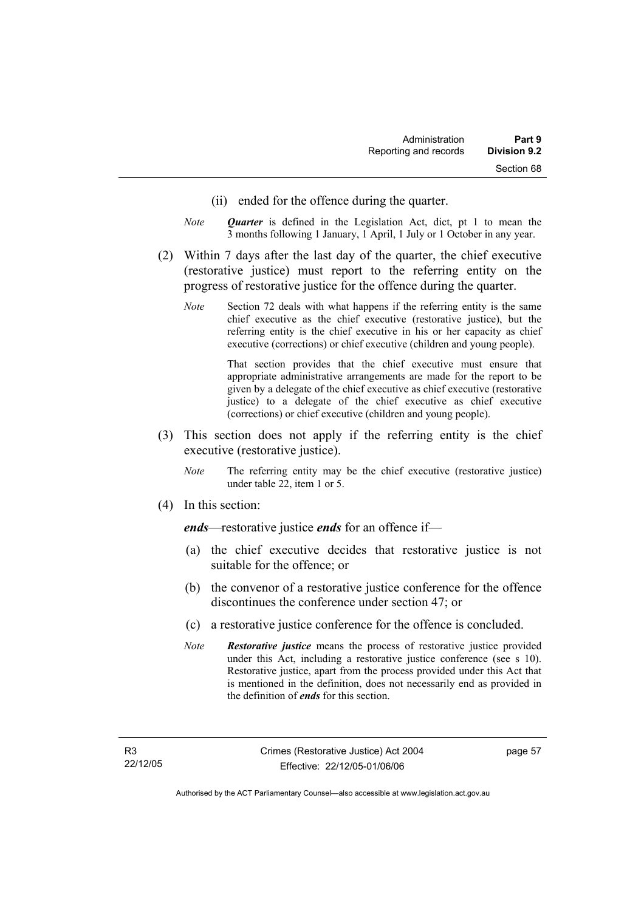(ii) ended for the offence during the quarter.

*Note* ***Quarter*** is defined in the Legislation Act, dict, pt 1 to mean the 3 months following 1 January, 1 April, 1 July or 1 October in any year.

(2) Within 7 days after the last day of the quarter, the chief executive (restorative justice) must report to the referring entity on the progress of restorative justice for the offence during the quarter.

*Note* Section 72 deals with what happens if the referring entity is the same chief executive as the chief executive (restorative justice), but the referring entity is the chief executive in his or her capacity as chief executive (corrections) or chief executive (children and young people).

That section provides that the chief executive must ensure that appropriate administrative arrangements are made for the report to be given by a delegate of the chief executive as chief executive (restorative justice) to a delegate of the chief executive as chief executive (corrections) or chief executive (children and young people).

(3) This section does not apply if the referring entity is the chief executive (restorative justice).

*Note* The referring entity may be the chief executive (restorative justice) under table 22, item 1 or 5.

(4) In this section:

***ends***—restorative justice ***ends*** for an offence if—

(a) the chief executive decides that restorative justice is not suitable for the offence; or

(b) the convenor of a restorative justice conference for the offence discontinues the conference under section 47; or

(c) a restorative justice conference for the offence is concluded.

*Note* ***Restorative justice*** means the process of restorative justice provided under this Act, including a restorative justice conference (see s 10). Restorative justice, apart from the process provided under this Act that is mentioned in the definition, does not necessarily end as provided in the definition of ***ends*** for this section.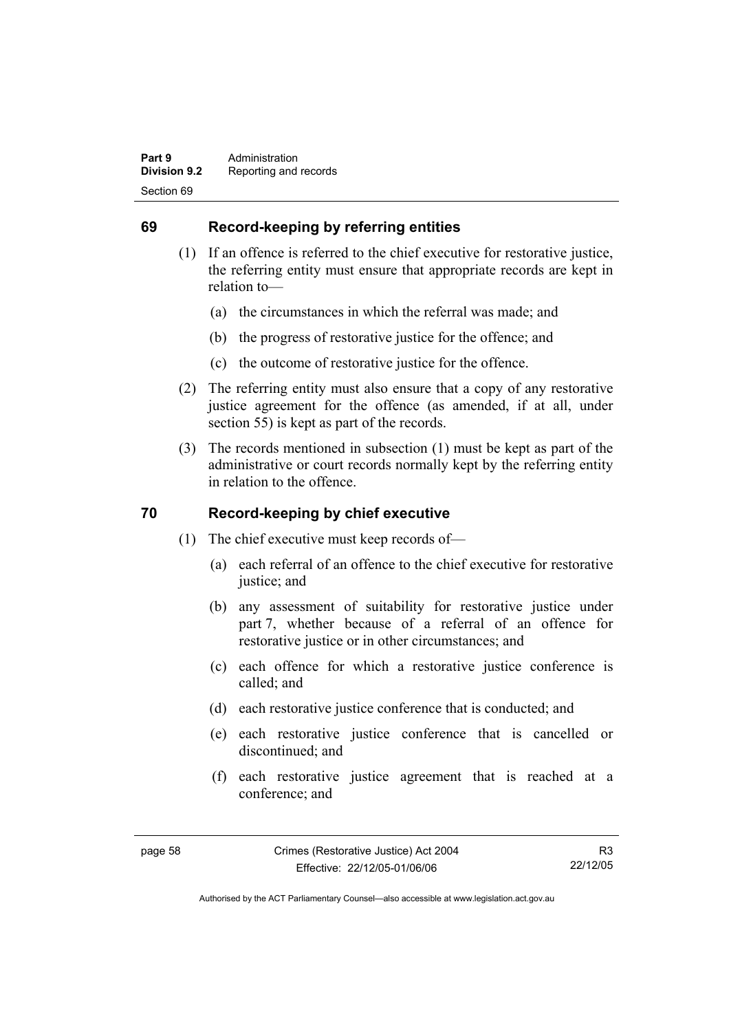## 69 Record-keeping by referring entities

(1) If an offence is referred to the chief executive for restorative justice, the referring entity must ensure that appropriate records are kept in relation to—

(a) the circumstances in which the referral was made; and

(b) the progress of restorative justice for the offence; and

(c) the outcome of restorative justice for the offence.

(2) The referring entity must also ensure that a copy of any restorative justice agreement for the offence (as amended, if at all, under section 55) is kept as part of the records.

(3) The records mentioned in subsection (1) must be kept as part of the administrative or court records normally kept by the referring entity in relation to the offence.

## 70 Record-keeping by chief executive

(1) The chief executive must keep records of—

(a) each referral of an offence to the chief executive for restorative justice; and

(b) any assessment of suitability for restorative justice under part 7, whether because of a referral of an offence for restorative justice or in other circumstances; and

(c) each offence for which a restorative justice conference is called; and

(d) each restorative justice conference that is conducted; and

(e) each restorative justice conference that is cancelled or discontinued; and

(f) each restorative justice agreement that is reached at a conference; and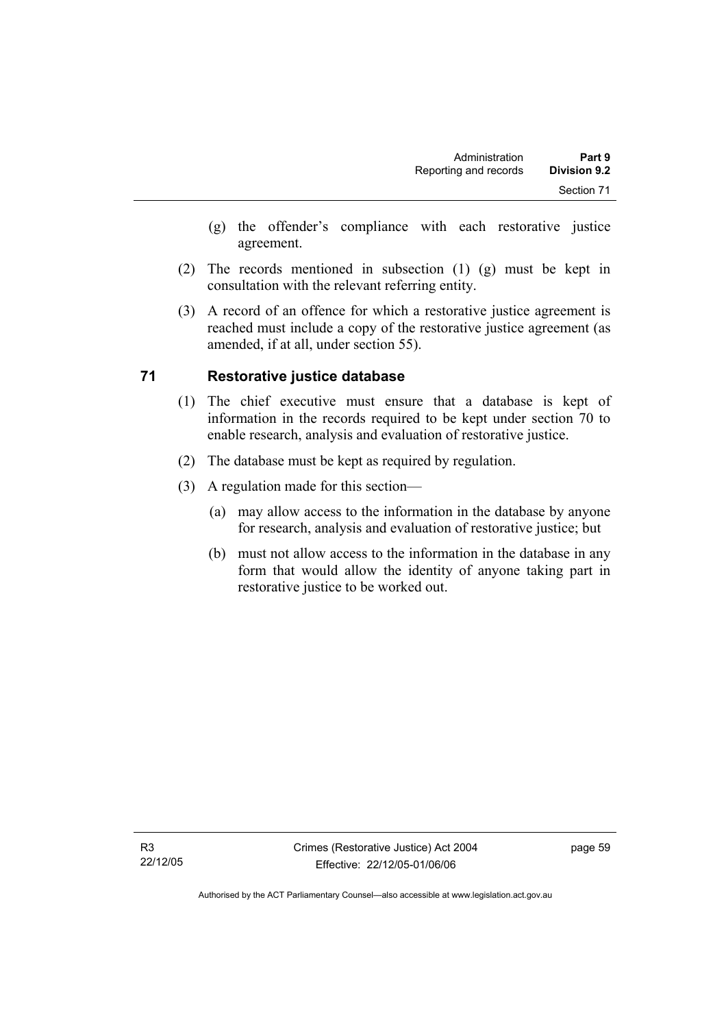(g) the offender's compliance with each restorative justice agreement.

(2) The records mentioned in subsection (1) (g) must be kept in consultation with the relevant referring entity.

(3) A record of an offence for which a restorative justice agreement is reached must include a copy of the restorative justice agreement (as amended, if at all, under section 55).

## 71 Restorative justice database

(1) The chief executive must ensure that a database is kept of information in the records required to be kept under section 70 to enable research, analysis and evaluation of restorative justice.

(2) The database must be kept as required by regulation.

(3) A regulation made for this section—

(a) may allow access to the information in the database by anyone for research, analysis and evaluation of restorative justice; but

(b) must not allow access to the information in the database in any form that would allow the identity of anyone taking part in restorative justice to be worked out.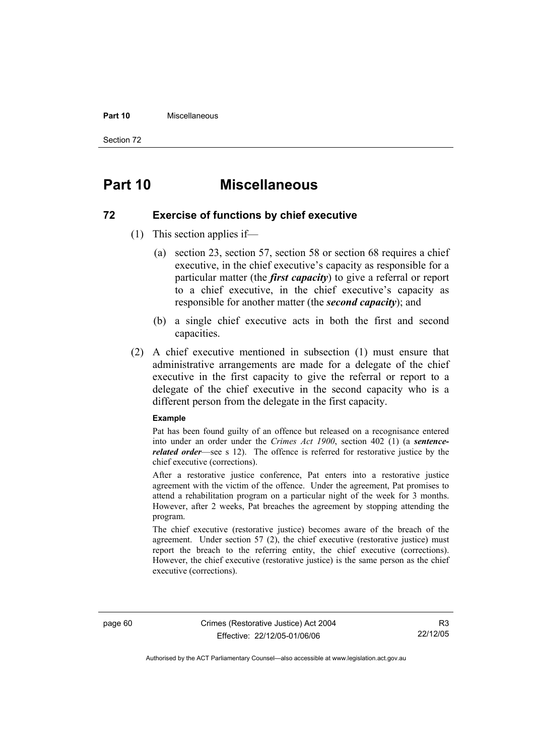# Part 10 Miscellaneous

## 72 Exercise of functions by chief executive

(1) This section applies if—

(a) section 23, section 57, section 58 or section 68 requires a chief executive, in the chief executive's capacity as responsible for a particular matter (the ***first capacity***) to give a referral or report to a chief executive, in the chief executive's capacity as responsible for another matter (the ***second capacity***); and

(b) a single chief executive acts in both the first and second capacities.

(2) A chief executive mentioned in subsection (1) must ensure that administrative arrangements are made for a delegate of the chief executive in the first capacity to give the referral or report to a delegate of the chief executive in the second capacity who is a different person from the delegate in the first capacity.

**Example**

Pat has been found guilty of an offence but released on a recognisance entered into under an order under the *Crimes Act 1900*, section 402 (1) (a ***sentence-related order***—see s 12). The offence is referred for restorative justice by the chief executive (corrections).

After a restorative justice conference, Pat enters into a restorative justice agreement with the victim of the offence. Under the agreement, Pat promises to attend a rehabilitation program on a particular night of the week for 3 months. However, after 2 weeks, Pat breaches the agreement by stopping attending the program.

The chief executive (restorative justice) becomes aware of the breach of the agreement. Under section 57 (2), the chief executive (restorative justice) must report the breach to the referring entity, the chief executive (corrections). However, the chief executive (restorative justice) is the same person as the chief executive (corrections).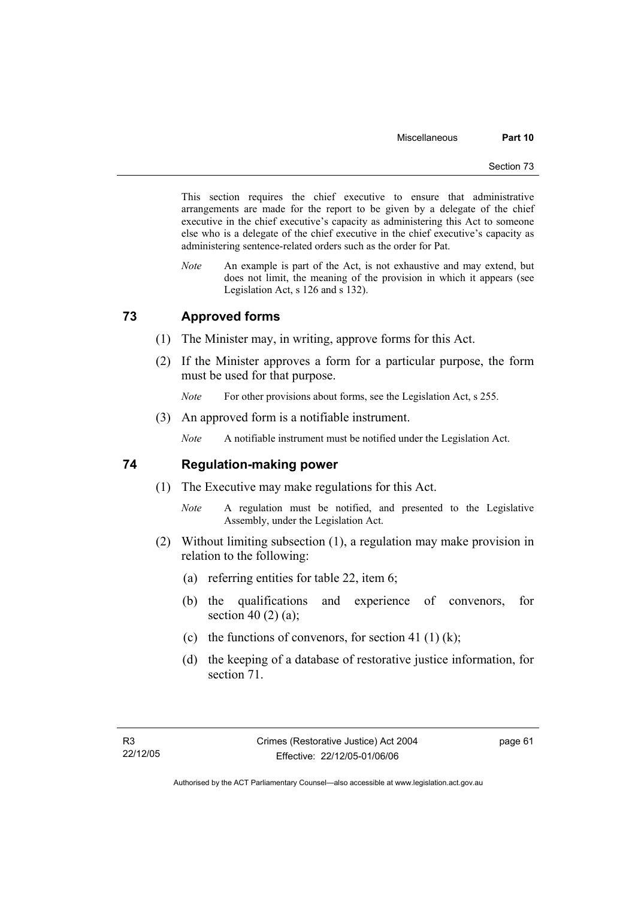This section requires the chief executive to ensure that administrative arrangements are made for the report to be given by a delegate of the chief executive in the chief executive's capacity as administering this Act to someone else who is a delegate of the chief executive in the chief executive's capacity as administering sentence-related orders such as the order for Pat.

*Note* An example is part of the Act, is not exhaustive and may extend, but does not limit, the meaning of the provision in which it appears (see Legislation Act, s 126 and s 132).

## 73 Approved forms

(1) The Minister may, in writing, approve forms for this Act.

(2) If the Minister approves a form for a particular purpose, the form must be used for that purpose.

*Note* For other provisions about forms, see the Legislation Act, s 255.

(3) An approved form is a notifiable instrument.

*Note* A notifiable instrument must be notified under the Legislation Act.

## 74 Regulation-making power

(1) The Executive may make regulations for this Act.

*Note* A regulation must be notified, and presented to the Legislative Assembly, under the Legislation Act.

(2) Without limiting subsection (1), a regulation may make provision in relation to the following:

(a) referring entities for table 22, item 6;

(b) the qualifications and experience of convenors, for section 40 (2) (a);

(c) the functions of convenors, for section 41 (1) (k);

(d) the keeping of a database of restorative justice information, for section 71.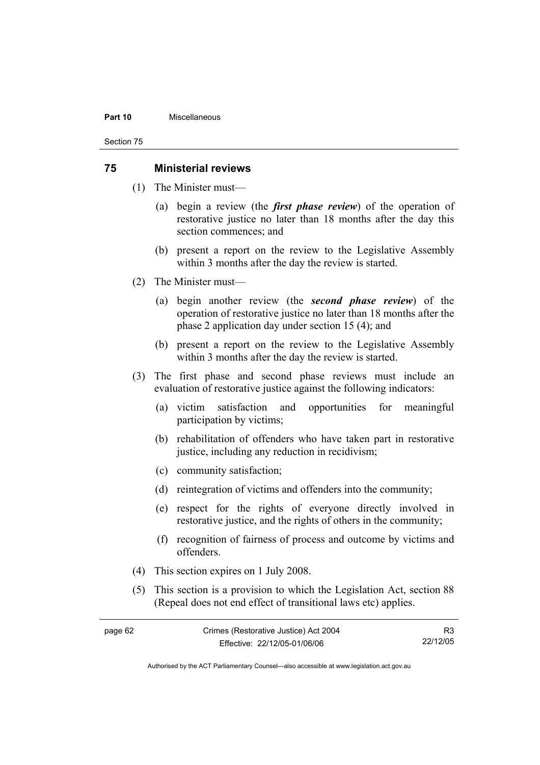## 75 Ministerial reviews

(1) The Minister must—

(a) begin a review (the ***first phase review***) of the operation of restorative justice no later than 18 months after the day this section commences; and

(b) present a report on the review to the Legislative Assembly within 3 months after the day the review is started.

(2) The Minister must—

(a) begin another review (the ***second phase review***) of the operation of restorative justice no later than 18 months after the phase 2 application day under section 15 (4); and

(b) present a report on the review to the Legislative Assembly within 3 months after the day the review is started.

(3) The first phase and second phase reviews must include an evaluation of restorative justice against the following indicators:

(a) victim satisfaction and opportunities for meaningful participation by victims;

(b) rehabilitation of offenders who have taken part in restorative justice, including any reduction in recidivism;

(c) community satisfaction;

(d) reintegration of victims and offenders into the community;

(e) respect for the rights of everyone directly involved in restorative justice, and the rights of others in the community;

(f) recognition of fairness of process and outcome by victims and offenders.

(4) This section expires on 1 July 2008.

(5) This section is a provision to which the Legislation Act, section 88 (Repeal does not end effect of transitional laws etc) applies.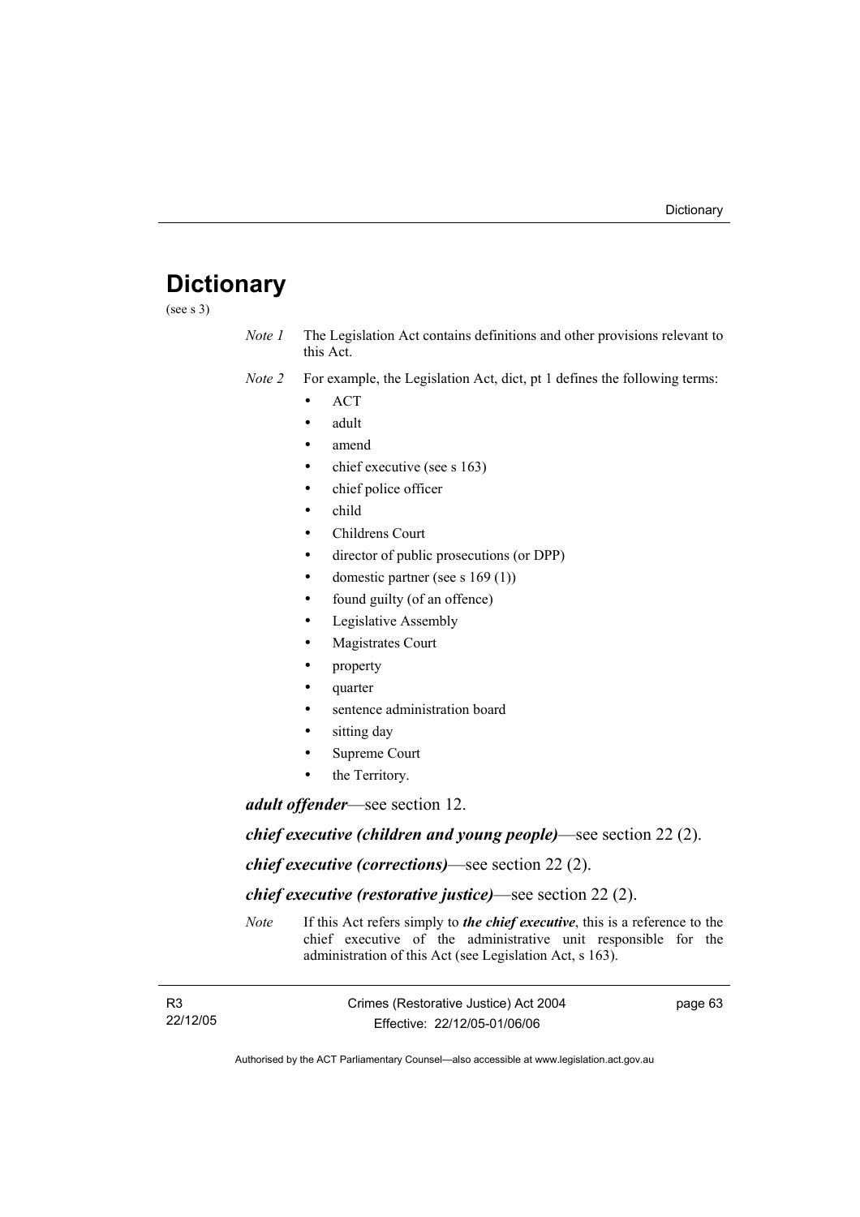# Dictionary

(see s 3)

*Note 1* The Legislation Act contains definitions and other provisions relevant to this Act.

*Note 2* For example, the Legislation Act, dict, pt 1 defines the following terms:

- ACT
- adult
- amend
- chief executive (see s 163)
- chief police officer
- child
- Childrens Court
- director of public prosecutions (or DPP)
- domestic partner (see s 169 (1))
- found guilty (of an offence)
- Legislative Assembly
- Magistrates Court
- property
- quarter
- sentence administration board
- sitting day
- Supreme Court
- the Territory.

***adult offender***—see section 12.

***chief executive (children and young people)***—see section 22 (2).

***chief executive (corrections)***—see section 22 (2).

***chief executive (restorative justice)***—see section 22 (2).

*Note* If this Act refers simply to ***the chief executive***, this is a reference to the chief executive of the administrative unit responsible for the administration of this Act (see Legislation Act, s 163).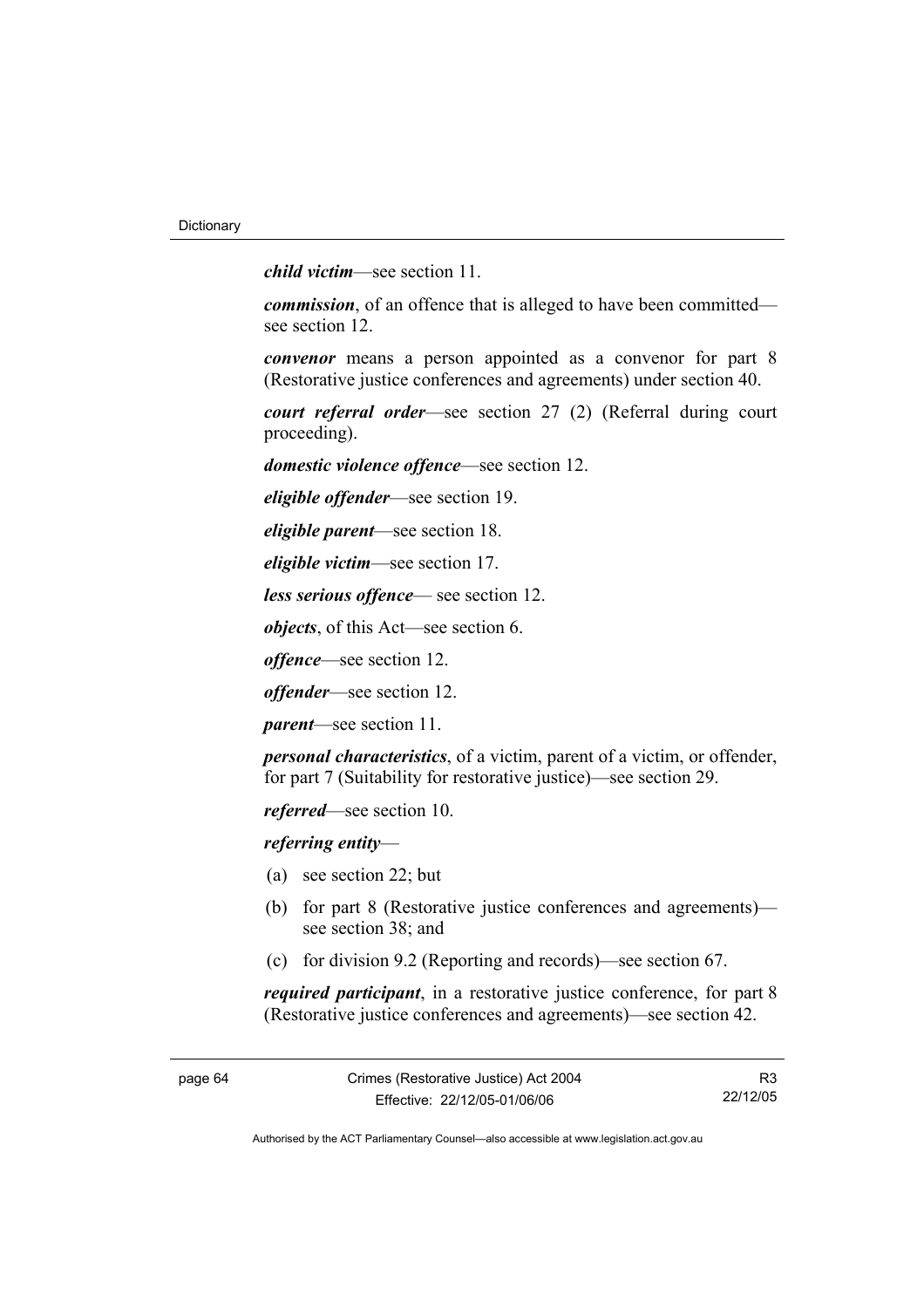***child victim***—see section 11.

***commission***, of an offence that is alleged to have been committed—see section 12.

***convenor*** means a person appointed as a convenor for part 8 (Restorative justice conferences and agreements) under section 40.

***court referral order***—see section 27 (2) (Referral during court proceeding).

***domestic violence offence***—see section 12.

***eligible offender***—see section 19.

***eligible parent***—see section 18.

***eligible victim***—see section 17.

***less serious offence***— see section 12.

***objects***, of this Act—see section 6.

***offence***—see section 12.

***offender***—see section 12.

***parent***—see section 11.

***personal characteristics***, of a victim, parent of a victim, or offender, for part 7 (Suitability for restorative justice)—see section 29.

***referred***—see section 10.

***referring entity***—

(a) see section 22; but

(b) for part 8 (Restorative justice conferences and agreements)—see section 38; and

(c) for division 9.2 (Reporting and records)—see section 67.

***required participant***, in a restorative justice conference, for part 8 (Restorative justice conferences and agreements)—see section 42.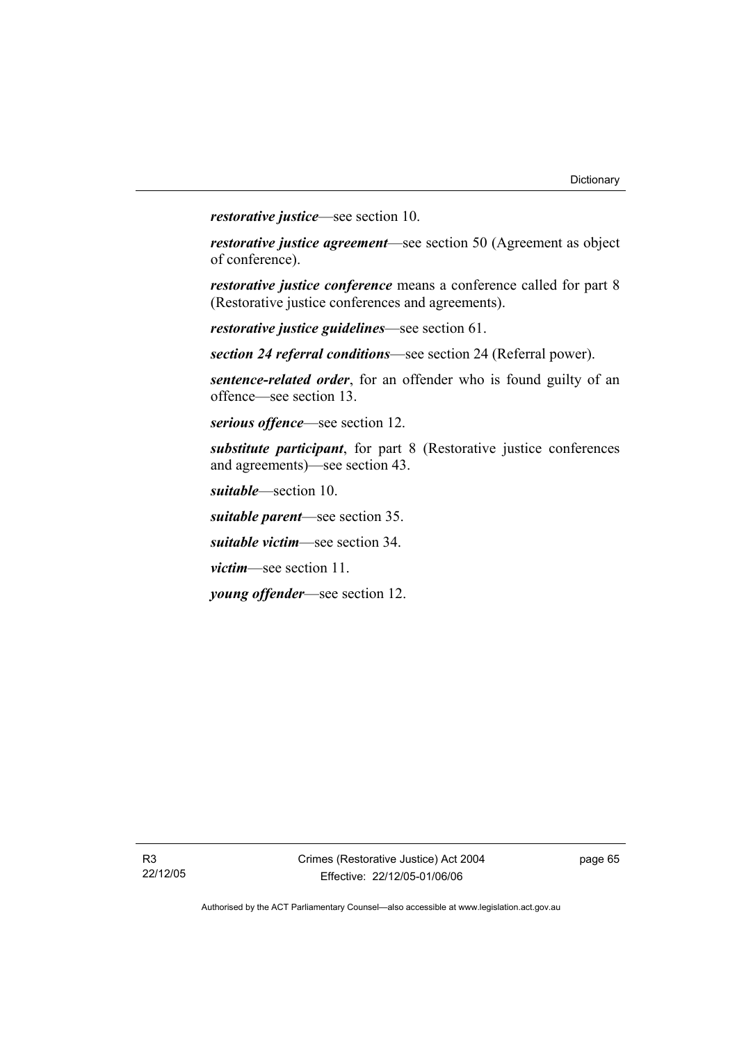***restorative justice***—see section 10.

***restorative justice agreement***—see section 50 (Agreement as object of conference).

***restorative justice conference*** means a conference called for part 8 (Restorative justice conferences and agreements).

***restorative justice guidelines***—see section 61.

***section 24 referral conditions***—see section 24 (Referral power).

***sentence-related order***, for an offender who is found guilty of an offence—see section 13.

***serious offence***—see section 12.

***substitute participant***, for part 8 (Restorative justice conferences and agreements)—see section 43.

***suitable***—section 10.

***suitable parent***—see section 35.

***suitable victim***—see section 34.

***victim***—see section 11.

***young offender***—see section 12.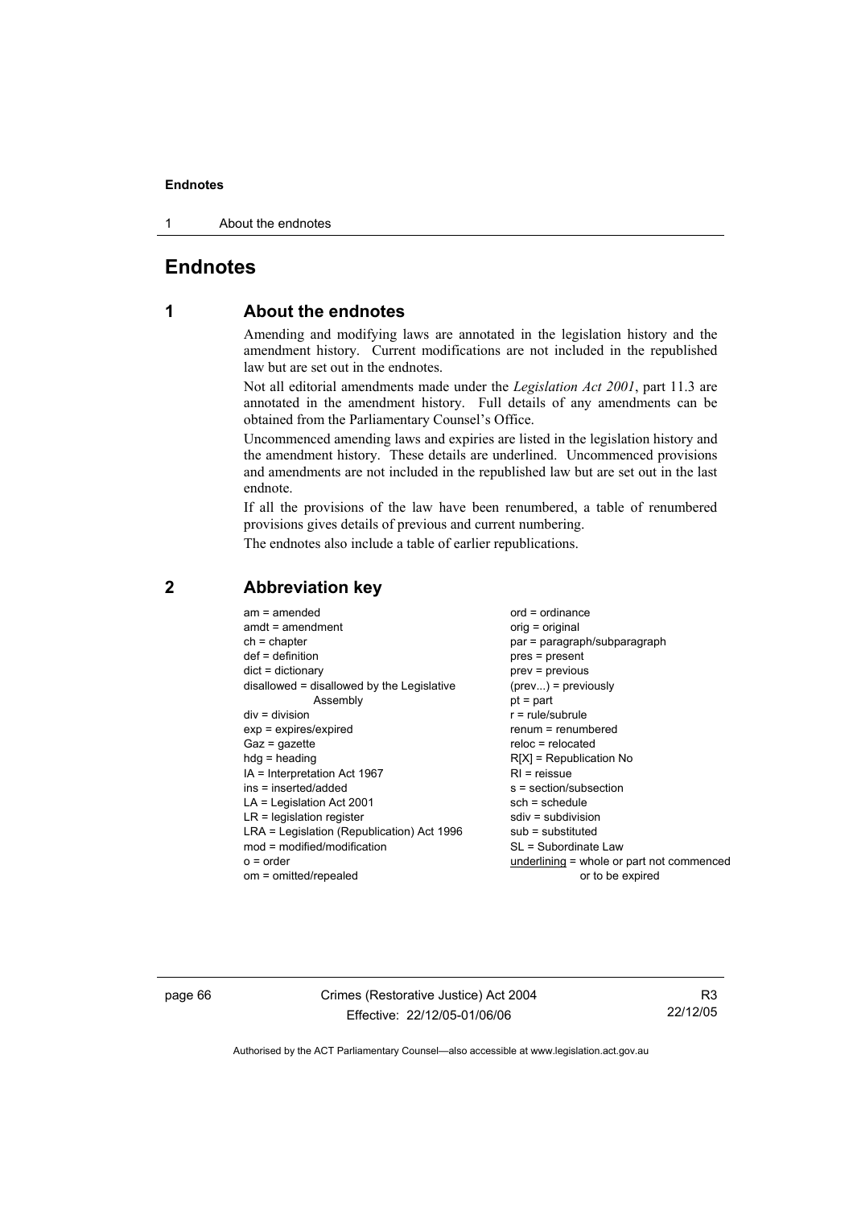# Endnotes

## 1 About the endnotes

Amending and modifying laws are annotated in the legislation history and the amendment history. Current modifications are not included in the republished law but are set out in the endnotes.

Not all editorial amendments made under the *Legislation Act 2001*, part 11.3 are annotated in the amendment history. Full details of any amendments can be obtained from the Parliamentary Counsel's Office.

Uncommenced amending laws and expiries are listed in the legislation history and the amendment history. These details are underlined. Uncommenced provisions and amendments are not included in the republished law but are set out in the last endnote.

If all the provisions of the law have been renumbered, a table of renumbered provisions gives details of previous and current numbering.

The endnotes also include a table of earlier republications.

## 2 Abbreviation key

am = amended
amdt = amendment
ch = chapter
def = definition
dict = dictionary
disallowed = disallowed by the Legislative Assembly
div = division
exp = expires/expired
Gaz = gazette
hdg = heading
IA = Interpretation Act 1967
ins = inserted/added
LA = Legislation Act 2001
LR = legislation register
LRA = Legislation (Republication) Act 1996
mod = modified/modification
o = order
om = omitted/repealed
ord = ordinance
orig = original
par = paragraph/subparagraph
pres = present
prev = previous
(prev...) = previously
pt = part
r = rule/subrule
renum = renumbered
reloc = relocated
R[X] = Republication No
RI = reissue
s = section/subsection
sch = schedule
sdiv = subdivision
sub = substituted
SL = Subordinate Law
underlining = whole or part not commenced or to be expired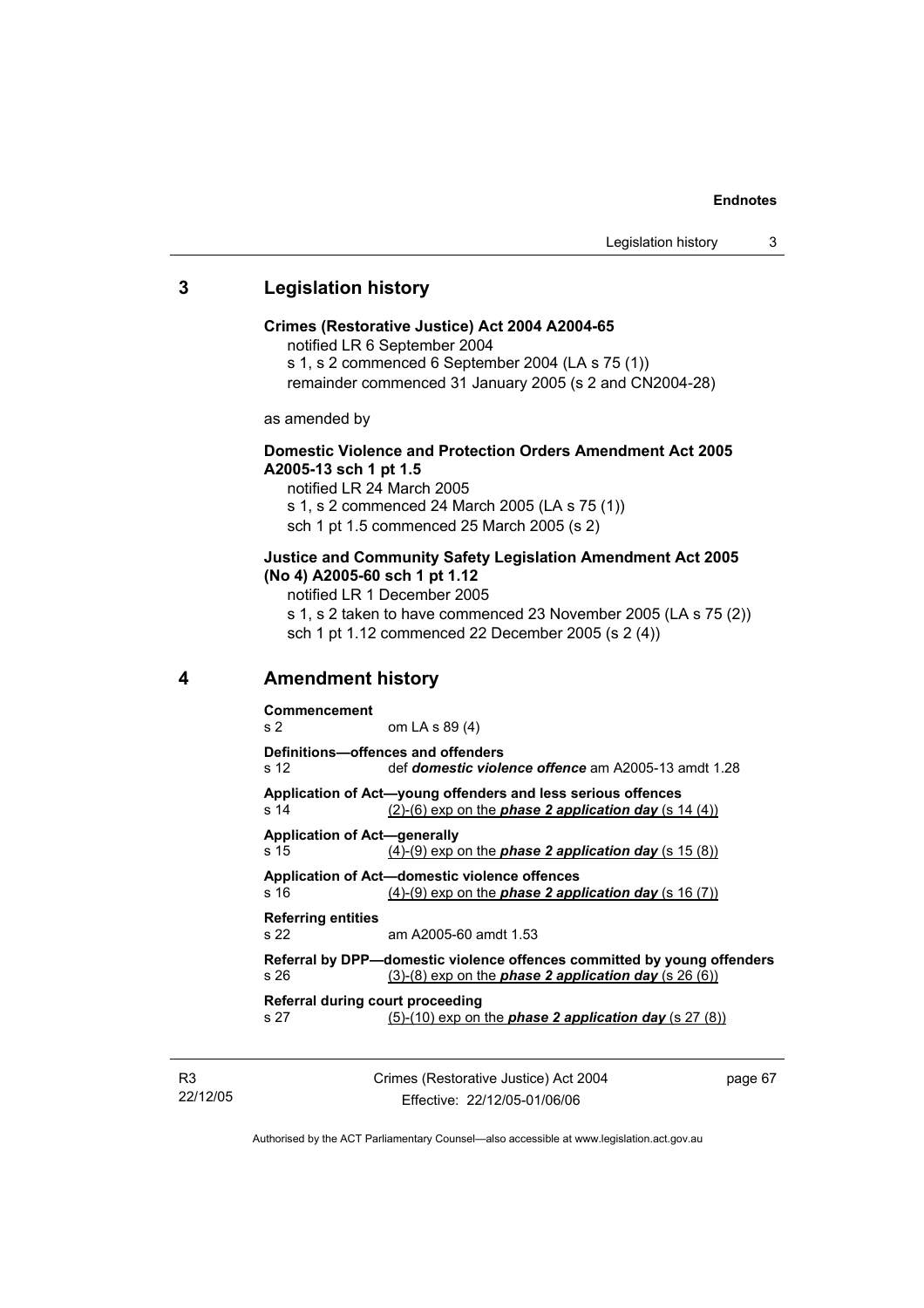## 3 Legislation history

**Crimes (Restorative Justice) Act 2004 A2004-65**

notified LR 6 September 2004

s 1, s 2 commenced 6 September 2004 (LA s 75 (1))

remainder commenced 31 January 2005 (s 2 and CN2004-28)

as amended by

**Domestic Violence and Protection Orders Amendment Act 2005 A2005-13 sch 1 pt 1.5**

notified LR 24 March 2005

s 1, s 2 commenced 24 March 2005 (LA s 75 (1))

sch 1 pt 1.5 commenced 25 March 2005 (s 2)

**Justice and Community Safety Legislation Amendment Act 2005 (No 4) A2005-60 sch 1 pt 1.12**

notified LR 1 December 2005

s 1, s 2 taken to have commenced 23 November 2005 (LA s 75 (2))

sch 1 pt 1.12 commenced 22 December 2005 (s 2 (4))

## 4 Amendment history

**Commencement**

s 2 om LA s 89 (4)

**Definitions—offences and offenders**

s 12 def ***domestic violence offence*** am A2005-13 amdt 1.28

**Application of Act—young offenders and less serious offences**

s 14 (2)-(6) exp on the ***phase 2 application day*** (s 14 (4))

**Application of Act—generally**

s 15 (4)-(9) exp on the ***phase 2 application day*** (s 15 (8))

**Application of Act—domestic violence offences**

s 16 (4)-(9) exp on the ***phase 2 application day*** (s 16 (7))

**Referring entities**

s 22 am A2005-60 amdt 1.53

**Referral by DPP—domestic violence offences committed by young offenders**

s 26 (3)-(8) exp on the ***phase 2 application day*** (s 26 (6))

**Referral during court proceeding**

s 27 (5)-(10) exp on the ***phase 2 application day*** (s 27 (8))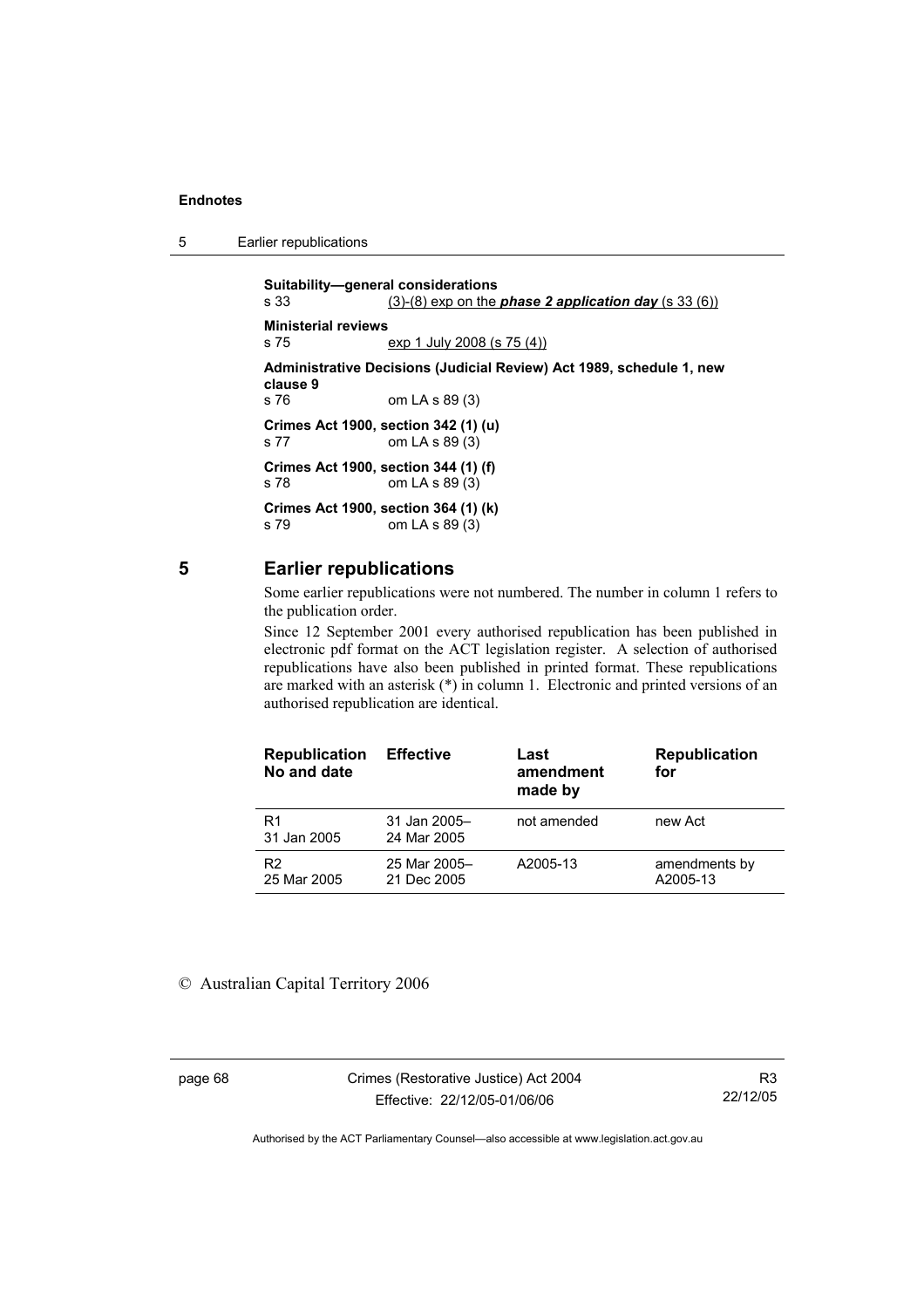**Suitability—general considerations**
s 33 (3)-(8) exp on the ***phase 2 application day*** (s 33 (6))

**Ministerial reviews**
s 75 exp 1 July 2008 (s 75 (4))

**Administrative Decisions (Judicial Review) Act 1989, schedule 1, new clause 9**
s 76 om LA s 89 (3)

**Crimes Act 1900, section 342 (1) (u)**
s 77 om LA s 89 (3)

**Crimes Act 1900, section 344 (1) (f)**
s 78 om LA s 89 (3)

**Crimes Act 1900, section 364 (1) (k)**
s 79 om LA s 89 (3)

## 5 Earlier republications

Some earlier republications were not numbered. The number in column 1 refers to the publication order.

Since 12 September 2001 every authorised republication has been published in electronic pdf format on the ACT legislation register. A selection of authorised republications have also been published in printed format. These republications are marked with an asterisk (*) in column 1. Electronic and printed versions of an authorised republication are identical.

| Republication No and date | Effective | Last amendment made by | Republication for |
|---|---|---|---|
| R1 31 Jan 2005 | 31 Jan 2005– 24 Mar 2005 | not amended | new Act |
| R2 25 Mar 2005 | 25 Mar 2005– 21 Dec 2005 | A2005-13 | amendments by A2005-13 |

© Australian Capital Territory 2006